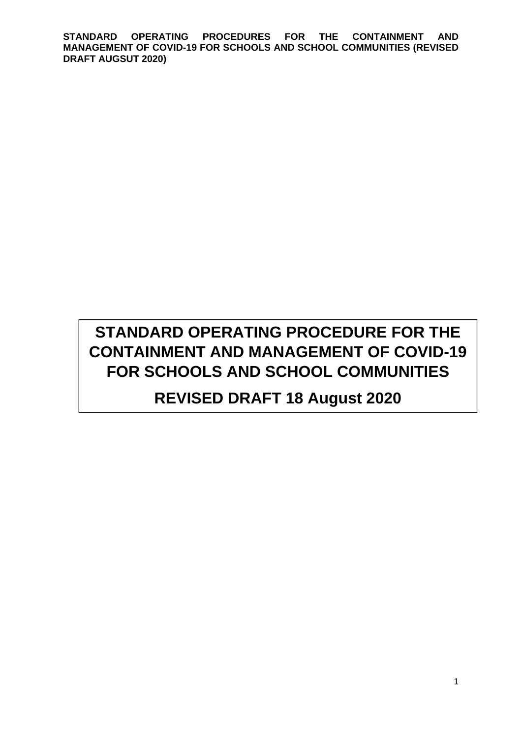# STANDARD OPERATING PROCEDURE FOR THE CONTAINMENT AND MANAGEMENT OF COVID-19 FOR SCHOOLS AND SCHOOL COMMUNITIES

## REVISED DRAFT 18 August 2020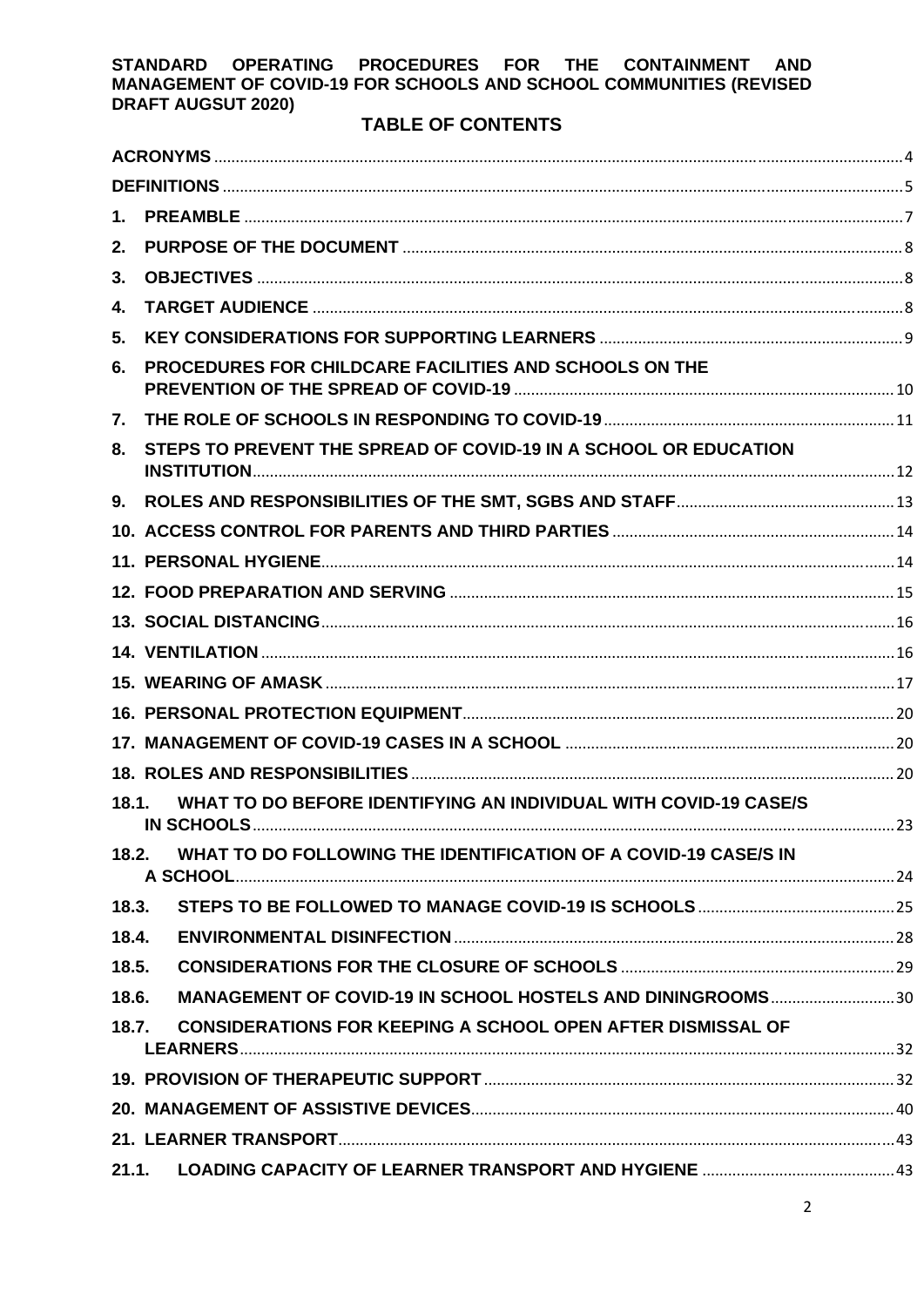**STANDARD OPERATING PROCEDURES FOR THE CONTAINMENT AND MANAGEMENT OF COVID-19 FOR SCHOOLS AND SCHOOL COMMUNITIES (REVISED DRAFT AUGSUT 2020)**

# TABLE OF CONTENTS

- **ACRONYMS** .......... 4
- **DEFINITIONS** .......... 5
- **1. PREAMBLE** .......... 7
- **2. PURPOSE OF THE DOCUMENT** .......... 8
- **3. OBJECTIVES** .......... 8
- **4. TARGET AUDIENCE** .......... 8
- **5. KEY CONSIDERATIONS FOR SUPPORTING LEARNERS** .......... 9
- **6. PROCEDURES FOR CHILDCARE FACILITIES AND SCHOOLS ON THE PREVENTION OF THE SPREAD OF COVID-19** .......... 10
- **7. THE ROLE OF SCHOOLS IN RESPONDING TO COVID-19** .......... 11
- **8. STEPS TO PREVENT THE SPREAD OF COVID-19 IN A SCHOOL OR EDUCATION INSTITUTION** .......... 12
- **9. ROLES AND RESPONSIBILITIES OF THE SMT, SGBS AND STAFF** .......... 13
- **10. ACCESS CONTROL FOR PARENTS AND THIRD PARTIES** .......... 14
- **11. PERSONAL HYGIENE** .......... 14
- **12. FOOD PREPARATION AND SERVING** .......... 15
- **13. SOCIAL DISTANCING** .......... 16
- **14. VENTILATION** .......... 16
- **15. WEARING OF AMASK** .......... 17
- **16. PERSONAL PROTECTION EQUIPMENT** .......... 20
- **17. MANAGEMENT OF COVID-19 CASES IN A SCHOOL** .......... 20
- **18. ROLES AND RESPONSIBILITIES** .......... 20
- **18.1. WHAT TO DO BEFORE IDENTIFYING AN INDIVIDUAL WITH COVID-19 CASE/S IN SCHOOLS** .......... 23
- **18.2. WHAT TO DO FOLLOWING THE IDENTIFICATION OF A COVID-19 CASE/S IN A SCHOOL** .......... 24
- **18.3. STEPS TO BE FOLLOWED TO MANAGE COVID-19 IS SCHOOLS** .......... 25
- **18.4. ENVIRONMENTAL DISINFECTION** .......... 28
- **18.5. CONSIDERATIONS FOR THE CLOSURE OF SCHOOLS** .......... 29
- **18.6. MANAGEMENT OF COVID-19 IN SCHOOL HOSTELS AND DININGROOMS** .......... 30
- **18.7. CONSIDERATIONS FOR KEEPING A SCHOOL OPEN AFTER DISMISSAL OF LEARNERS** .......... 32
- **19. PROVISION OF THERAPEUTIC SUPPORT** .......... 32
- **20. MANAGEMENT OF ASSISTIVE DEVICES** .......... 40
- **21. LEARNER TRANSPORT** .......... 43
- **21.1. LOADING CAPACITY OF LEARNER TRANSPORT AND HYGIENE** .......... 43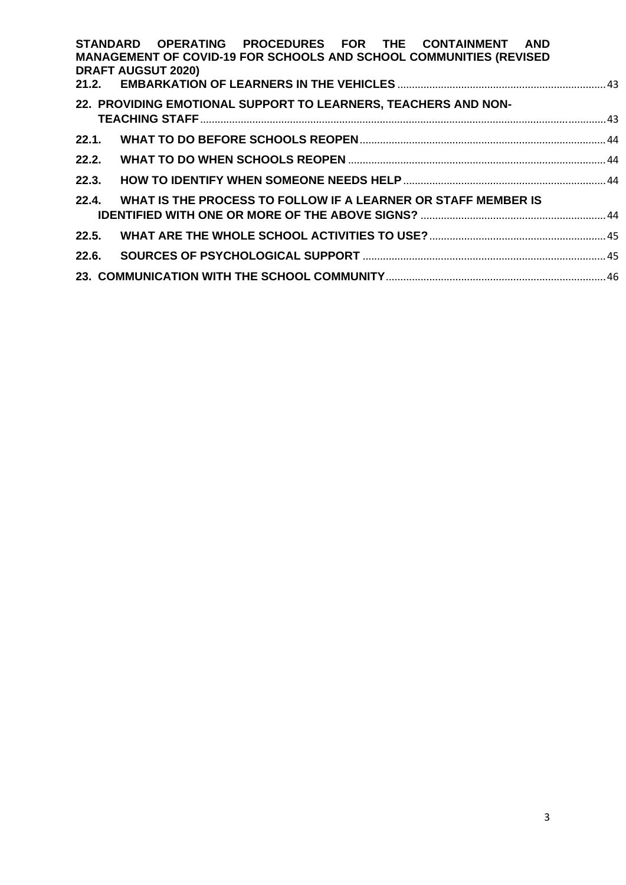21.2. EMBARKATION OF LEARNERS IN THE VEHICLES ........ 43

22. PROVIDING EMOTIONAL SUPPORT TO LEARNERS, TEACHERS AND NON-TEACHING STAFF ........ 43

22.1. WHAT TO DO BEFORE SCHOOLS REOPEN ........ 44

22.2. WHAT TO DO WHEN SCHOOLS REOPEN ........ 44

22.3. HOW TO IDENTIFY WHEN SOMEONE NEEDS HELP ........ 44

22.4. WHAT IS THE PROCESS TO FOLLOW IF A LEARNER OR STAFF MEMBER IS IDENTIFIED WITH ONE OR MORE OF THE ABOVE SIGNS? ........ 44

22.5. WHAT ARE THE WHOLE SCHOOL ACTIVITIES TO USE? ........ 45

22.6. SOURCES OF PSYCHOLOGICAL SUPPORT ........ 45

23. COMMUNICATION WITH THE SCHOOL COMMUNITY ........ 46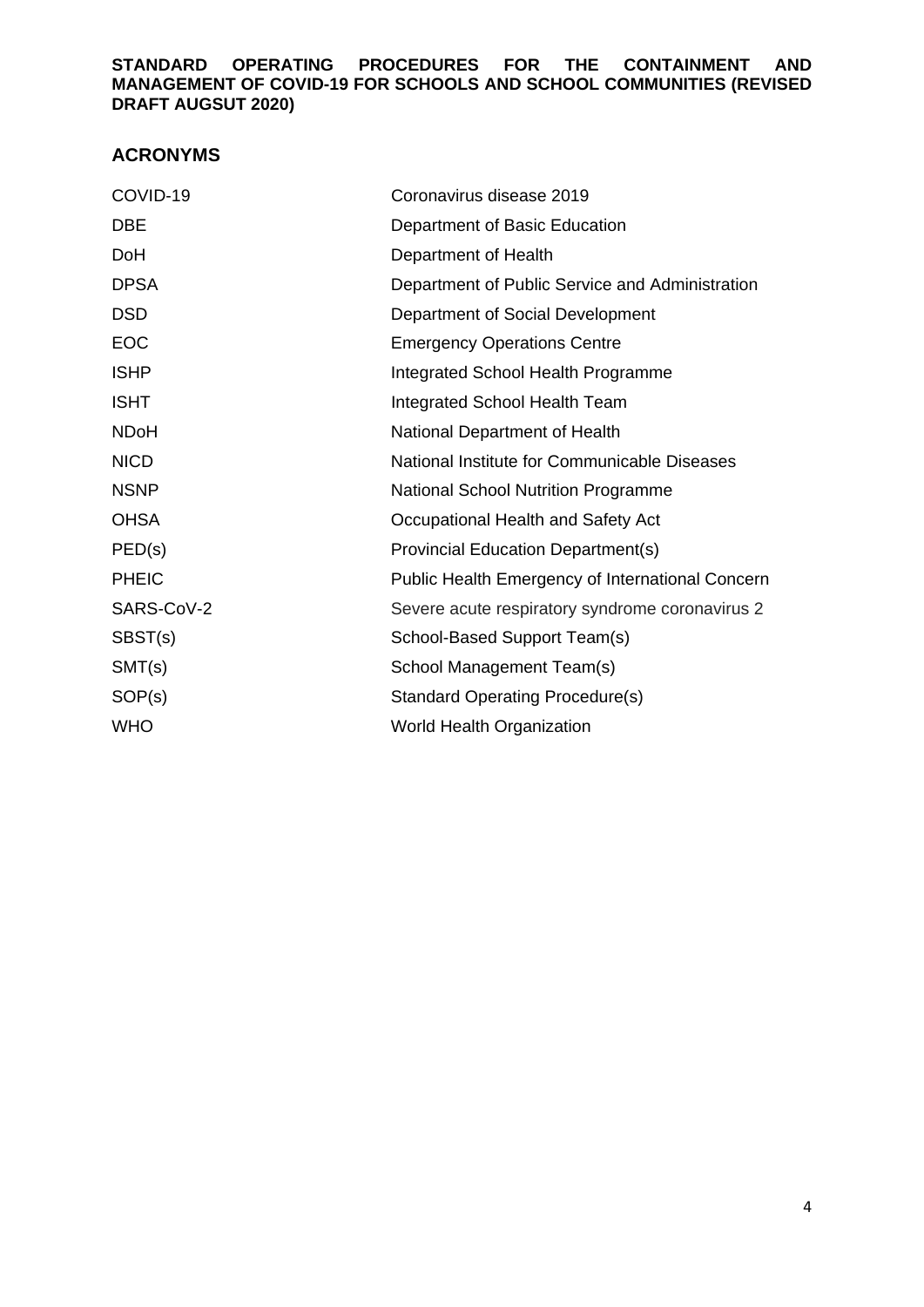**STANDARD OPERATING PROCEDURES FOR THE CONTAINMENT AND MANAGEMENT OF COVID-19 FOR SCHOOLS AND SCHOOL COMMUNITIES (REVISED DRAFT AUGSUT 2020)**

## ACRONYMS

| | |
|---|---|
| COVID-19 | Coronavirus disease 2019 |
| DBE | Department of Basic Education |
| DoH | Department of Health |
| DPSA | Department of Public Service and Administration |
| DSD | Department of Social Development |
| EOC | Emergency Operations Centre |
| ISHP | Integrated School Health Programme |
| ISHT | Integrated School Health Team |
| NDoH | National Department of Health |
| NICD | National Institute for Communicable Diseases |
| NSNP | National School Nutrition Programme |
| OHSA | Occupational Health and Safety Act |
| PED(s) | Provincial Education Department(s) |
| PHEIC | Public Health Emergency of International Concern |
| SARS-CoV-2 | Severe acute respiratory syndrome coronavirus 2 |
| SBST(s) | School-Based Support Team(s) |
| SMT(s) | School Management Team(s) |
| SOP(s) | Standard Operating Procedure(s) |
| WHO | World Health Organization |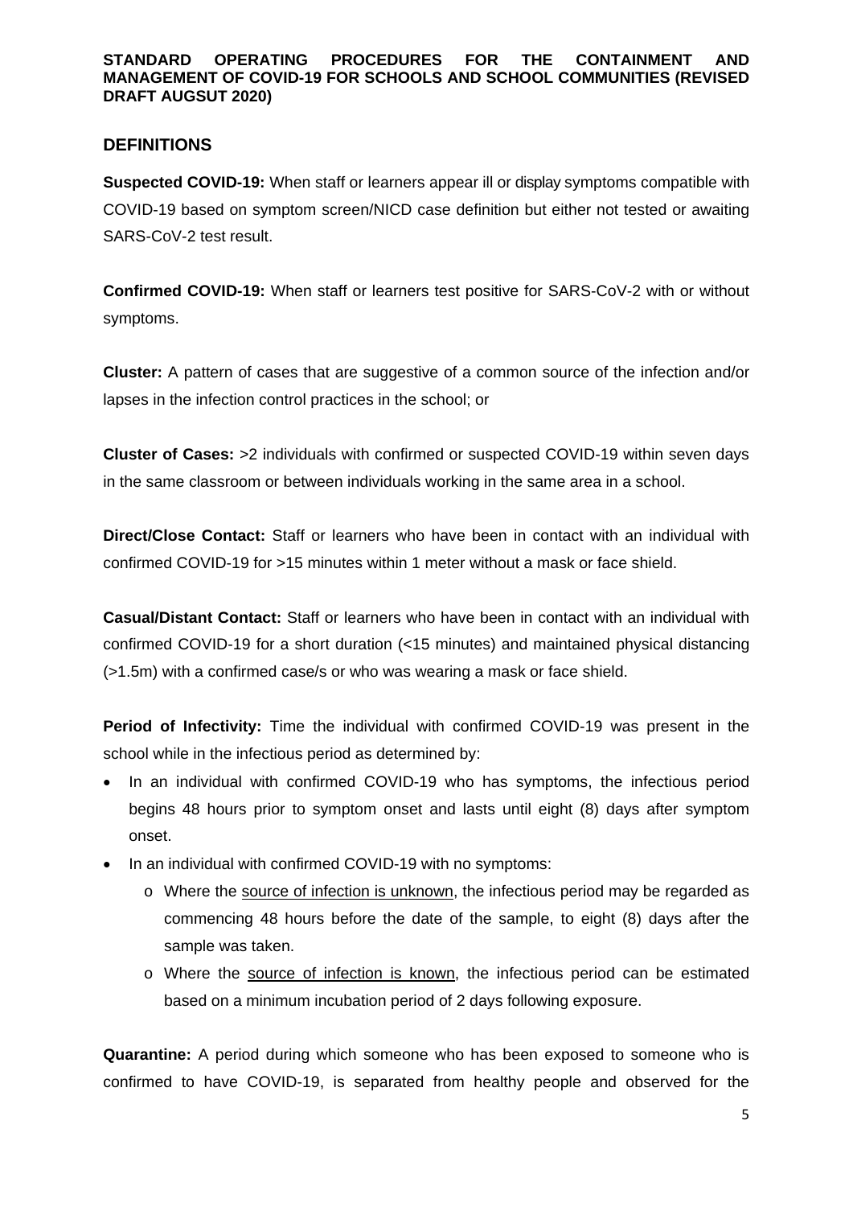## DEFINITIONS

**Suspected COVID-19:** When staff or learners appear ill or display symptoms compatible with COVID-19 based on symptom screen/NICD case definition but either not tested or awaiting SARS-CoV-2 test result.

**Confirmed COVID-19:** When staff or learners test positive for SARS-CoV-2 with or without symptoms.

**Cluster:** A pattern of cases that are suggestive of a common source of the infection and/or lapses in the infection control practices in the school; or

**Cluster of Cases:** >2 individuals with confirmed or suspected COVID-19 within seven days in the same classroom or between individuals working in the same area in a school.

**Direct/Close Contact:** Staff or learners who have been in contact with an individual with confirmed COVID-19 for >15 minutes within 1 meter without a mask or face shield.

**Casual/Distant Contact:** Staff or learners who have been in contact with an individual with confirmed COVID-19 for a short duration (<15 minutes) and maintained physical distancing (>1.5m) with a confirmed case/s or who was wearing a mask or face shield.

**Period of Infectivity:** Time the individual with confirmed COVID-19 was present in the school while in the infectious period as determined by:

- In an individual with confirmed COVID-19 who has symptoms, the infectious period begins 48 hours prior to symptom onset and lasts until eight (8) days after symptom onset.
- In an individual with confirmed COVID-19 with no symptoms:
  - Where the source of infection is unknown, the infectious period may be regarded as commencing 48 hours before the date of the sample, to eight (8) days after the sample was taken.
  - Where the source of infection is known, the infectious period can be estimated based on a minimum incubation period of 2 days following exposure.

**Quarantine:** A period during which someone who has been exposed to someone who is confirmed to have COVID-19, is separated from healthy people and observed for the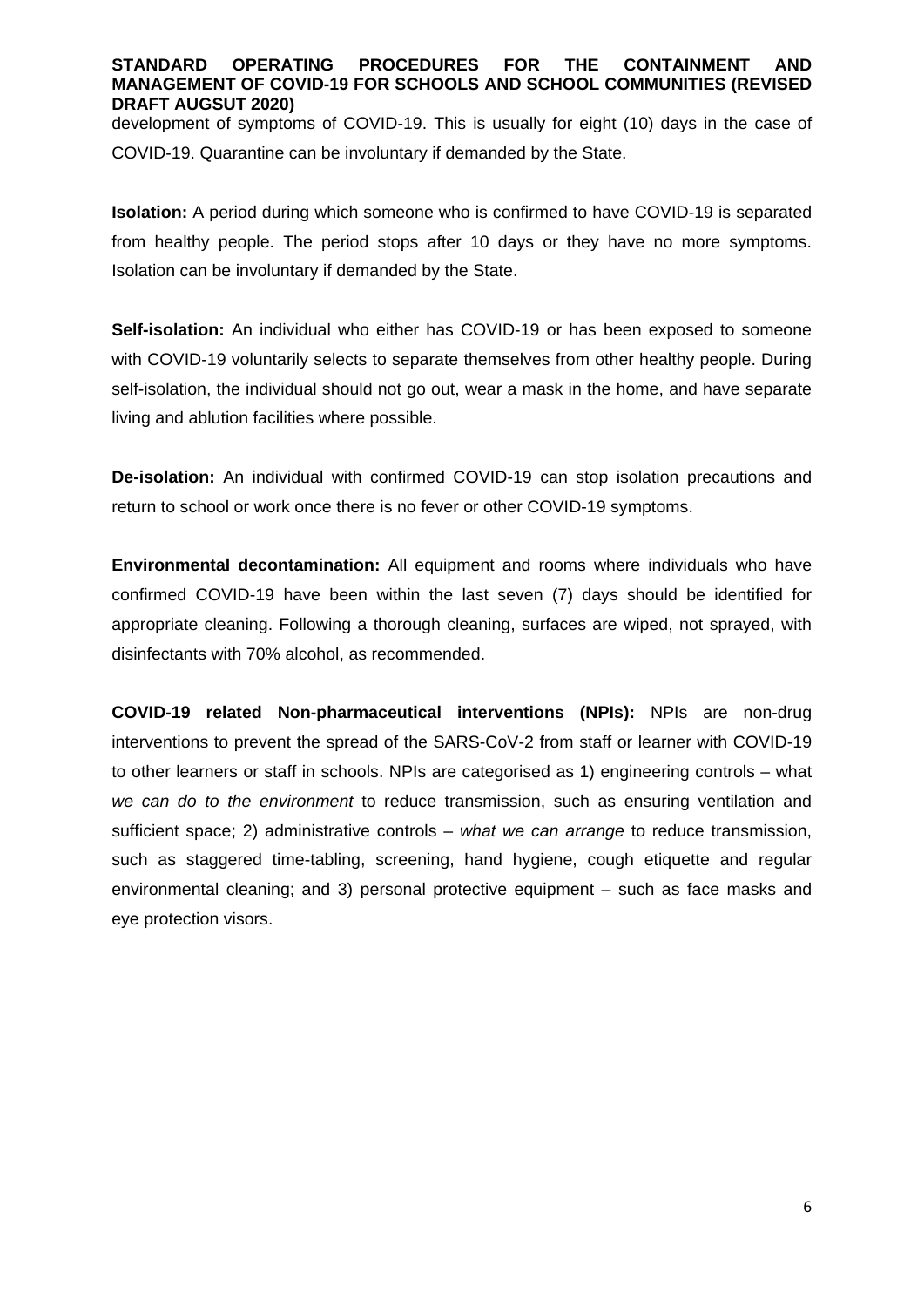development of symptoms of COVID-19. This is usually for eight (10) days in the case of COVID-19. Quarantine can be involuntary if demanded by the State.

**Isolation:** A period during which someone who is confirmed to have COVID-19 is separated from healthy people. The period stops after 10 days or they have no more symptoms. Isolation can be involuntary if demanded by the State.

**Self-isolation:** An individual who either has COVID-19 or has been exposed to someone with COVID-19 voluntarily selects to separate themselves from other healthy people. During self-isolation, the individual should not go out, wear a mask in the home, and have separate living and ablution facilities where possible.

**De-isolation:** An individual with confirmed COVID-19 can stop isolation precautions and return to school or work once there is no fever or other COVID-19 symptoms.

**Environmental decontamination:** All equipment and rooms where individuals who have confirmed COVID-19 have been within the last seven (7) days should be identified for appropriate cleaning. Following a thorough cleaning, surfaces are wiped, not sprayed, with disinfectants with 70% alcohol, as recommended.

**COVID-19 related Non-pharmaceutical interventions (NPIs):** NPIs are non-drug interventions to prevent the spread of the SARS-CoV-2 from staff or learner with COVID-19 to other learners or staff in schools. NPIs are categorised as 1) engineering controls – what *we can do to the environment* to reduce transmission, such as ensuring ventilation and sufficient space; 2) administrative controls – *what we can arrange* to reduce transmission, such as staggered time-tabling, screening, hand hygiene, cough etiquette and regular environmental cleaning; and 3) personal protective equipment – such as face masks and eye protection visors.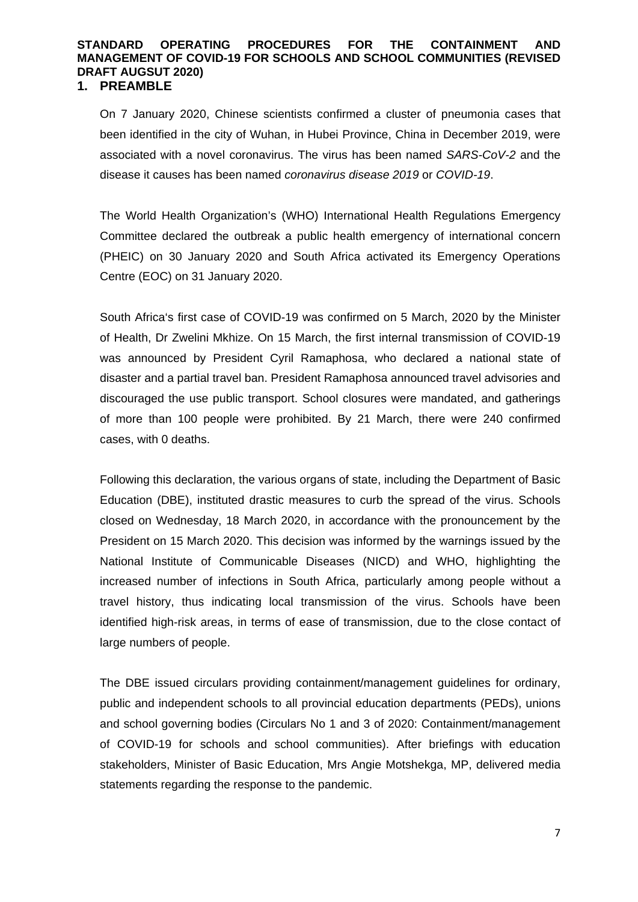**STANDARD OPERATING PROCEDURES FOR THE CONTAINMENT AND MANAGEMENT OF COVID-19 FOR SCHOOLS AND SCHOOL COMMUNITIES (REVISED DRAFT AUGSUT 2020)**

## 1. PREAMBLE

On 7 January 2020, Chinese scientists confirmed a cluster of pneumonia cases that been identified in the city of Wuhan, in Hubei Province, China in December 2019, were associated with a novel coronavirus. The virus has been named *SARS-CoV-2* and the disease it causes has been named *coronavirus disease 2019* or *COVID-19*.

The World Health Organization's (WHO) International Health Regulations Emergency Committee declared the outbreak a public health emergency of international concern (PHEIC) on 30 January 2020 and South Africa activated its Emergency Operations Centre (EOC) on 31 January 2020.

South Africa's first case of COVID-19 was confirmed on 5 March, 2020 by the Minister of Health, Dr Zwelini Mkhize. On 15 March, the first internal transmission of COVID-19 was announced by President Cyril Ramaphosa, who declared a national state of disaster and a partial travel ban. President Ramaphosa announced travel advisories and discouraged the use public transport. School closures were mandated, and gatherings of more than 100 people were prohibited. By 21 March, there were 240 confirmed cases, with 0 deaths.

Following this declaration, the various organs of state, including the Department of Basic Education (DBE), instituted drastic measures to curb the spread of the virus. Schools closed on Wednesday, 18 March 2020, in accordance with the pronouncement by the President on 15 March 2020. This decision was informed by the warnings issued by the National Institute of Communicable Diseases (NICD) and WHO, highlighting the increased number of infections in South Africa, particularly among people without a travel history, thus indicating local transmission of the virus. Schools have been identified high-risk areas, in terms of ease of transmission, due to the close contact of large numbers of people.

The DBE issued circulars providing containment/management guidelines for ordinary, public and independent schools to all provincial education departments (PEDs), unions and school governing bodies (Circulars No 1 and 3 of 2020: Containment/management of COVID-19 for schools and school communities). After briefings with education stakeholders, Minister of Basic Education, Mrs Angie Motshekga, MP, delivered media statements regarding the response to the pandemic.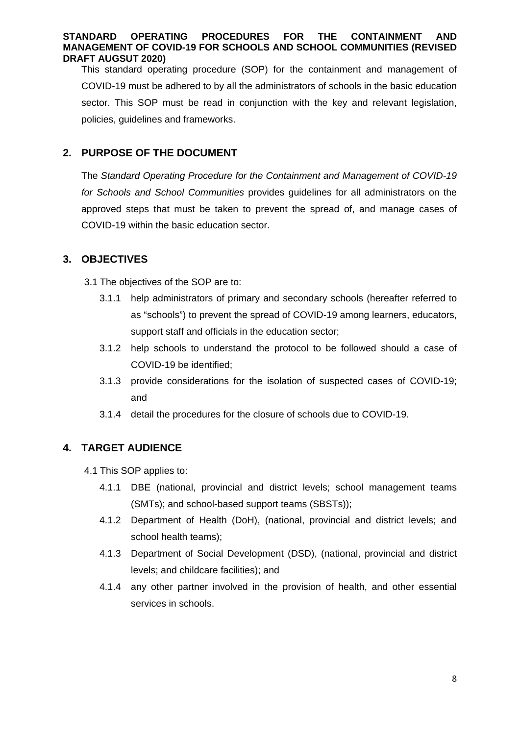This standard operating procedure (SOP) for the containment and management of COVID-19 must be adhered to by all the administrators of schools in the basic education sector. This SOP must be read in conjunction with the key and relevant legislation, policies, guidelines and frameworks.

## 2. PURPOSE OF THE DOCUMENT

The *Standard Operating Procedure for the Containment and Management of COVID-19 for Schools and School Communities* provides guidelines for all administrators on the approved steps that must be taken to prevent the spread of, and manage cases of COVID-19 within the basic education sector.

## 3. OBJECTIVES

3.1 The objectives of the SOP are to:

- 3.1.1 help administrators of primary and secondary schools (hereafter referred to as "schools") to prevent the spread of COVID-19 among learners, educators, support staff and officials in the education sector;
- 3.1.2 help schools to understand the protocol to be followed should a case of COVID-19 be identified;
- 3.1.3 provide considerations for the isolation of suspected cases of COVID-19; and
- 3.1.4 detail the procedures for the closure of schools due to COVID-19.

## 4. TARGET AUDIENCE

4.1 This SOP applies to:

- 4.1.1 DBE (national, provincial and district levels; school management teams (SMTs); and school-based support teams (SBSTs));
- 4.1.2 Department of Health (DoH), (national, provincial and district levels; and school health teams);
- 4.1.3 Department of Social Development (DSD), (national, provincial and district levels; and childcare facilities); and
- 4.1.4 any other partner involved in the provision of health, and other essential services in schools.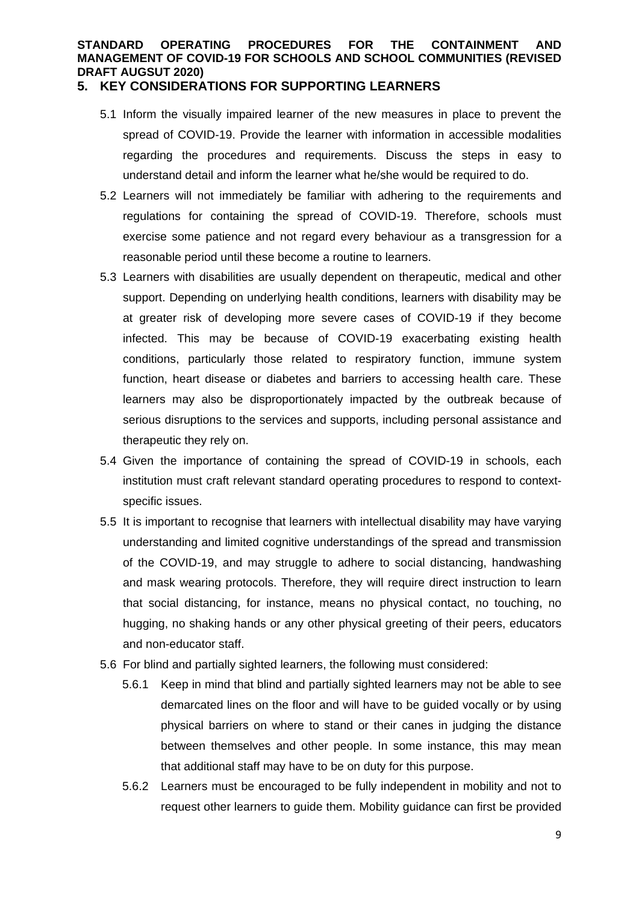## 5. KEY CONSIDERATIONS FOR SUPPORTING LEARNERS

5.1 Inform the visually impaired learner of the new measures in place to prevent the spread of COVID-19. Provide the learner with information in accessible modalities regarding the procedures and requirements. Discuss the steps in easy to understand detail and inform the learner what he/she would be required to do.

5.2 Learners will not immediately be familiar with adhering to the requirements and regulations for containing the spread of COVID-19. Therefore, schools must exercise some patience and not regard every behaviour as a transgression for a reasonable period until these become a routine to learners.

5.3 Learners with disabilities are usually dependent on therapeutic, medical and other support. Depending on underlying health conditions, learners with disability may be at greater risk of developing more severe cases of COVID-19 if they become infected. This may be because of COVID-19 exacerbating existing health conditions, particularly those related to respiratory function, immune system function, heart disease or diabetes and barriers to accessing health care. These learners may also be disproportionately impacted by the outbreak because of serious disruptions to the services and supports, including personal assistance and therapeutic they rely on.

5.4 Given the importance of containing the spread of COVID-19 in schools, each institution must craft relevant standard operating procedures to respond to context-specific issues.

5.5 It is important to recognise that learners with intellectual disability may have varying understanding and limited cognitive understandings of the spread and transmission of the COVID-19, and may struggle to adhere to social distancing, handwashing and mask wearing protocols. Therefore, they will require direct instruction to learn that social distancing, for instance, means no physical contact, no touching, no hugging, no shaking hands or any other physical greeting of their peers, educators and non-educator staff.

5.6 For blind and partially sighted learners, the following must considered:

5.6.1 Keep in mind that blind and partially sighted learners may not be able to see demarcated lines on the floor and will have to be guided vocally or by using physical barriers on where to stand or their canes in judging the distance between themselves and other people. In some instance, this may mean that additional staff may have to be on duty for this purpose.

5.6.2 Learners must be encouraged to be fully independent in mobility and not to request other learners to guide them. Mobility guidance can first be provided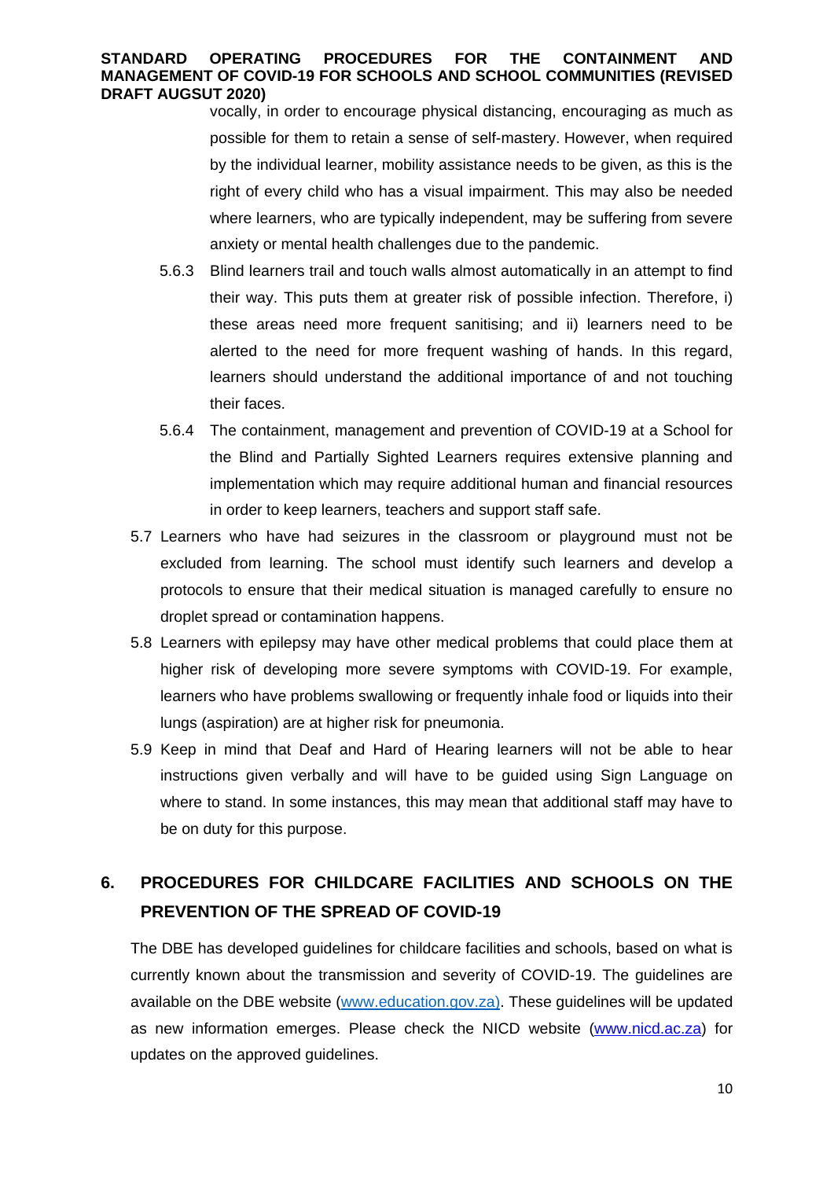vocally, in order to encourage physical distancing, encouraging as much as possible for them to retain a sense of self-mastery. However, when required by the individual learner, mobility assistance needs to be given, as this is the right of every child who has a visual impairment. This may also be needed where learners, who are typically independent, may be suffering from severe anxiety or mental health challenges due to the pandemic.

5.6.3 Blind learners trail and touch walls almost automatically in an attempt to find their way. This puts them at greater risk of possible infection. Therefore, i) these areas need more frequent sanitising; and ii) learners need to be alerted to the need for more frequent washing of hands. In this regard, learners should understand the additional importance of and not touching their faces.

5.6.4 The containment, management and prevention of COVID-19 at a School for the Blind and Partially Sighted Learners requires extensive planning and implementation which may require additional human and financial resources in order to keep learners, teachers and support staff safe.

5.7 Learners who have had seizures in the classroom or playground must not be excluded from learning. The school must identify such learners and develop a protocols to ensure that their medical situation is managed carefully to ensure no droplet spread or contamination happens.

5.8 Learners with epilepsy may have other medical problems that could place them at higher risk of developing more severe symptoms with COVID-19. For example, learners who have problems swallowing or frequently inhale food or liquids into their lungs (aspiration) are at higher risk for pneumonia.

5.9 Keep in mind that Deaf and Hard of Hearing learners will not be able to hear instructions given verbally and will have to be guided using Sign Language on where to stand. In some instances, this may mean that additional staff may have to be on duty for this purpose.

## 6. PROCEDURES FOR CHILDCARE FACILITIES AND SCHOOLS ON THE PREVENTION OF THE SPREAD OF COVID-19

The DBE has developed guidelines for childcare facilities and schools, based on what is currently known about the transmission and severity of COVID-19. The guidelines are available on the DBE website (www.education.gov.za). These guidelines will be updated as new information emerges. Please check the NICD website (www.nicd.ac.za) for updates on the approved guidelines.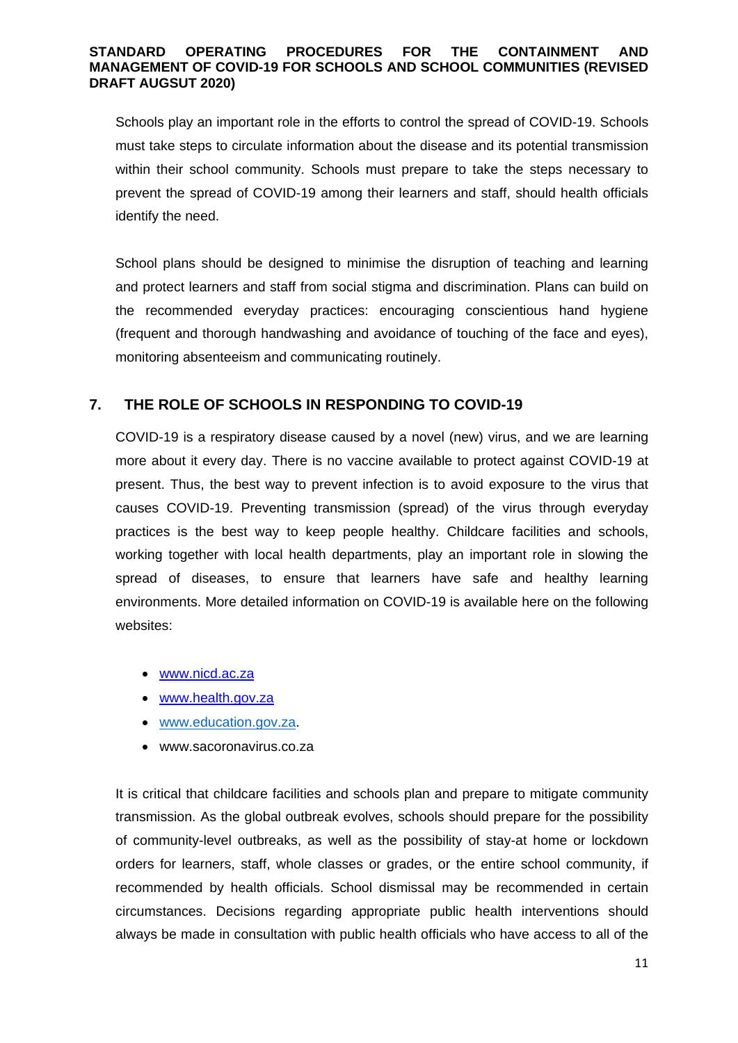Schools play an important role in the efforts to control the spread of COVID-19. Schools must take steps to circulate information about the disease and its potential transmission within their school community. Schools must prepare to take the steps necessary to prevent the spread of COVID-19 among their learners and staff, should health officials identify the need.

School plans should be designed to minimise the disruption of teaching and learning and protect learners and staff from social stigma and discrimination. Plans can build on the recommended everyday practices: encouraging conscientious hand hygiene (frequent and thorough handwashing and avoidance of touching of the face and eyes), monitoring absenteeism and communicating routinely.

## 7. THE ROLE OF SCHOOLS IN RESPONDING TO COVID-19

COVID-19 is a respiratory disease caused by a novel (new) virus, and we are learning more about it every day. There is no vaccine available to protect against COVID-19 at present. Thus, the best way to prevent infection is to avoid exposure to the virus that causes COVID-19. Preventing transmission (spread) of the virus through everyday practices is the best way to keep people healthy. Childcare facilities and schools, working together with local health departments, play an important role in slowing the spread of diseases, to ensure that learners have safe and healthy learning environments. More detailed information on COVID-19 is available here on the following websites:

- www.nicd.ac.za
- www.health.gov.za
- www.education.gov.za.
- www.sacoronavirus.co.za

It is critical that childcare facilities and schools plan and prepare to mitigate community transmission. As the global outbreak evolves, schools should prepare for the possibility of community-level outbreaks, as well as the possibility of stay-at home or lockdown orders for learners, staff, whole classes or grades, or the entire school community, if recommended by health officials. School dismissal may be recommended in certain circumstances. Decisions regarding appropriate public health interventions should always be made in consultation with public health officials who have access to all of the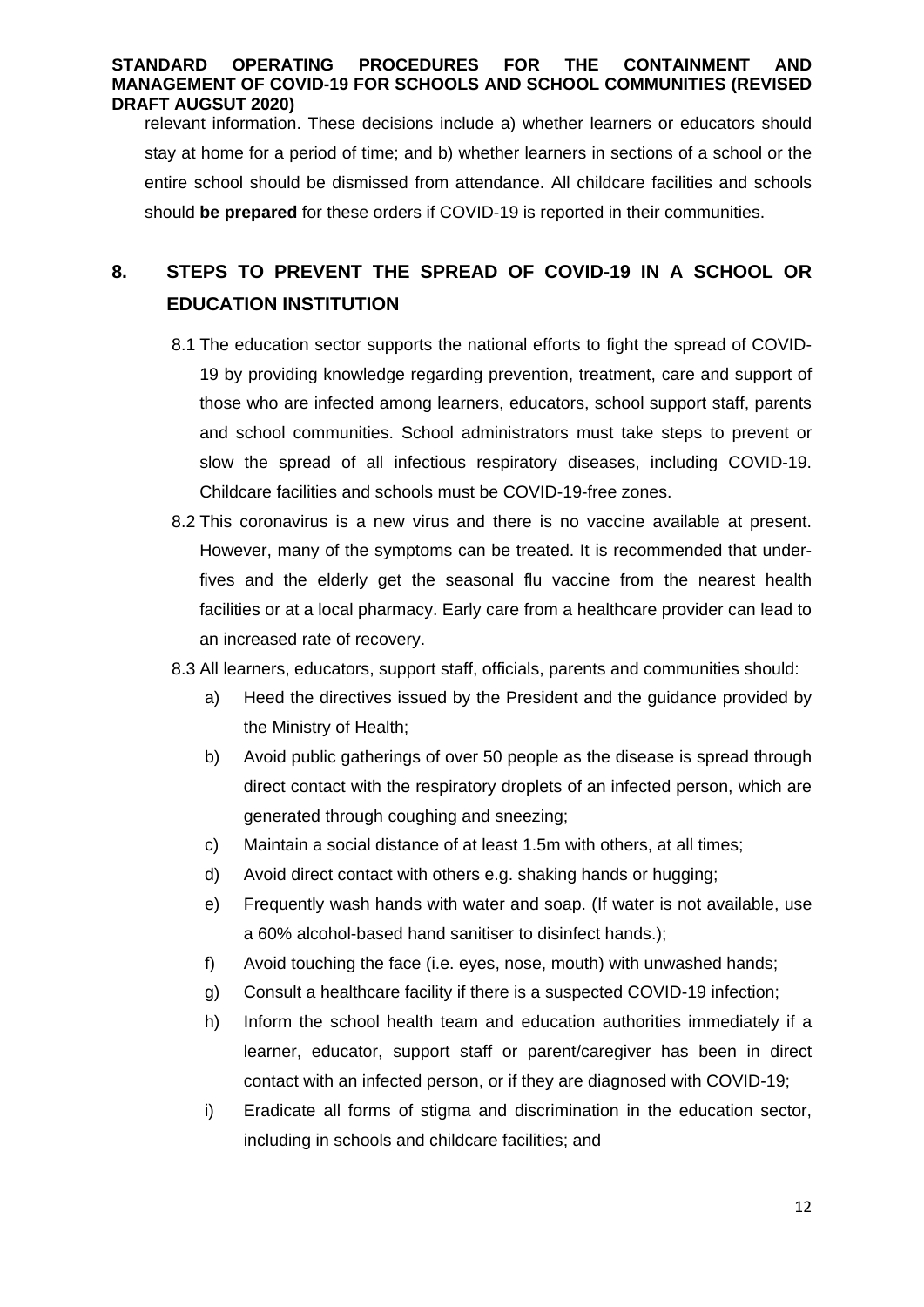relevant information. These decisions include a) whether learners or educators should stay at home for a period of time; and b) whether learners in sections of a school or the entire school should be dismissed from attendance. All childcare facilities and schools should **be prepared** for these orders if COVID-19 is reported in their communities.

## 8. STEPS TO PREVENT THE SPREAD OF COVID-19 IN A SCHOOL OR EDUCATION INSTITUTION

8.1 The education sector supports the national efforts to fight the spread of COVID-19 by providing knowledge regarding prevention, treatment, care and support of those who are infected among learners, educators, school support staff, parents and school communities. School administrators must take steps to prevent or slow the spread of all infectious respiratory diseases, including COVID-19. Childcare facilities and schools must be COVID-19-free zones.

8.2 This coronavirus is a new virus and there is no vaccine available at present. However, many of the symptoms can be treated. It is recommended that under-fives and the elderly get the seasonal flu vaccine from the nearest health facilities or at a local pharmacy. Early care from a healthcare provider can lead to an increased rate of recovery.

8.3 All learners, educators, support staff, officials, parents and communities should:

- a) Heed the directives issued by the President and the guidance provided by the Ministry of Health;
- b) Avoid public gatherings of over 50 people as the disease is spread through direct contact with the respiratory droplets of an infected person, which are generated through coughing and sneezing;
- c) Maintain a social distance of at least 1.5m with others, at all times;
- d) Avoid direct contact with others e.g. shaking hands or hugging;
- e) Frequently wash hands with water and soap. (If water is not available, use a 60% alcohol-based hand sanitiser to disinfect hands.);
- f) Avoid touching the face (i.e. eyes, nose, mouth) with unwashed hands;
- g) Consult a healthcare facility if there is a suspected COVID-19 infection;
- h) Inform the school health team and education authorities immediately if a learner, educator, support staff or parent/caregiver has been in direct contact with an infected person, or if they are diagnosed with COVID-19;
- i) Eradicate all forms of stigma and discrimination in the education sector, including in schools and childcare facilities; and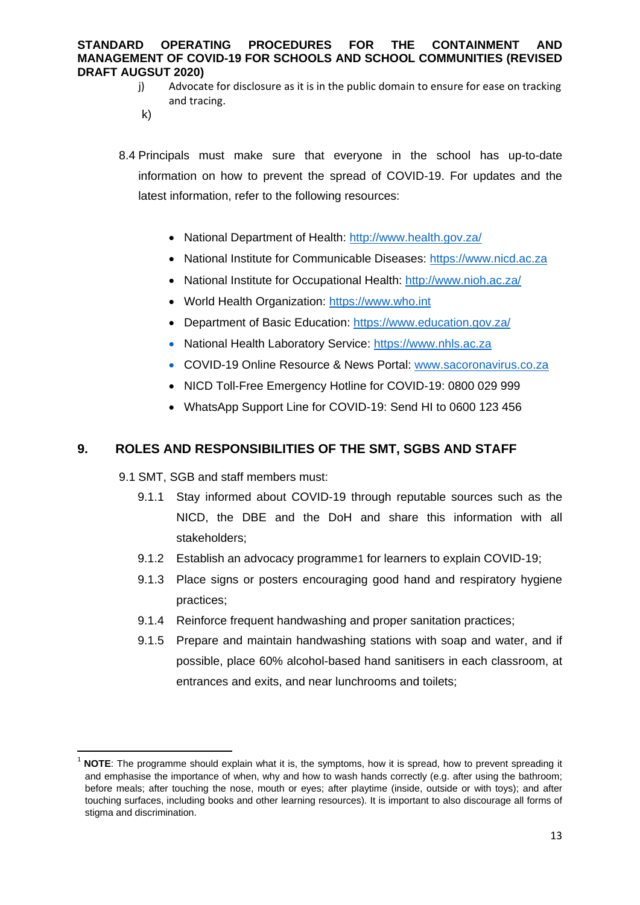j) Advocate for disclosure as it is in the public domain to ensure for ease on tracking and tracing.

k)

8.4 Principals must make sure that everyone in the school has up-to-date information on how to prevent the spread of COVID-19. For updates and the latest information, refer to the following resources:

- National Department of Health: http://www.health.gov.za/
- National Institute for Communicable Diseases: https://www.nicd.ac.za
- National Institute for Occupational Health: http://www.nioh.ac.za/
- World Health Organization: https://www.who.int
- Department of Basic Education: https://www.education.gov.za/
- National Health Laboratory Service: https://www.nhls.ac.za
- COVID-19 Online Resource & News Portal: www.sacoronavirus.co.za
- NICD Toll-Free Emergency Hotline for COVID-19: 0800 029 999
- WhatsApp Support Line for COVID-19: Send HI to 0600 123 456

## 9. ROLES AND RESPONSIBILITIES OF THE SMT, SGBS AND STAFF

9.1 SMT, SGB and staff members must:

9.1.1 Stay informed about COVID-19 through reputable sources such as the NICD, the DBE and the DoH and share this information with all stakeholders;

9.1.2 Establish an advocacy programme[1] for learners to explain COVID-19;

9.1.3 Place signs or posters encouraging good hand and respiratory hygiene practices;

9.1.4 Reinforce frequent handwashing and proper sanitation practices;

9.1.5 Prepare and maintain handwashing stations with soap and water, and if possible, place 60% alcohol-based hand sanitisers in each classroom, at entrances and exits, and near lunchrooms and toilets;

---

[1] **NOTE**: The programme should explain what it is, the symptoms, how it is spread, how to prevent spreading it and emphasise the importance of when, why and how to wash hands correctly (e.g. after using the bathroom; before meals; after touching the nose, mouth or eyes; after playtime (inside, outside or with toys); and after touching surfaces, including books and other learning resources). It is important to also discourage all forms of stigma and discrimination.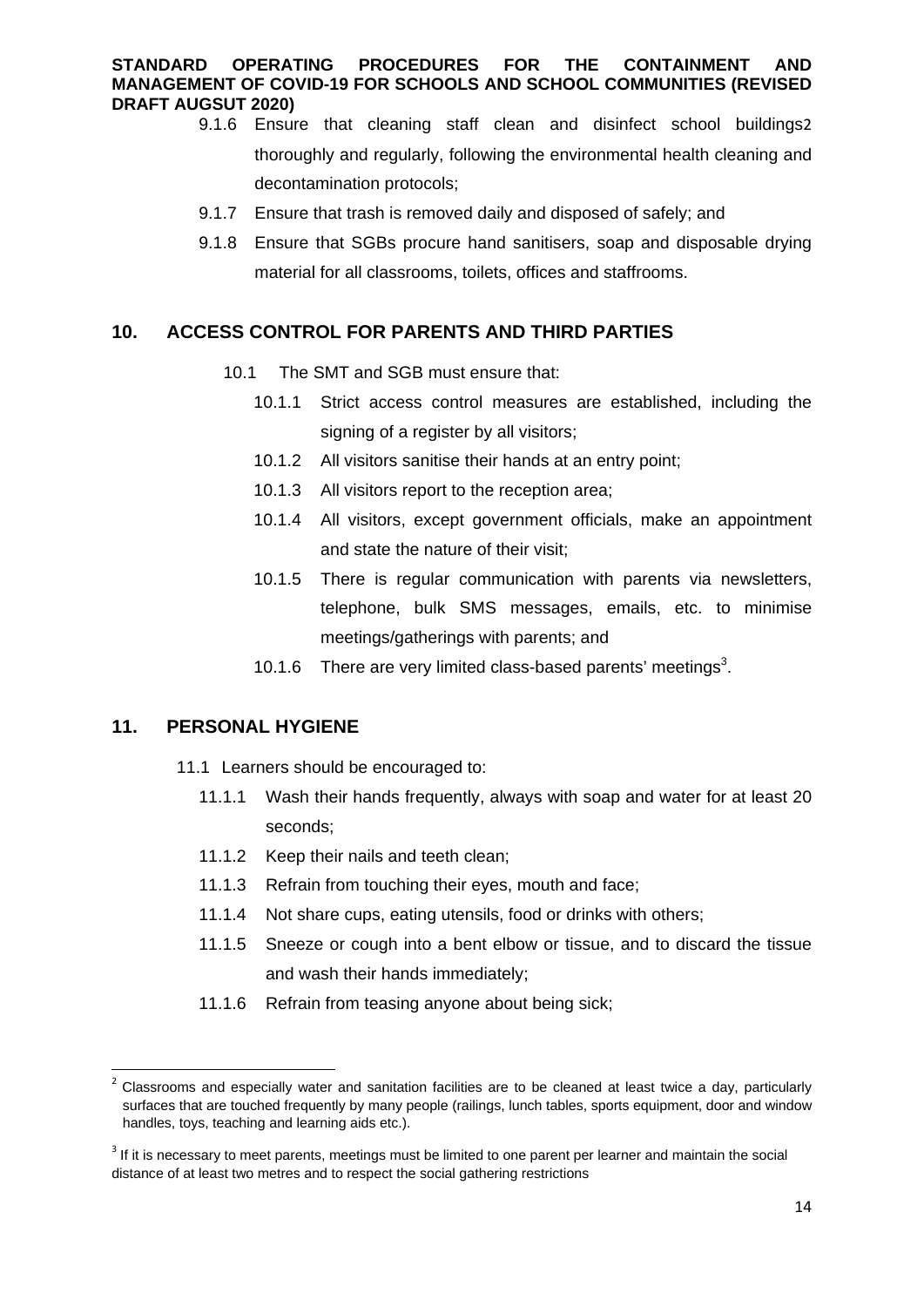9.1.6 Ensure that cleaning staff clean and disinfect school buildings[2] thoroughly and regularly, following the environmental health cleaning and decontamination protocols;

9.1.7 Ensure that trash is removed daily and disposed of safely; and

9.1.8 Ensure that SGBs procure hand sanitisers, soap and disposable drying material for all classrooms, toilets, offices and staffrooms.

## 10. ACCESS CONTROL FOR PARENTS AND THIRD PARTIES

10.1 The SMT and SGB must ensure that:

10.1.1 Strict access control measures are established, including the signing of a register by all visitors;

10.1.2 All visitors sanitise their hands at an entry point;

10.1.3 All visitors report to the reception area;

10.1.4 All visitors, except government officials, make an appointment and state the nature of their visit;

10.1.5 There is regular communication with parents via newsletters, telephone, bulk SMS messages, emails, etc. to minimise meetings/gatherings with parents; and

10.1.6 There are very limited class-based parents' meetings[3].

## 11. PERSONAL HYGIENE

11.1 Learners should be encouraged to:

11.1.1 Wash their hands frequently, always with soap and water for at least 20 seconds;

11.1.2 Keep their nails and teeth clean;

11.1.3 Refrain from touching their eyes, mouth and face;

11.1.4 Not share cups, eating utensils, food or drinks with others;

11.1.5 Sneeze or cough into a bent elbow or tissue, and to discard the tissue and wash their hands immediately;

11.1.6 Refrain from teasing anyone about being sick;

---

[2] Classrooms and especially water and sanitation facilities are to be cleaned at least twice a day, particularly surfaces that are touched frequently by many people (railings, lunch tables, sports equipment, door and window handles, toys, teaching and learning aids etc.).

[3] If it is necessary to meet parents, meetings must be limited to one parent per learner and maintain the social distance of at least two metres and to respect the social gathering restrictions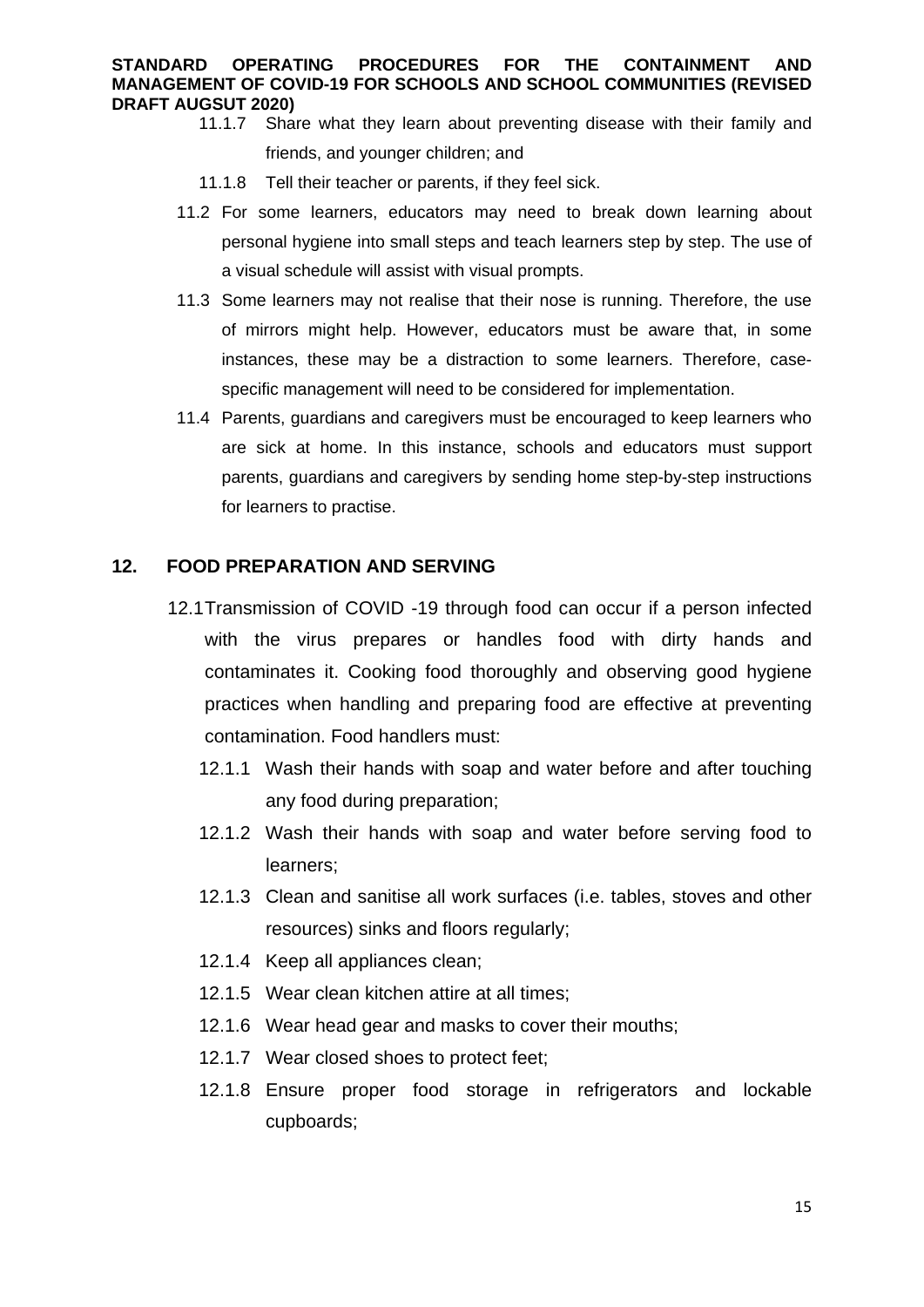11.1.7 Share what they learn about preventing disease with their family and friends, and younger children; and

11.1.8 Tell their teacher or parents, if they feel sick.

11.2 For some learners, educators may need to break down learning about personal hygiene into small steps and teach learners step by step. The use of a visual schedule will assist with visual prompts.

11.3 Some learners may not realise that their nose is running. Therefore, the use of mirrors might help. However, educators must be aware that, in some instances, these may be a distraction to some learners. Therefore, case-specific management will need to be considered for implementation.

11.4 Parents, guardians and caregivers must be encouraged to keep learners who are sick at home. In this instance, schools and educators must support parents, guardians and caregivers by sending home step-by-step instructions for learners to practise.

## 12. FOOD PREPARATION AND SERVING

12.1 Transmission of COVID -19 through food can occur if a person infected with the virus prepares or handles food with dirty hands and contaminates it. Cooking food thoroughly and observing good hygiene practices when handling and preparing food are effective at preventing contamination. Food handlers must:

12.1.1 Wash their hands with soap and water before and after touching any food during preparation;

12.1.2 Wash their hands with soap and water before serving food to learners;

12.1.3 Clean and sanitise all work surfaces (i.e. tables, stoves and other resources) sinks and floors regularly;

12.1.4 Keep all appliances clean;

12.1.5 Wear clean kitchen attire at all times;

12.1.6 Wear head gear and masks to cover their mouths;

12.1.7 Wear closed shoes to protect feet;

12.1.8 Ensure proper food storage in refrigerators and lockable cupboards;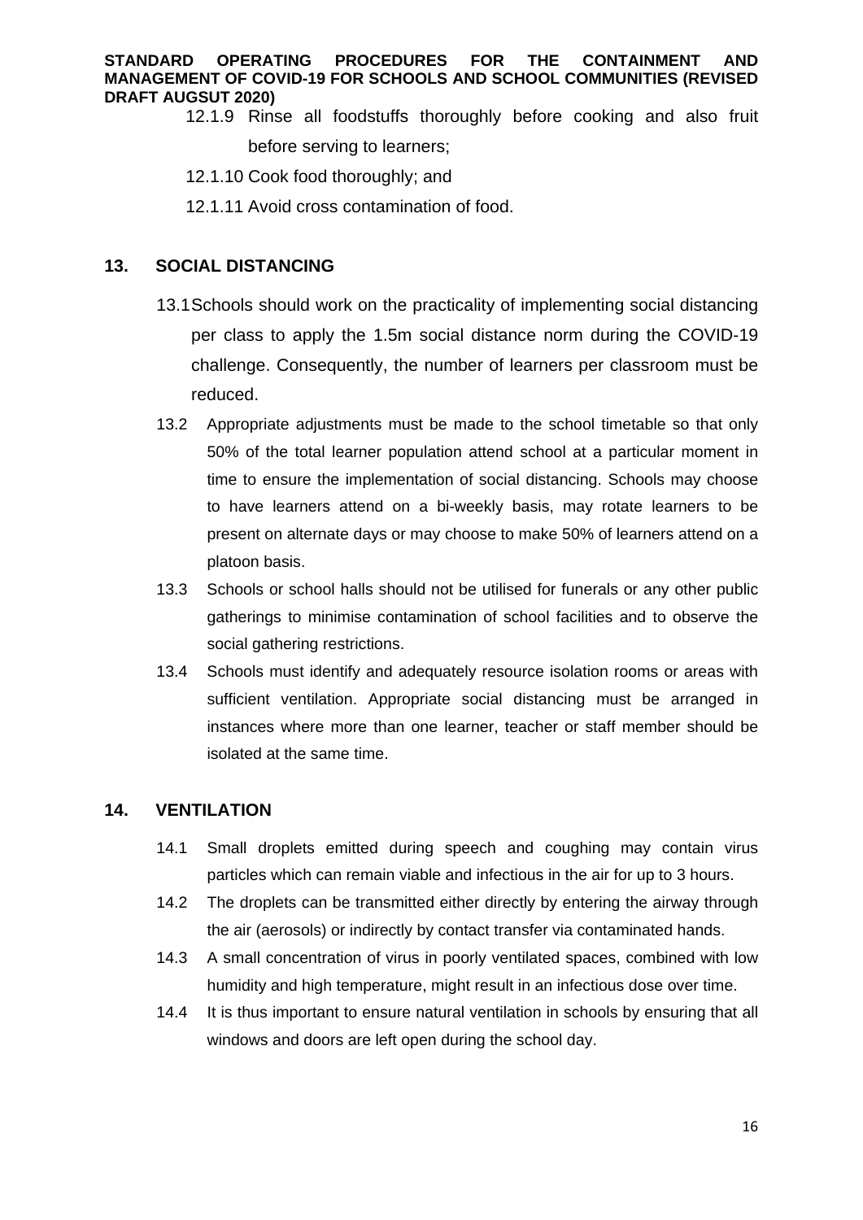12.1.9 Rinse all foodstuffs thoroughly before cooking and also fruit before serving to learners;

12.1.10 Cook food thoroughly; and

12.1.11 Avoid cross contamination of food.

## 13. SOCIAL DISTANCING

13.1 Schools should work on the practicality of implementing social distancing per class to apply the 1.5m social distance norm during the COVID-19 challenge. Consequently, the number of learners per classroom must be reduced.

13.2 Appropriate adjustments must be made to the school timetable so that only 50% of the total learner population attend school at a particular moment in time to ensure the implementation of social distancing. Schools may choose to have learners attend on a bi-weekly basis, may rotate learners to be present on alternate days or may choose to make 50% of learners attend on a platoon basis.

13.3 Schools or school halls should not be utilised for funerals or any other public gatherings to minimise contamination of school facilities and to observe the social gathering restrictions.

13.4 Schools must identify and adequately resource isolation rooms or areas with sufficient ventilation. Appropriate social distancing must be arranged in instances where more than one learner, teacher or staff member should be isolated at the same time.

## 14. VENTILATION

14.1 Small droplets emitted during speech and coughing may contain virus particles which can remain viable and infectious in the air for up to 3 hours.

14.2 The droplets can be transmitted either directly by entering the airway through the air (aerosols) or indirectly by contact transfer via contaminated hands.

14.3 A small concentration of virus in poorly ventilated spaces, combined with low humidity and high temperature, might result in an infectious dose over time.

14.4 It is thus important to ensure natural ventilation in schools by ensuring that all windows and doors are left open during the school day.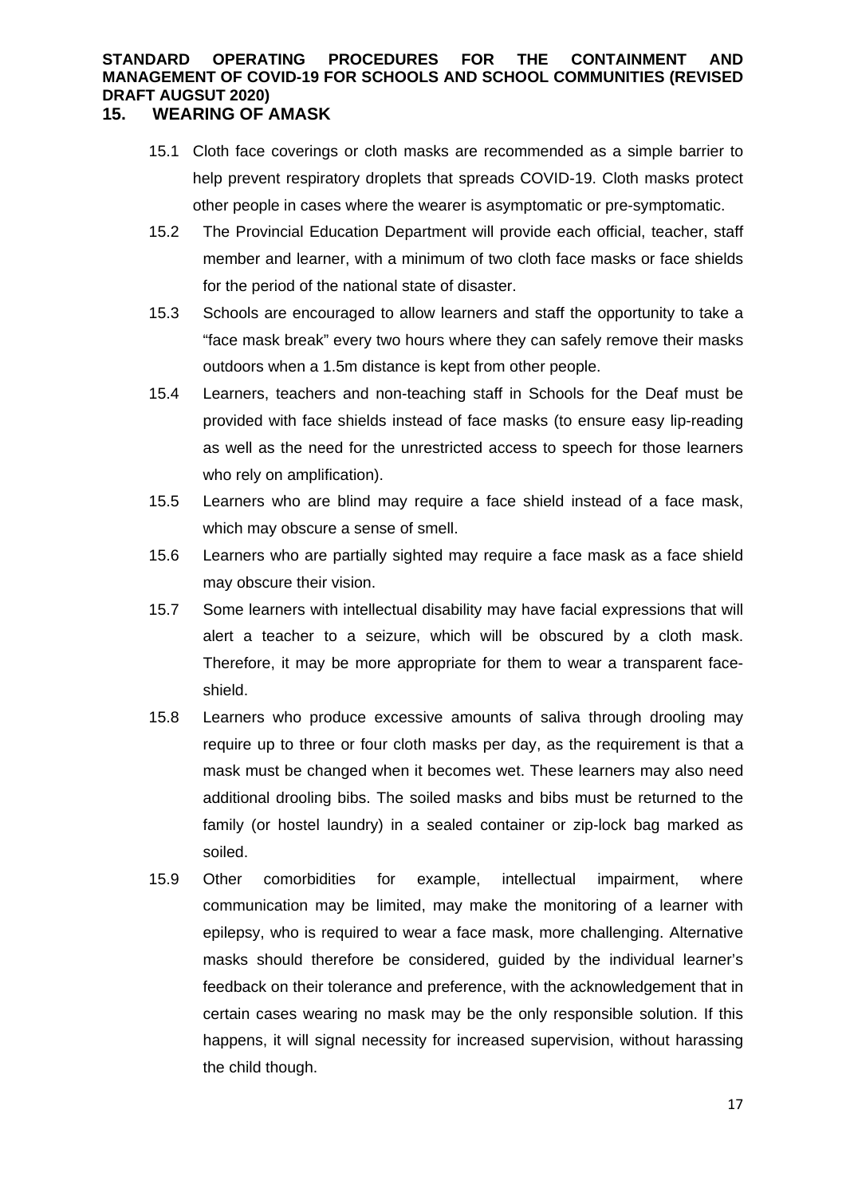## 15. WEARING OF AMASK

15.1 Cloth face coverings or cloth masks are recommended as a simple barrier to help prevent respiratory droplets that spreads COVID-19. Cloth masks protect other people in cases where the wearer is asymptomatic or pre-symptomatic.

15.2 The Provincial Education Department will provide each official, teacher, staff member and learner, with a minimum of two cloth face masks or face shields for the period of the national state of disaster.

15.3 Schools are encouraged to allow learners and staff the opportunity to take a "face mask break" every two hours where they can safely remove their masks outdoors when a 1.5m distance is kept from other people.

15.4 Learners, teachers and non-teaching staff in Schools for the Deaf must be provided with face shields instead of face masks (to ensure easy lip-reading as well as the need for the unrestricted access to speech for those learners who rely on amplification).

15.5 Learners who are blind may require a face shield instead of a face mask, which may obscure a sense of smell.

15.6 Learners who are partially sighted may require a face mask as a face shield may obscure their vision.

15.7 Some learners with intellectual disability may have facial expressions that will alert a teacher to a seizure, which will be obscured by a cloth mask. Therefore, it may be more appropriate for them to wear a transparent face-shield.

15.8 Learners who produce excessive amounts of saliva through drooling may require up to three or four cloth masks per day, as the requirement is that a mask must be changed when it becomes wet. These learners may also need additional drooling bibs. The soiled masks and bibs must be returned to the family (or hostel laundry) in a sealed container or zip-lock bag marked as soiled.

15.9 Other comorbidities for example, intellectual impairment, where communication may be limited, may make the monitoring of a learner with epilepsy, who is required to wear a face mask, more challenging. Alternative masks should therefore be considered, guided by the individual learner's feedback on their tolerance and preference, with the acknowledgement that in certain cases wearing no mask may be the only responsible solution. If this happens, it will signal necessity for increased supervision, without harassing the child though.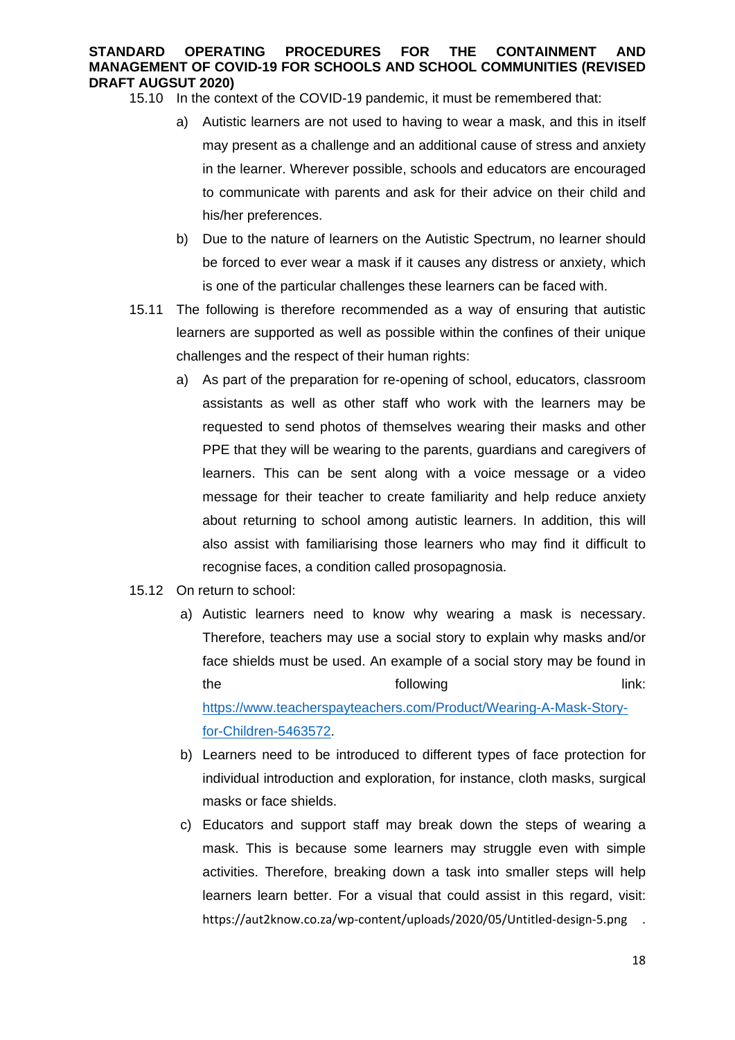15.10 In the context of the COVID-19 pandemic, it must be remembered that:

a) Autistic learners are not used to having to wear a mask, and this in itself may present as a challenge and an additional cause of stress and anxiety in the learner. Wherever possible, schools and educators are encouraged to communicate with parents and ask for their advice on their child and his/her preferences.

b) Due to the nature of learners on the Autistic Spectrum, no learner should be forced to ever wear a mask if it causes any distress or anxiety, which is one of the particular challenges these learners can be faced with.

15.11 The following is therefore recommended as a way of ensuring that autistic learners are supported as well as possible within the confines of their unique challenges and the respect of their human rights:

a) As part of the preparation for re-opening of school, educators, classroom assistants as well as other staff who work with the learners may be requested to send photos of themselves wearing their masks and other PPE that they will be wearing to the parents, guardians and caregivers of learners. This can be sent along with a voice message or a video message for their teacher to create familiarity and help reduce anxiety about returning to school among autistic learners. In addition, this will also assist with familiarising those learners who may find it difficult to recognise faces, a condition called prosopagnosia.

15.12 On return to school:

a) Autistic learners need to know why wearing a mask is necessary. Therefore, teachers may use a social story to explain why masks and/or face shields must be used. An example of a social story may be found in the following link: https://www.teacherspayteachers.com/Product/Wearing-A-Mask-Story-for-Children-5463572.

b) Learners need to be introduced to different types of face protection for individual introduction and exploration, for instance, cloth masks, surgical masks or face shields.

c) Educators and support staff may break down the steps of wearing a mask. This is because some learners may struggle even with simple activities. Therefore, breaking down a task into smaller steps will help learners learn better. For a visual that could assist in this regard, visit: https://aut2know.co.za/wp-content/uploads/2020/05/Untitled-design-5.png .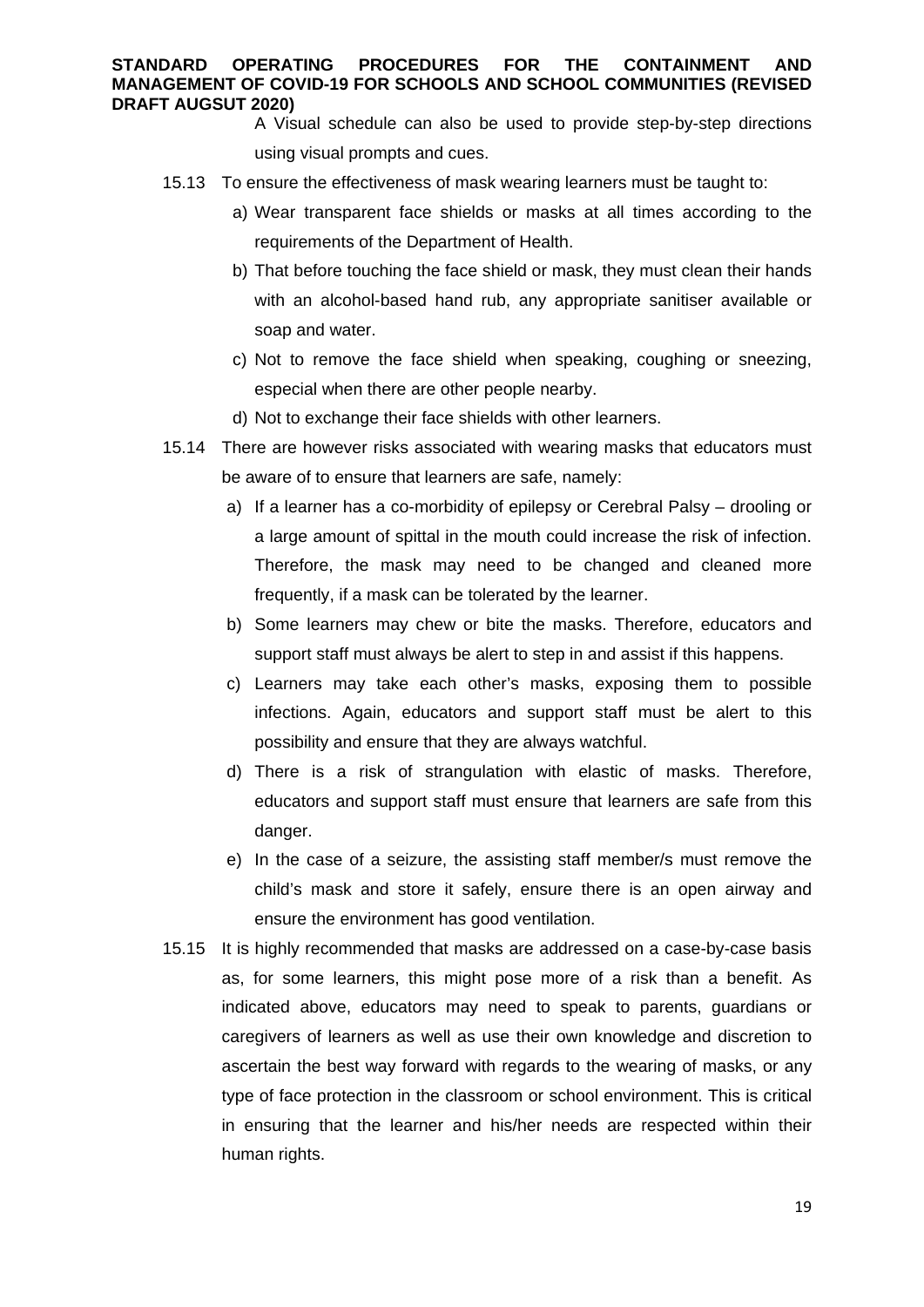A Visual schedule can also be used to provide step-by-step directions using visual prompts and cues.

15.13 To ensure the effectiveness of mask wearing learners must be taught to:

a) Wear transparent face shields or masks at all times according to the requirements of the Department of Health.

b) That before touching the face shield or mask, they must clean their hands with an alcohol-based hand rub, any appropriate sanitiser available or soap and water.

c) Not to remove the face shield when speaking, coughing or sneezing, especial when there are other people nearby.

d) Not to exchange their face shields with other learners.

15.14 There are however risks associated with wearing masks that educators must be aware of to ensure that learners are safe, namely:

a) If a learner has a co-morbidity of epilepsy or Cerebral Palsy – drooling or a large amount of spittal in the mouth could increase the risk of infection. Therefore, the mask may need to be changed and cleaned more frequently, if a mask can be tolerated by the learner.

b) Some learners may chew or bite the masks. Therefore, educators and support staff must always be alert to step in and assist if this happens.

c) Learners may take each other's masks, exposing them to possible infections. Again, educators and support staff must be alert to this possibility and ensure that they are always watchful.

d) There is a risk of strangulation with elastic of masks. Therefore, educators and support staff must ensure that learners are safe from this danger.

e) In the case of a seizure, the assisting staff member/s must remove the child's mask and store it safely, ensure there is an open airway and ensure the environment has good ventilation.

15.15 It is highly recommended that masks are addressed on a case-by-case basis as, for some learners, this might pose more of a risk than a benefit. As indicated above, educators may need to speak to parents, guardians or caregivers of learners as well as use their own knowledge and discretion to ascertain the best way forward with regards to the wearing of masks, or any type of face protection in the classroom or school environment. This is critical in ensuring that the learner and his/her needs are respected within their human rights.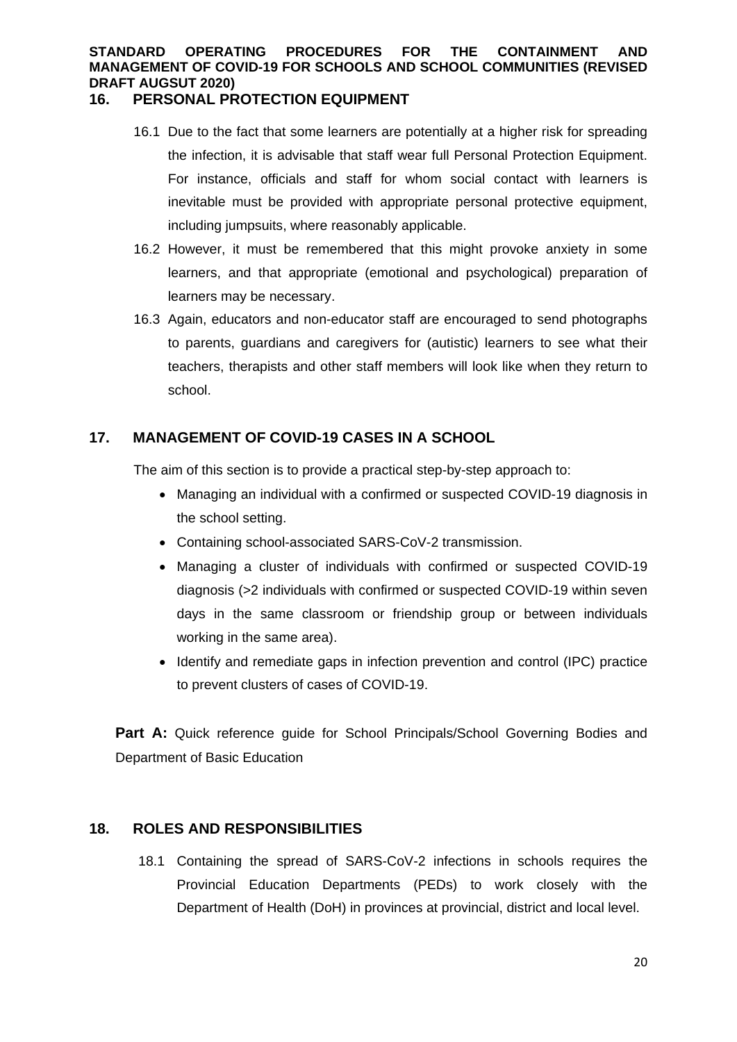## 16. PERSONAL PROTECTION EQUIPMENT

16.1 Due to the fact that some learners are potentially at a higher risk for spreading the infection, it is advisable that staff wear full Personal Protection Equipment. For instance, officials and staff for whom social contact with learners is inevitable must be provided with appropriate personal protective equipment, including jumpsuits, where reasonably applicable.

16.2 However, it must be remembered that this might provoke anxiety in some learners, and that appropriate (emotional and psychological) preparation of learners may be necessary.

16.3 Again, educators and non-educator staff are encouraged to send photographs to parents, guardians and caregivers for (autistic) learners to see what their teachers, therapists and other staff members will look like when they return to school.

## 17. MANAGEMENT OF COVID-19 CASES IN A SCHOOL

The aim of this section is to provide a practical step-by-step approach to:

- Managing an individual with a confirmed or suspected COVID-19 diagnosis in the school setting.
- Containing school-associated SARS-CoV-2 transmission.
- Managing a cluster of individuals with confirmed or suspected COVID-19 diagnosis (>2 individuals with confirmed or suspected COVID-19 within seven days in the same classroom or friendship group or between individuals working in the same area).
- Identify and remediate gaps in infection prevention and control (IPC) practice to prevent clusters of cases of COVID-19.

**Part A:** Quick reference guide for School Principals/School Governing Bodies and Department of Basic Education

## 18. ROLES AND RESPONSIBILITIES

18.1 Containing the spread of SARS-CoV-2 infections in schools requires the Provincial Education Departments (PEDs) to work closely with the Department of Health (DoH) in provinces at provincial, district and local level.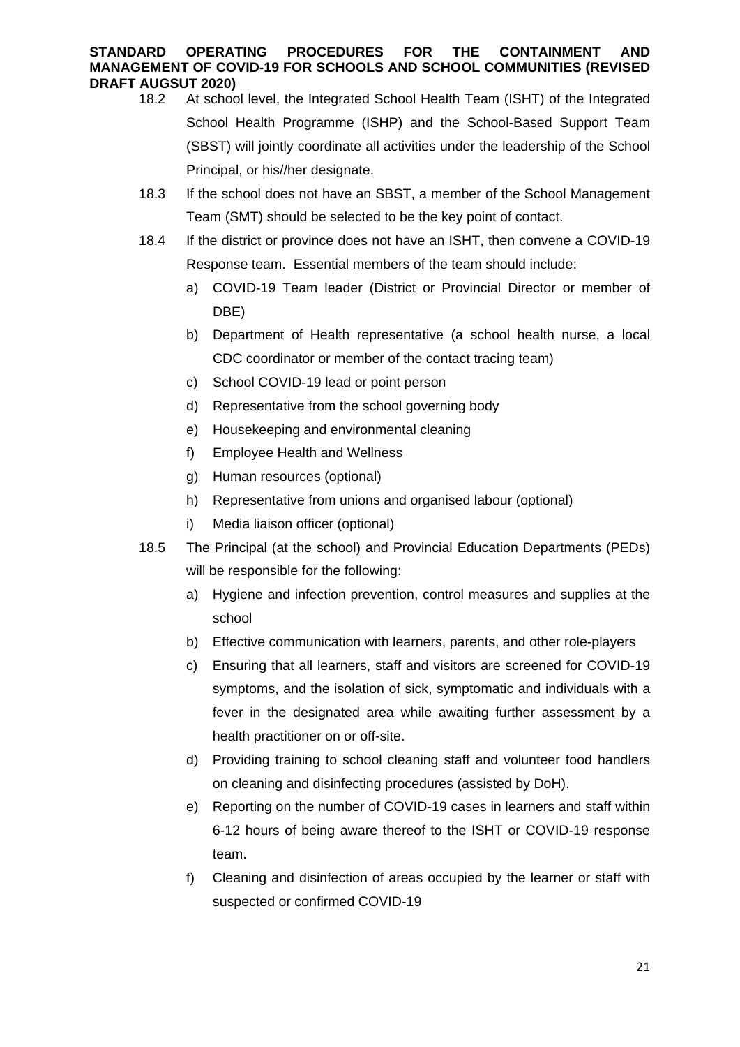18.2 At school level, the Integrated School Health Team (ISHT) of the Integrated School Health Programme (ISHP) and the School-Based Support Team (SBST) will jointly coordinate all activities under the leadership of the School Principal, or his//her designate.

18.3 If the school does not have an SBST, a member of the School Management Team (SMT) should be selected to be the key point of contact.

18.4 If the district or province does not have an ISHT, then convene a COVID-19 Response team. Essential members of the team should include:

a) COVID-19 Team leader (District or Provincial Director or member of DBE)

b) Department of Health representative (a school health nurse, a local CDC coordinator or member of the contact tracing team)

c) School COVID-19 lead or point person

d) Representative from the school governing body

e) Housekeeping and environmental cleaning

f) Employee Health and Wellness

g) Human resources (optional)

h) Representative from unions and organised labour (optional)

i) Media liaison officer (optional)

18.5 The Principal (at the school) and Provincial Education Departments (PEDs) will be responsible for the following:

a) Hygiene and infection prevention, control measures and supplies at the school

b) Effective communication with learners, parents, and other role-players

c) Ensuring that all learners, staff and visitors are screened for COVID-19 symptoms, and the isolation of sick, symptomatic and individuals with a fever in the designated area while awaiting further assessment by a health practitioner on or off-site.

d) Providing training to school cleaning staff and volunteer food handlers on cleaning and disinfecting procedures (assisted by DoH).

e) Reporting on the number of COVID-19 cases in learners and staff within 6-12 hours of being aware thereof to the ISHT or COVID-19 response team.

f) Cleaning and disinfection of areas occupied by the learner or staff with suspected or confirmed COVID-19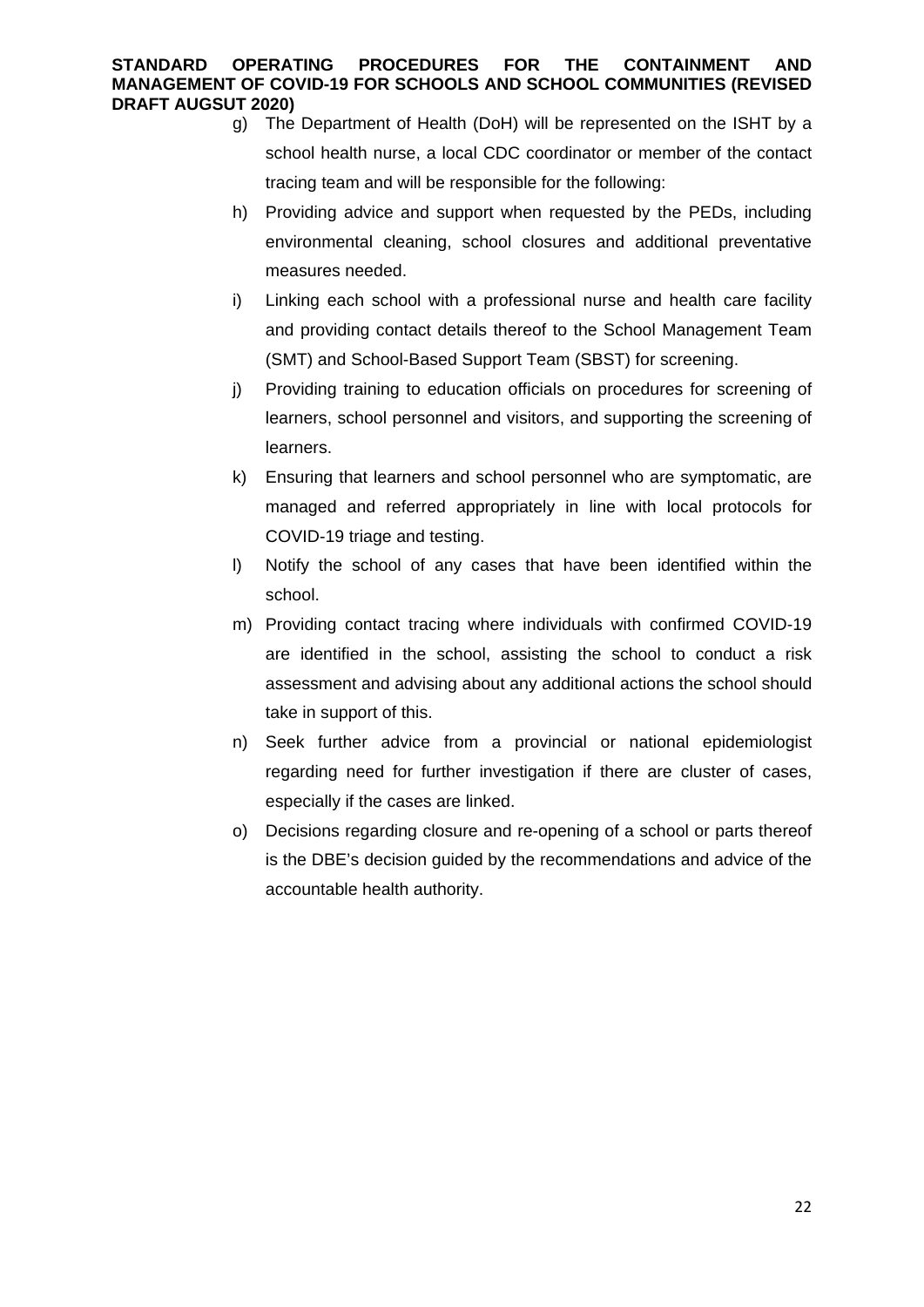g) The Department of Health (DoH) will be represented on the ISHT by a school health nurse, a local CDC coordinator or member of the contact tracing team and will be responsible for the following:

h) Providing advice and support when requested by the PEDs, including environmental cleaning, school closures and additional preventative measures needed.

i) Linking each school with a professional nurse and health care facility and providing contact details thereof to the School Management Team (SMT) and School-Based Support Team (SBST) for screening.

j) Providing training to education officials on procedures for screening of learners, school personnel and visitors, and supporting the screening of learners.

k) Ensuring that learners and school personnel who are symptomatic, are managed and referred appropriately in line with local protocols for COVID-19 triage and testing.

l) Notify the school of any cases that have been identified within the school.

m) Providing contact tracing where individuals with confirmed COVID-19 are identified in the school, assisting the school to conduct a risk assessment and advising about any additional actions the school should take in support of this.

n) Seek further advice from a provincial or national epidemiologist regarding need for further investigation if there are cluster of cases, especially if the cases are linked.

o) Decisions regarding closure and re-opening of a school or parts thereof is the DBE's decision guided by the recommendations and advice of the accountable health authority.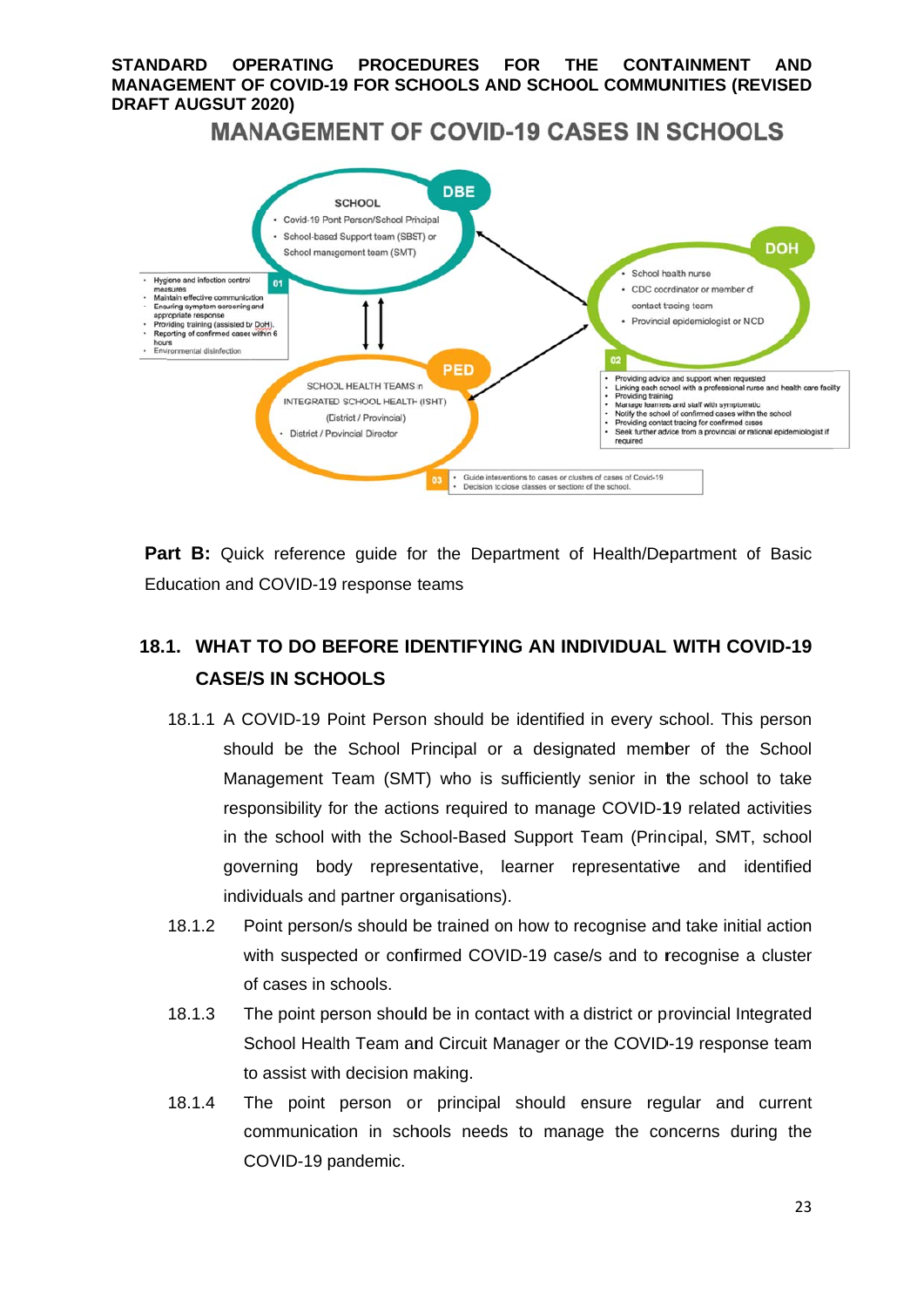**STANDARD OPERATING PROCEDURES FOR THE CONTAINMENT AND MANAGEMENT OF COVID-19 FOR SCHOOLS AND SCHOOL COMMUNITIES (REVISED DRAFT AUGSUT 2020)**

## MANAGEMENT OF COVID-19 CASES IN SCHOOLS

**DBE**

SCHOOL
- Covid-19 Point Person/School Principal
- School-based Support team (SBST) or School management team (SMT)

**01**
- Hygiene and infection control measures
- Maintain effective communication
- Ensuring symptom screening and appropriate response
- Providing training (assisted by DoH).
- Reporting of confirmed cases within 6 hours
- Environmental disinfection

**DOH**
- School health nurse
- CDC coordinator or member of contact tracing team
- Provincial epidemiologist or NCD

**02**
- Providing advice and support when requested
- Linking each school with a professional nurse and health care facility
- Providing training
- Manage learners and staff with symptomatic
- Notify the school of confirmed cases within the school
- Providing contact tracing for confirmed cases
- Seek further advice from a provincial or national epidemiologist if required

**PED**

SCHOOL HEALTH TEAMS in INTEGRATED SCHOOL HEALTH (ISHT) (District / Provincial)
- District / Provincial Director

**03**
- Guide interventions to cases or clusters of cases of Covid-19
- Decision to close classes or sections of the school.

**Part B:** Quick reference guide for the Department of Health/Department of Basic Education and COVID-19 response teams

## 18.1. WHAT TO DO BEFORE IDENTIFYING AN INDIVIDUAL WITH COVID-19 CASE/S IN SCHOOLS

18.1.1 A COVID-19 Point Person should be identified in every school. This person should be the School Principal or a designated member of the School Management Team (SMT) who is sufficiently senior in the school to take responsibility for the actions required to manage COVID-19 related activities in the school with the School-Based Support Team (Principal, SMT, school governing body representative, learner representative and identified individuals and partner organisations).

18.1.2 Point person/s should be trained on how to recognise and take initial action with suspected or confirmed COVID-19 case/s and to recognise a cluster of cases in schools.

18.1.3 The point person should be in contact with a district or provincial Integrated School Health Team and Circuit Manager or the COVID-19 response team to assist with decision making.

18.1.4 The point person or principal should ensure regular and current communication in schools needs to manage the concerns during the COVID-19 pandemic.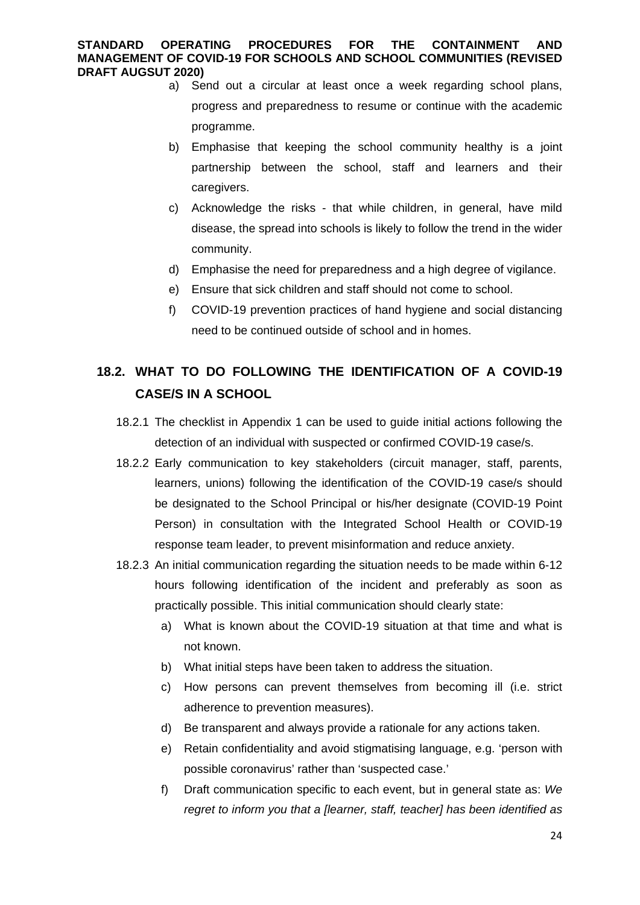a) Send out a circular at least once a week regarding school plans, progress and preparedness to resume or continue with the academic programme.
b) Emphasise that keeping the school community healthy is a joint partnership between the school, staff and learners and their caregivers.
c) Acknowledge the risks - that while children, in general, have mild disease, the spread into schools is likely to follow the trend in the wider community.
d) Emphasise the need for preparedness and a high degree of vigilance.
e) Ensure that sick children and staff should not come to school.
f) COVID-19 prevention practices of hand hygiene and social distancing need to be continued outside of school and in homes.

## 18.2. WHAT TO DO FOLLOWING THE IDENTIFICATION OF A COVID-19 CASE/S IN A SCHOOL

18.2.1 The checklist in Appendix 1 can be used to guide initial actions following the detection of an individual with suspected or confirmed COVID-19 case/s.

18.2.2 Early communication to key stakeholders (circuit manager, staff, parents, learners, unions) following the identification of the COVID-19 case/s should be designated to the School Principal or his/her designate (COVID-19 Point Person) in consultation with the Integrated School Health or COVID-19 response team leader, to prevent misinformation and reduce anxiety.

18.2.3 An initial communication regarding the situation needs to be made within 6-12 hours following identification of the incident and preferably as soon as practically possible. This initial communication should clearly state:

a) What is known about the COVID-19 situation at that time and what is not known.
b) What initial steps have been taken to address the situation.
c) How persons can prevent themselves from becoming ill (i.e. strict adherence to prevention measures).
d) Be transparent and always provide a rationale for any actions taken.
e) Retain confidentiality and avoid stigmatising language, e.g. 'person with possible coronavirus' rather than 'suspected case.'
f) Draft communication specific to each event, but in general state as: *We regret to inform you that a [learner, staff, teacher] has been identified as*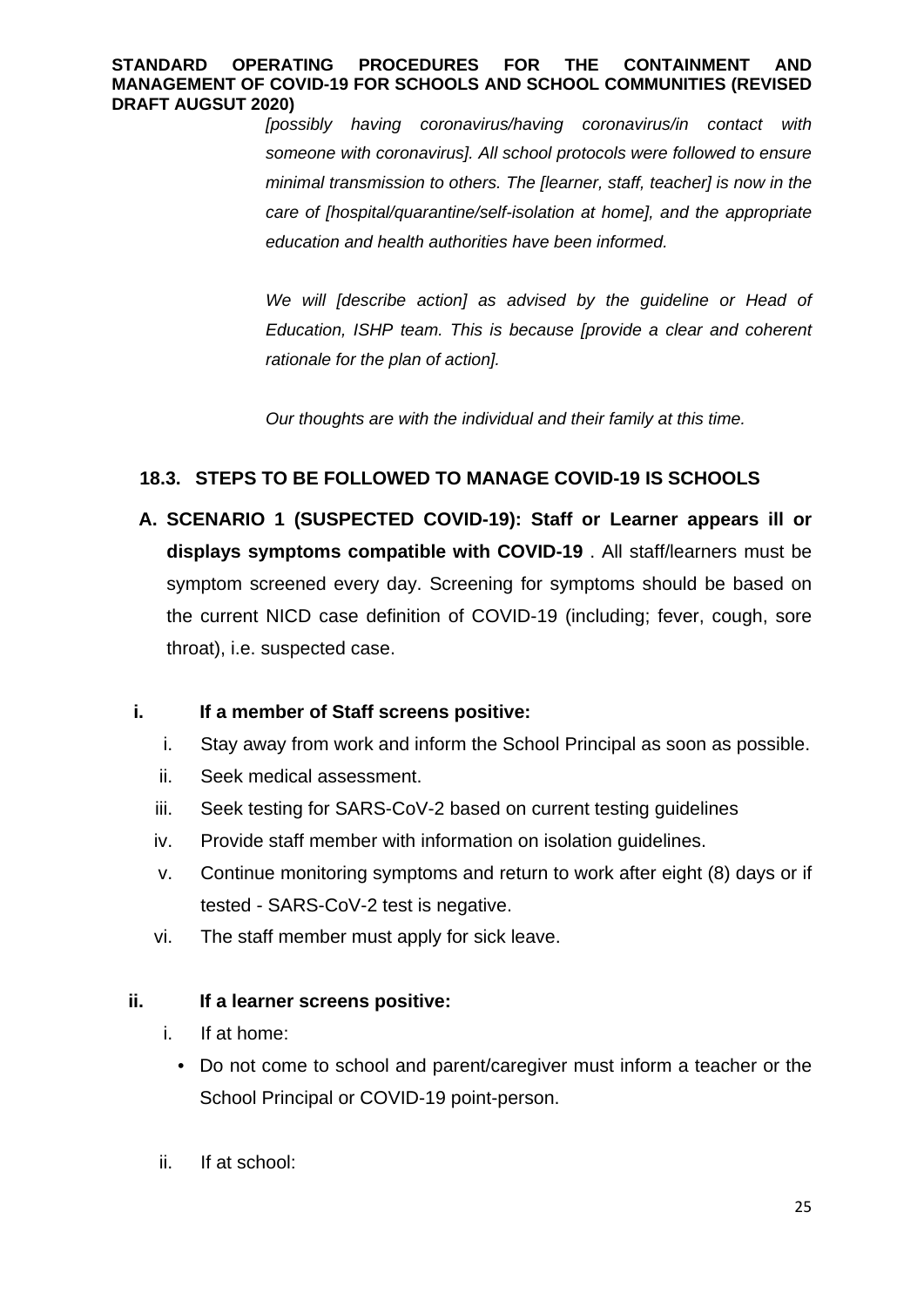*[possibly having coronavirus/having coronavirus/in contact with someone with coronavirus]. All school protocols were followed to ensure minimal transmission to others. The [learner, staff, teacher] is now in the care of [hospital/quarantine/self-isolation at home], and the appropriate education and health authorities have been informed.*

*We will [describe action] as advised by the guideline or Head of Education, ISHP team. This is because [provide a clear and coherent rationale for the plan of action].*

*Our thoughts are with the individual and their family at this time.*

### 18.3. STEPS TO BE FOLLOWED TO MANAGE COVID-19 IS SCHOOLS

**A. SCENARIO 1 (SUSPECTED COVID-19): Staff or Learner appears ill or displays symptoms compatible with COVID-19** . All staff/learners must be symptom screened every day. Screening for symptoms should be based on the current NICD case definition of COVID-19 (including; fever, cough, sore throat), i.e. suspected case.

**i. If a member of Staff screens positive:**

i. Stay away from work and inform the School Principal as soon as possible.

ii. Seek medical assessment.

iii. Seek testing for SARS-CoV-2 based on current testing guidelines

iv. Provide staff member with information on isolation guidelines.

v. Continue monitoring symptoms and return to work after eight (8) days or if tested - SARS-CoV-2 test is negative.

vi. The staff member must apply for sick leave.

**ii. If a learner screens positive:**

i. If at home:

- Do not come to school and parent/caregiver must inform a teacher or the School Principal or COVID-19 point-person.

ii. If at school: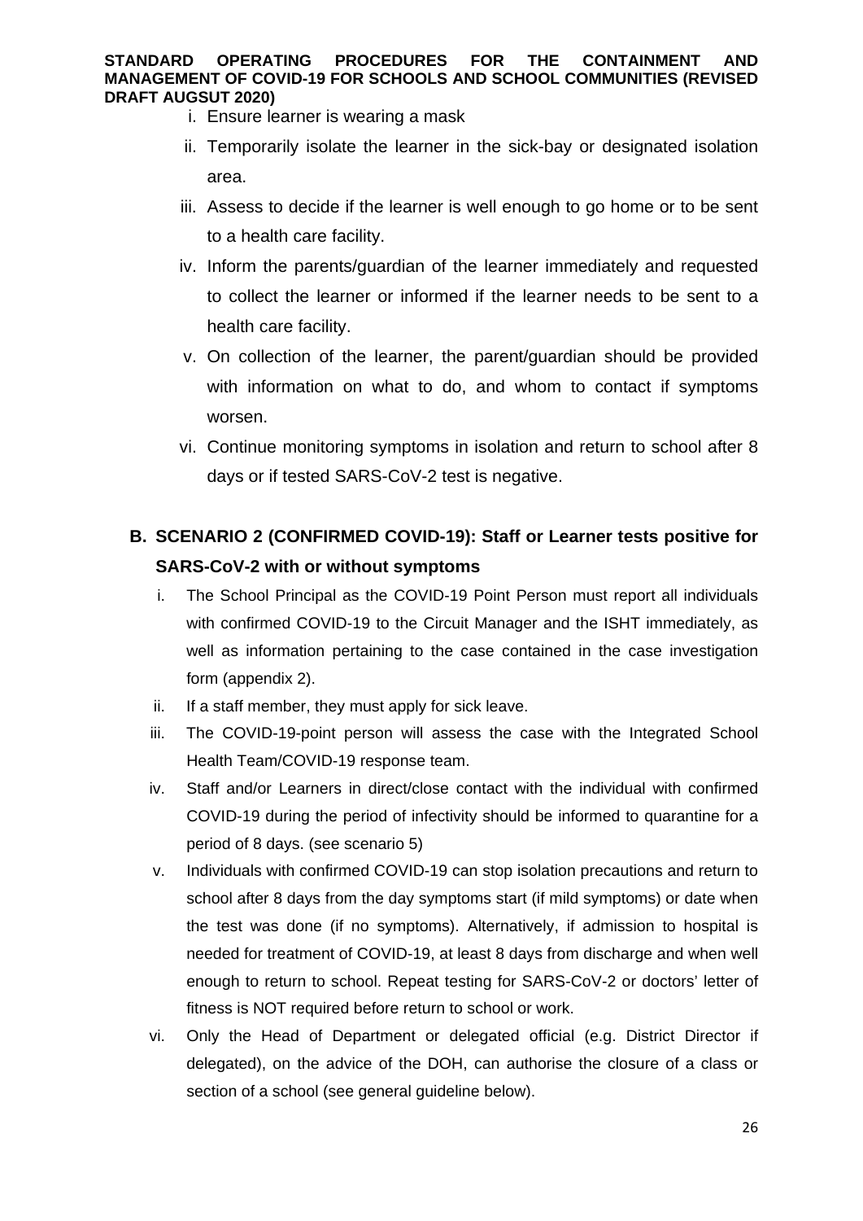i. Ensure learner is wearing a mask
ii. Temporarily isolate the learner in the sick-bay or designated isolation area.
iii. Assess to decide if the learner is well enough to go home or to be sent to a health care facility.
iv. Inform the parents/guardian of the learner immediately and requested to collect the learner or informed if the learner needs to be sent to a health care facility.
v. On collection of the learner, the parent/guardian should be provided with information on what to do, and whom to contact if symptoms worsen.
vi. Continue monitoring symptoms in isolation and return to school after 8 days or if tested SARS-CoV-2 test is negative.

## B. SCENARIO 2 (CONFIRMED COVID-19): Staff or Learner tests positive for SARS-CoV-2 with or without symptoms

i. The School Principal as the COVID-19 Point Person must report all individuals with confirmed COVID-19 to the Circuit Manager and the ISHT immediately, as well as information pertaining to the case contained in the case investigation form (appendix 2).
ii. If a staff member, they must apply for sick leave.
iii. The COVID-19-point person will assess the case with the Integrated School Health Team/COVID-19 response team.
iv. Staff and/or Learners in direct/close contact with the individual with confirmed COVID-19 during the period of infectivity should be informed to quarantine for a period of 8 days. (see scenario 5)
v. Individuals with confirmed COVID-19 can stop isolation precautions and return to school after 8 days from the day symptoms start (if mild symptoms) or date when the test was done (if no symptoms). Alternatively, if admission to hospital is needed for treatment of COVID-19, at least 8 days from discharge and when well enough to return to school. Repeat testing for SARS-CoV-2 or doctors' letter of fitness is NOT required before return to school or work.
vi. Only the Head of Department or delegated official (e.g. District Director if delegated), on the advice of the DOH, can authorise the closure of a class or section of a school (see general guideline below).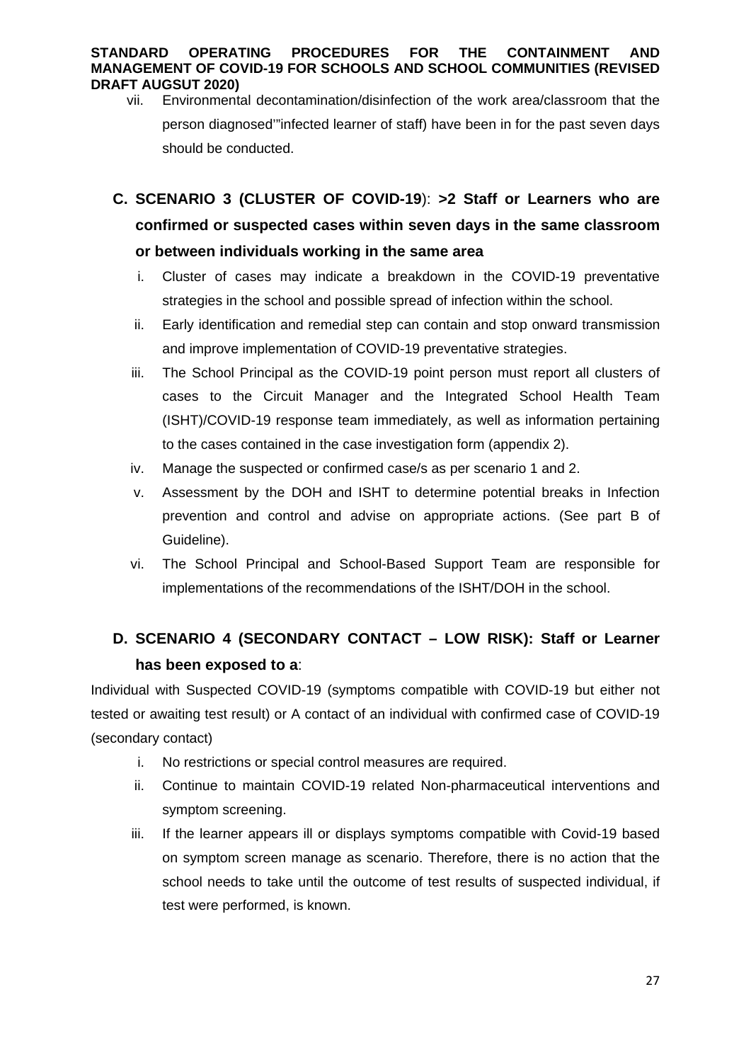vii. Environmental decontamination/disinfection of the work area/classroom that the person diagnosed'"infected learner of staff) have been in for the past seven days should be conducted.

## C. SCENARIO 3 (CLUSTER OF COVID-19): >2 Staff or Learners who are confirmed or suspected cases within seven days in the same classroom or between individuals working in the same area

i. Cluster of cases may indicate a breakdown in the COVID-19 preventative strategies in the school and possible spread of infection within the school.

ii. Early identification and remedial step can contain and stop onward transmission and improve implementation of COVID-19 preventative strategies.

iii. The School Principal as the COVID-19 point person must report all clusters of cases to the Circuit Manager and the Integrated School Health Team (ISHT)/COVID-19 response team immediately, as well as information pertaining to the cases contained in the case investigation form (appendix 2).

iv. Manage the suspected or confirmed case/s as per scenario 1 and 2.

v. Assessment by the DOH and ISHT to determine potential breaks in Infection prevention and control and advise on appropriate actions. (See part B of Guideline).

vi. The School Principal and School-Based Support Team are responsible for implementations of the recommendations of the ISHT/DOH in the school.

## D. SCENARIO 4 (SECONDARY CONTACT – LOW RISK): Staff or Learner has been exposed to a:

Individual with Suspected COVID-19 (symptoms compatible with COVID-19 but either not tested or awaiting test result) or A contact of an individual with confirmed case of COVID-19 (secondary contact)

i. No restrictions or special control measures are required.

ii. Continue to maintain COVID-19 related Non-pharmaceutical interventions and symptom screening.

iii. If the learner appears ill or displays symptoms compatible with Covid-19 based on symptom screen manage as scenario. Therefore, there is no action that the school needs to take until the outcome of test results of suspected individual, if test were performed, is known.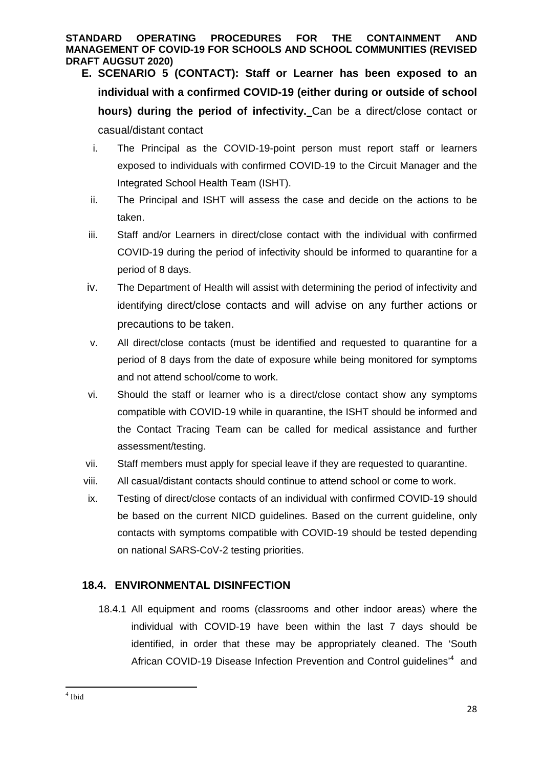**E. SCENARIO 5 (CONTACT): Staff or Learner has been exposed to an individual with a confirmed COVID-19 (either during or outside of school hours) during the period of infectivity.** Can be a direct/close contact or casual/distant contact

i. The Principal as the COVID-19-point person must report staff or learners exposed to individuals with confirmed COVID-19 to the Circuit Manager and the Integrated School Health Team (ISHT).

ii. The Principal and ISHT will assess the case and decide on the actions to be taken.

iii. Staff and/or Learners in direct/close contact with the individual with confirmed COVID-19 during the period of infectivity should be informed to quarantine for a period of 8 days.

iv. The Department of Health will assist with determining the period of infectivity and identifying direct/close contacts and will advise on any further actions or precautions to be taken.

v. All direct/close contacts (must be identified and requested to quarantine for a period of 8 days from the date of exposure while being monitored for symptoms and not attend school/come to work.

vi. Should the staff or learner who is a direct/close contact show any symptoms compatible with COVID-19 while in quarantine, the ISHT should be informed and the Contact Tracing Team can be called for medical assistance and further assessment/testing.

vii. Staff members must apply for special leave if they are requested to quarantine.

viii. All casual/distant contacts should continue to attend school or come to work.

ix. Testing of direct/close contacts of an individual with confirmed COVID-19 should be based on the current NICD guidelines. Based on the current guideline, only contacts with symptoms compatible with COVID-19 should be tested depending on national SARS-CoV-2 testing priorities.

## 18.4. ENVIRONMENTAL DISINFECTION

18.4.1 All equipment and rooms (classrooms and other indoor areas) where the individual with COVID-19 have been within the last 7 days should be identified, in order that these may be appropriately cleaned. The 'South African COVID-19 Disease Infection Prevention and Control guidelines'[4] and

[4] Ibid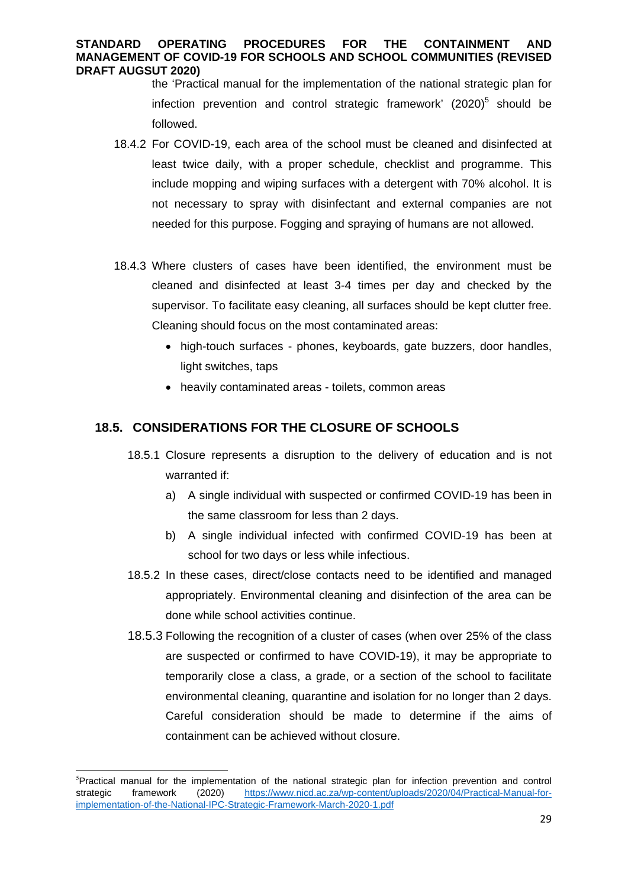the 'Practical manual for the implementation of the national strategic plan for infection prevention and control strategic framework' (2020)[5] should be followed.

18.4.2 For COVID-19, each area of the school must be cleaned and disinfected at least twice daily, with a proper schedule, checklist and programme. This include mopping and wiping surfaces with a detergent with 70% alcohol. It is not necessary to spray with disinfectant and external companies are not needed for this purpose. Fogging and spraying of humans are not allowed.

18.4.3 Where clusters of cases have been identified, the environment must be cleaned and disinfected at least 3-4 times per day and checked by the supervisor. To facilitate easy cleaning, all surfaces should be kept clutter free. Cleaning should focus on the most contaminated areas:

- high-touch surfaces - phones, keyboards, gate buzzers, door handles, light switches, taps
- heavily contaminated areas - toilets, common areas

## 18.5. CONSIDERATIONS FOR THE CLOSURE OF SCHOOLS

18.5.1 Closure represents a disruption to the delivery of education and is not warranted if:

a) A single individual with suspected or confirmed COVID-19 has been in the same classroom for less than 2 days.

b) A single individual infected with confirmed COVID-19 has been at school for two days or less while infectious.

18.5.2 In these cases, direct/close contacts need to be identified and managed appropriately. Environmental cleaning and disinfection of the area can be done while school activities continue.

18.5.3 Following the recognition of a cluster of cases (when over 25% of the class are suspected or confirmed to have COVID-19), it may be appropriate to temporarily close a class, a grade, or a section of the school to facilitate environmental cleaning, quarantine and isolation for no longer than 2 days. Careful consideration should be made to determine if the aims of containment can be achieved without closure.

---

[5]Practical manual for the implementation of the national strategic plan for infection prevention and control strategic framework (2020) https://www.nicd.ac.za/wp-content/uploads/2020/04/Practical-Manual-for-implementation-of-the-National-IPC-Strategic-Framework-March-2020-1.pdf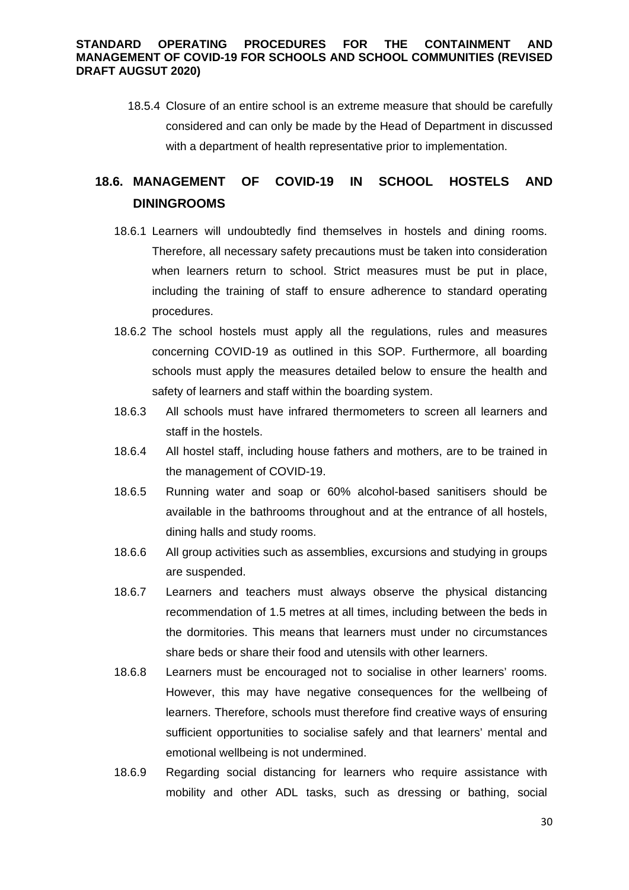18.5.4 Closure of an entire school is an extreme measure that should be carefully considered and can only be made by the Head of Department in discussed with a department of health representative prior to implementation.

## 18.6. MANAGEMENT OF COVID-19 IN SCHOOL HOSTELS AND DININGROOMS

18.6.1 Learners will undoubtedly find themselves in hostels and dining rooms. Therefore, all necessary safety precautions must be taken into consideration when learners return to school. Strict measures must be put in place, including the training of staff to ensure adherence to standard operating procedures.

18.6.2 The school hostels must apply all the regulations, rules and measures concerning COVID-19 as outlined in this SOP. Furthermore, all boarding schools must apply the measures detailed below to ensure the health and safety of learners and staff within the boarding system.

18.6.3 All schools must have infrared thermometers to screen all learners and staff in the hostels.

18.6.4 All hostel staff, including house fathers and mothers, are to be trained in the management of COVID-19.

18.6.5 Running water and soap or 60% alcohol-based sanitisers should be available in the bathrooms throughout and at the entrance of all hostels, dining halls and study rooms.

18.6.6 All group activities such as assemblies, excursions and studying in groups are suspended.

18.6.7 Learners and teachers must always observe the physical distancing recommendation of 1.5 metres at all times, including between the beds in the dormitories. This means that learners must under no circumstances share beds or share their food and utensils with other learners.

18.6.8 Learners must be encouraged not to socialise in other learners' rooms. However, this may have negative consequences for the wellbeing of learners. Therefore, schools must therefore find creative ways of ensuring sufficient opportunities to socialise safely and that learners' mental and emotional wellbeing is not undermined.

18.6.9 Regarding social distancing for learners who require assistance with mobility and other ADL tasks, such as dressing or bathing, social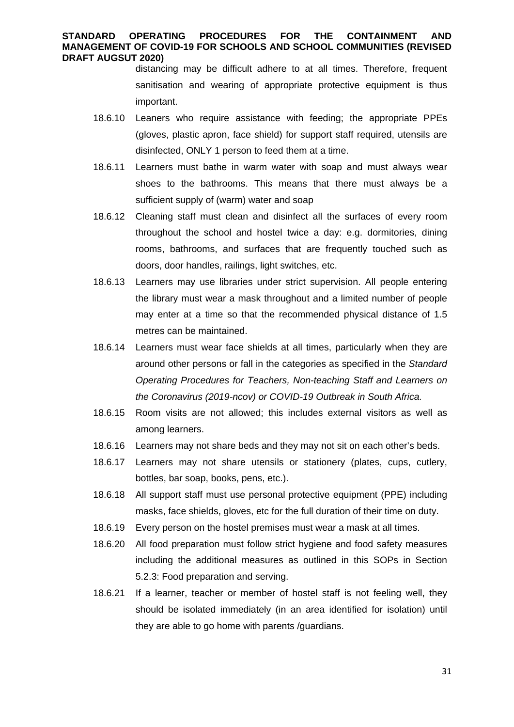distancing may be difficult adhere to at all times. Therefore, frequent sanitisation and wearing of appropriate protective equipment is thus important.

18.6.10 Leaners who require assistance with feeding; the appropriate PPEs (gloves, plastic apron, face shield) for support staff required, utensils are disinfected, ONLY 1 person to feed them at a time.

18.6.11 Learners must bathe in warm water with soap and must always wear shoes to the bathrooms. This means that there must always be a sufficient supply of (warm) water and soap

18.6.12 Cleaning staff must clean and disinfect all the surfaces of every room throughout the school and hostel twice a day: e.g. dormitories, dining rooms, bathrooms, and surfaces that are frequently touched such as doors, door handles, railings, light switches, etc.

18.6.13 Learners may use libraries under strict supervision. All people entering the library must wear a mask throughout and a limited number of people may enter at a time so that the recommended physical distance of 1.5 metres can be maintained.

18.6.14 Learners must wear face shields at all times, particularly when they are around other persons or fall in the categories as specified in the *Standard Operating Procedures for Teachers, Non-teaching Staff and Learners on the Coronavirus (2019-ncov) or COVID-19 Outbreak in South Africa.*

18.6.15 Room visits are not allowed; this includes external visitors as well as among learners.

18.6.16 Learners may not share beds and they may not sit on each other's beds.

18.6.17 Learners may not share utensils or stationery (plates, cups, cutlery, bottles, bar soap, books, pens, etc.).

18.6.18 All support staff must use personal protective equipment (PPE) including masks, face shields, gloves, etc for the full duration of their time on duty.

18.6.19 Every person on the hostel premises must wear a mask at all times.

18.6.20 All food preparation must follow strict hygiene and food safety measures including the additional measures as outlined in this SOPs in Section 5.2.3: Food preparation and serving.

18.6.21 If a learner, teacher or member of hostel staff is not feeling well, they should be isolated immediately (in an area identified for isolation) until they are able to go home with parents /guardians.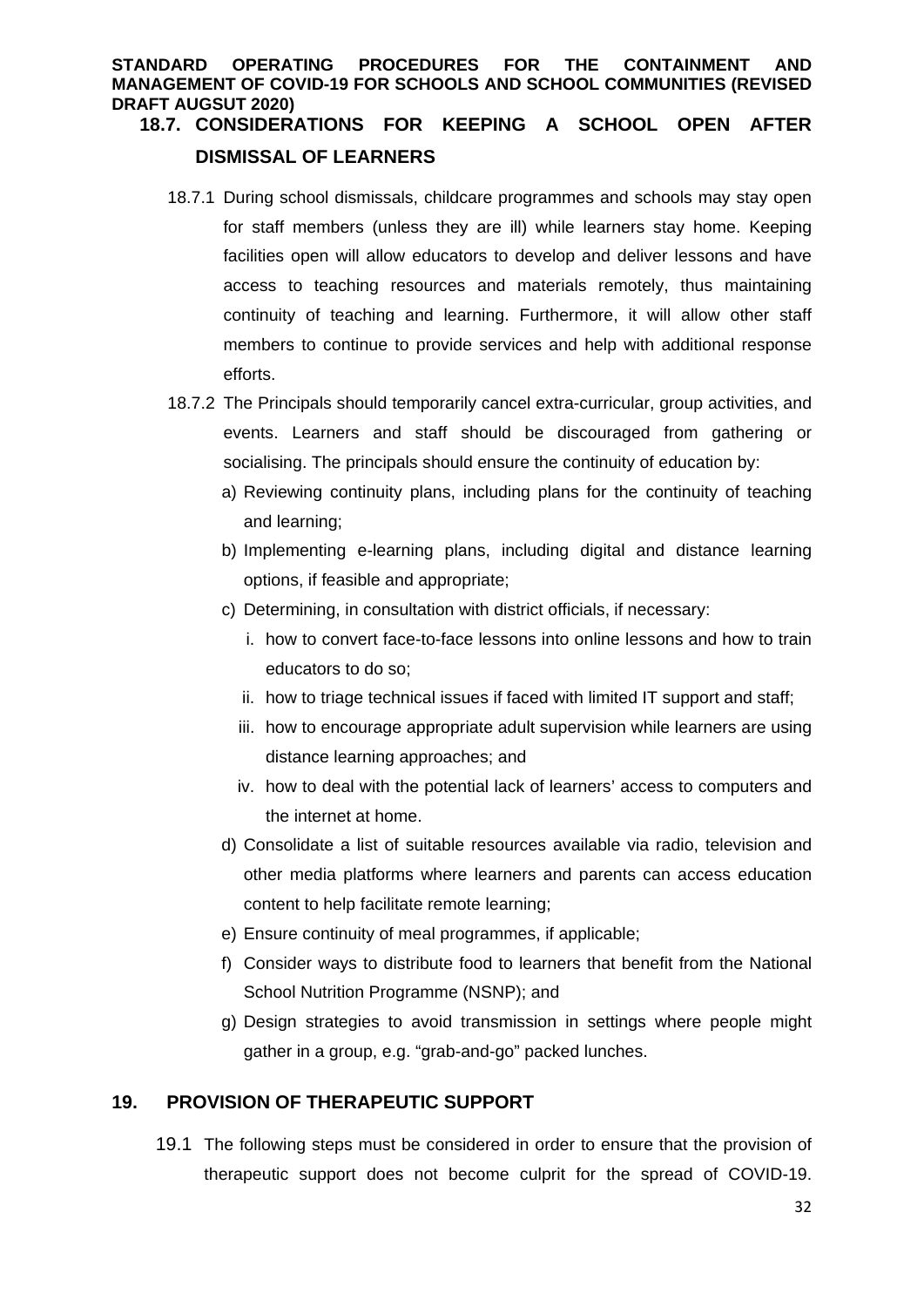### 18.7. CONSIDERATIONS FOR KEEPING A SCHOOL OPEN AFTER DISMISSAL OF LEARNERS

18.7.1 During school dismissals, childcare programmes and schools may stay open for staff members (unless they are ill) while learners stay home. Keeping facilities open will allow educators to develop and deliver lessons and have access to teaching resources and materials remotely, thus maintaining continuity of teaching and learning. Furthermore, it will allow other staff members to continue to provide services and help with additional response efforts.

18.7.2 The Principals should temporarily cancel extra-curricular, group activities, and events. Learners and staff should be discouraged from gathering or socialising. The principals should ensure the continuity of education by:

a) Reviewing continuity plans, including plans for the continuity of teaching and learning;

b) Implementing e-learning plans, including digital and distance learning options, if feasible and appropriate;

c) Determining, in consultation with district officials, if necessary:

   i. how to convert face-to-face lessons into online lessons and how to train educators to do so;

   ii. how to triage technical issues if faced with limited IT support and staff;

   iii. how to encourage appropriate adult supervision while learners are using distance learning approaches; and

   iv. how to deal with the potential lack of learners' access to computers and the internet at home.

d) Consolidate a list of suitable resources available via radio, television and other media platforms where learners and parents can access education content to help facilitate remote learning;

e) Ensure continuity of meal programmes, if applicable;

f) Consider ways to distribute food to learners that benefit from the National School Nutrition Programme (NSNP); and

g) Design strategies to avoid transmission in settings where people might gather in a group, e.g. "grab-and-go" packed lunches.

## 19. PROVISION OF THERAPEUTIC SUPPORT

19.1 The following steps must be considered in order to ensure that the provision of therapeutic support does not become culprit for the spread of COVID-19.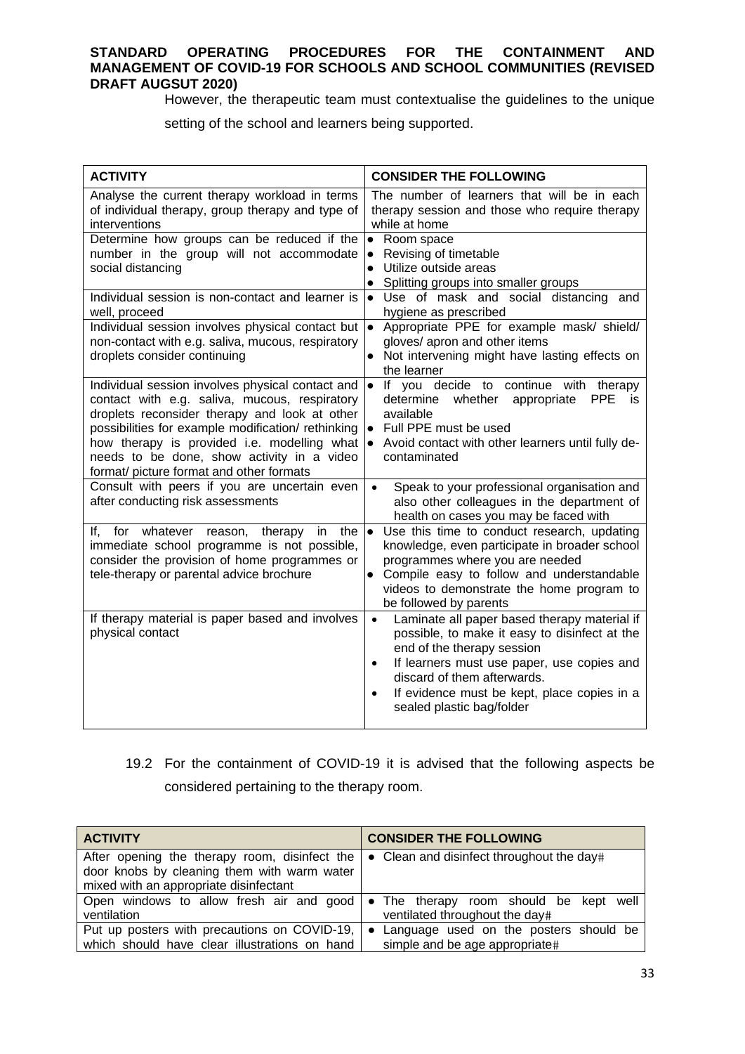However, the therapeutic team must contextualise the guidelines to the unique setting of the school and learners being supported.

| ACTIVITY | CONSIDER THE FOLLOWING |
|---|---|
| Analyse the current therapy workload in terms of individual therapy, group therapy and type of interventions | The number of learners that will be in each therapy session and those who require therapy while at home |
| Determine how groups can be reduced if the number in the group will not accommodate social distancing | • Room space<br>• Revising of timetable<br>• Utilize outside areas<br>• Splitting groups into smaller groups |
| Individual session is non-contact and learner is well, proceed | • Use of mask and social distancing and hygiene as prescribed |
| Individual session involves physical contact but non-contact with e.g. saliva, mucous, respiratory droplets consider continuing | • Appropriate PPE for example mask/ shield/ gloves/ apron and other items<br>• Not intervening might have lasting effects on the learner |
| Individual session involves physical contact and contact with e.g. saliva, mucous, respiratory droplets reconsider therapy and look at other possibilities for example modification/ rethinking how therapy is provided i.e. modelling what needs to be done, show activity in a video format/ picture format and other formats | • If you decide to continue with therapy determine whether appropriate PPE is available<br>• Full PPE must be used<br>• Avoid contact with other learners until fully de-contaminated |
| Consult with peers if you are uncertain even after conducting risk assessments | • Speak to your professional organisation and also other colleagues in the department of health on cases you may be faced with |
| If, for whatever reason, therapy in the immediate school programme is not possible, consider the provision of home programmes or tele-therapy or parental advice brochure | • Use this time to conduct research, updating knowledge, even participate in broader school programmes where you are needed<br>• Compile easy to follow and understandable videos to demonstrate the home program to be followed by parents |
| If therapy material is paper based and involves physical contact | • Laminate all paper based therapy material if possible, to make it easy to disinfect at the end of the therapy session<br>• If learners must use paper, use copies and discard of them afterwards.<br>• If evidence must be kept, place copies in a sealed plastic bag/folder |

19.2 For the containment of COVID-19 it is advised that the following aspects be considered pertaining to the therapy room.

| ACTIVITY | CONSIDER THE FOLLOWING |
|---|---|
| After opening the therapy room, disinfect the door knobs by cleaning them with warm water mixed with an appropriate disinfectant | • Clean and disinfect throughout the day# |
| Open windows to allow fresh air and good ventilation | • The therapy room should be kept well ventilated throughout the day# |
| Put up posters with precautions on COVID-19, which should have clear illustrations on hand | • Language used on the posters should be simple and be age appropriate# |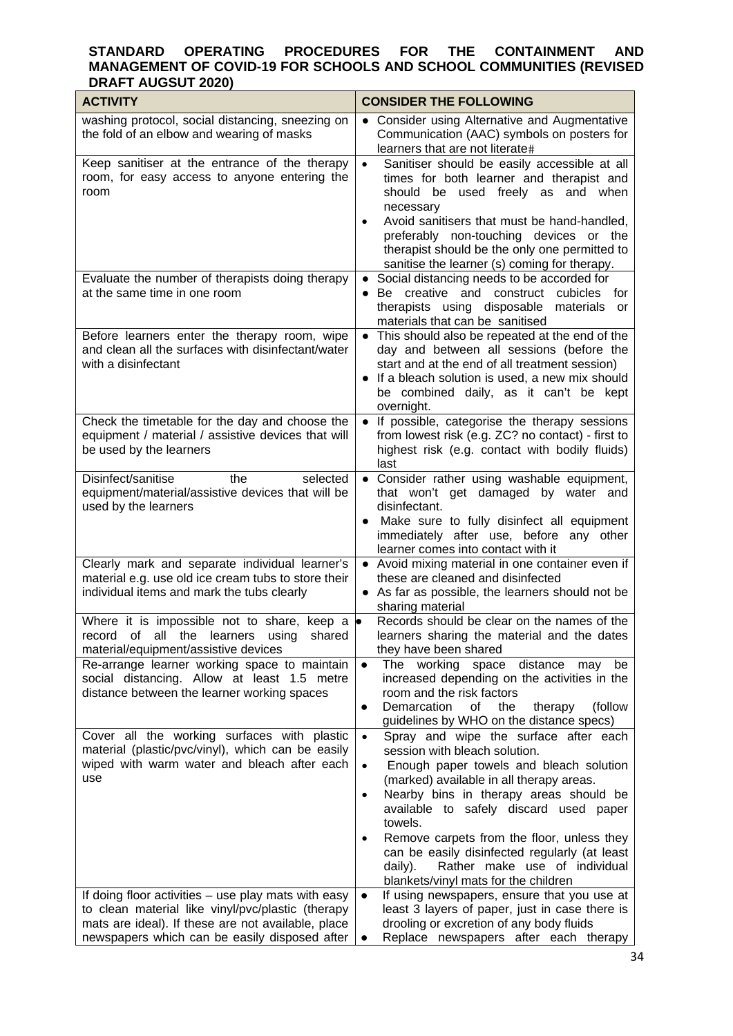**STANDARD OPERATING PROCEDURES FOR THE CONTAINMENT AND MANAGEMENT OF COVID-19 FOR SCHOOLS AND SCHOOL COMMUNITIES (REVISED DRAFT AUGSUT 2020)**

| ACTIVITY | CONSIDER THE FOLLOWING |
|---|---|
| washing protocol, social distancing, sneezing on the fold of an elbow and wearing of masks | • Consider using Alternative and Augmentative Communication (AAC) symbols on posters for learners that are not literate# |
| Keep sanitiser at the entrance of the therapy room, for easy access to anyone entering the room | • Sanitiser should be easily accessible at all times for both learner and therapist and should be used freely as and when necessary<br>• Avoid sanitisers that must be hand-handled, preferably non-touching devices or the therapist should be the only one permitted to sanitise the learner (s) coming for therapy. |
| Evaluate the number of therapists doing therapy at the same time in one room | • Social distancing needs to be accorded for<br>• Be creative and construct cubicles for therapists using disposable materials or materials that can be sanitised |
| Before learners enter the therapy room, wipe and clean all the surfaces with disinfectant/water with a disinfectant | • This should also be repeated at the end of the day and between all sessions (before the start and at the end of all treatment session)<br>• If a bleach solution is used, a new mix should be combined daily, as it can't be kept overnight. |
| Check the timetable for the day and choose the equipment / material / assistive devices that will be used by the learners | • If possible, categorise the therapy sessions from lowest risk (e.g. ZC? no contact) - first to highest risk (e.g. contact with bodily fluids) last |
| Disinfect/sanitise the selected equipment/material/assistive devices that will be used by the learners | • Consider rather using washable equipment, that won't get damaged by water and disinfectant.<br>• Make sure to fully disinfect all equipment immediately after use, before any other learner comes into contact with it |
| Clearly mark and separate individual learner's material e.g. use old ice cream tubs to store their individual items and mark the tubs clearly | • Avoid mixing material in one container even if these are cleaned and disinfected<br>• As far as possible, the learners should not be sharing material |
| Where it is impossible not to share, keep a record of all the learners using shared material/equipment/assistive devices | • Records should be clear on the names of the learners sharing the material and the dates they have been shared |
| Re-arrange learner working space to maintain social distancing. Allow at least 1.5 metre distance between the learner working spaces | • The working space distance may be increased depending on the activities in the room and the risk factors<br>• Demarcation of the therapy (follow guidelines by WHO on the distance specs) |
| Cover all the working surfaces with plastic material (plastic/pvc/vinyl), which can be easily wiped with warm water and bleach after each use | • Spray and wipe the surface after each session with bleach solution.<br>• Enough paper towels and bleach solution (marked) available in all therapy areas.<br>• Nearby bins in therapy areas should be available to safely discard used paper towels.<br>• Remove carpets from the floor, unless they can be easily disinfected regularly (at least daily). Rather make use of individual blankets/vinyl mats for the children |
| If doing floor activities – use play mats with easy to clean material like vinyl/pvc/plastic (therapy mats are ideal). If these are not available, place newspapers which can be easily disposed after | • If using newspapers, ensure that you use at least 3 layers of paper, just in case there is drooling or excretion of any body fluids<br>• Replace newspapers after each therapy |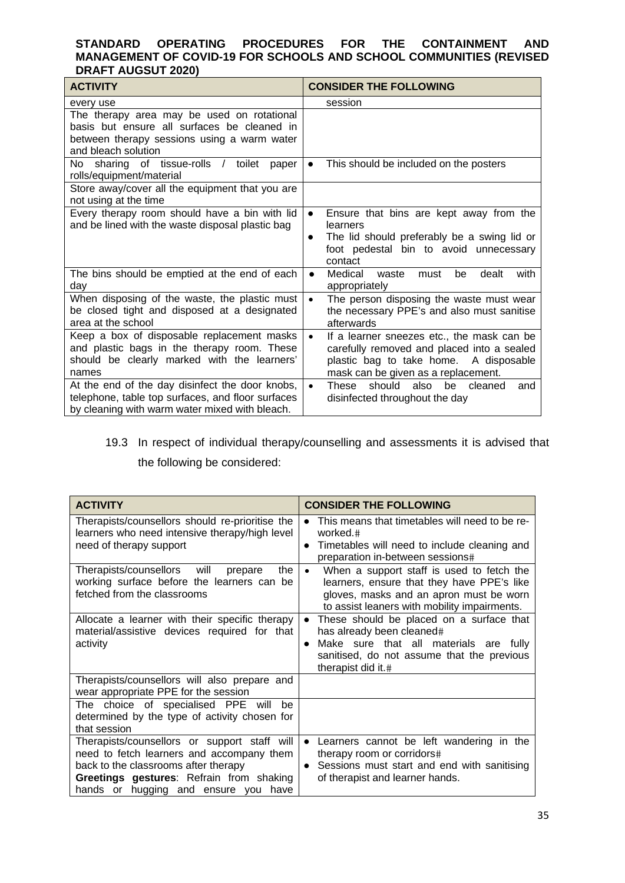| ACTIVITY | CONSIDER THE FOLLOWING |
|---|---|
| every use | session |
| The therapy area may be used on rotational basis but ensure all surfaces be cleaned in between therapy sessions using a warm water and bleach solution | |
| No sharing of tissue-rolls / toilet paper rolls/equipment/material | • This should be included on the posters |
| Store away/cover all the equipment that you are not using at the time | |
| Every therapy room should have a bin with lid and be lined with the waste disposal plastic bag | • Ensure that bins are kept away from the learners<br>• The lid should preferably be a swing lid or foot pedestal bin to avoid unnecessary contact |
| The bins should be emptied at the end of each day | • Medical waste must be dealt with appropriately |
| When disposing of the waste, the plastic must be closed tight and disposed at a designated area at the school | • The person disposing the waste must wear the necessary PPE's and also must sanitise afterwards |
| Keep a box of disposable replacement masks and plastic bags in the therapy room. These should be clearly marked with the learners' names | • If a learner sneezes etc., the mask can be carefully removed and placed into a sealed plastic bag to take home. A disposable mask can be given as a replacement. |
| At the end of the day disinfect the door knobs, telephone, table top surfaces, and floor surfaces by cleaning with warm water mixed with bleach. | • These should also be cleaned and disinfected throughout the day |

19.3 In respect of individual therapy/counselling and assessments it is advised that the following be considered:

| ACTIVITY | CONSIDER THE FOLLOWING |
|---|---|
| Therapists/counsellors should re-prioritise the learners who need intensive therapy/high level need of therapy support | • This means that timetables will need to be re-worked.<br>• Timetables will need to include cleaning and preparation in-between sessions |
| Therapists/counsellors will prepare the working surface before the learners can be fetched from the classrooms | • When a support staff is used to fetch the learners, ensure that they have PPE's like gloves, masks and an apron must be worn to assist leaners with mobility impairments. |
| Allocate a learner with their specific therapy material/assistive devices required for that activity | • These should be placed on a surface that has already been cleaned<br>• Make sure that all materials are fully sanitised, do not assume that the previous therapist did it. |
| Therapists/counsellors will also prepare and wear appropriate PPE for the session | |
| The choice of specialised PPE will be determined by the type of activity chosen for that session | |
| Therapists/counsellors or support staff will need to fetch learners and accompany them back to the classrooms after therapy<br>**Greetings gestures**: Refrain from shaking hands or hugging and ensure you have | • Learners cannot be left wandering in the therapy room or corridors<br>• Sessions must start and end with sanitising of therapist and learner hands. |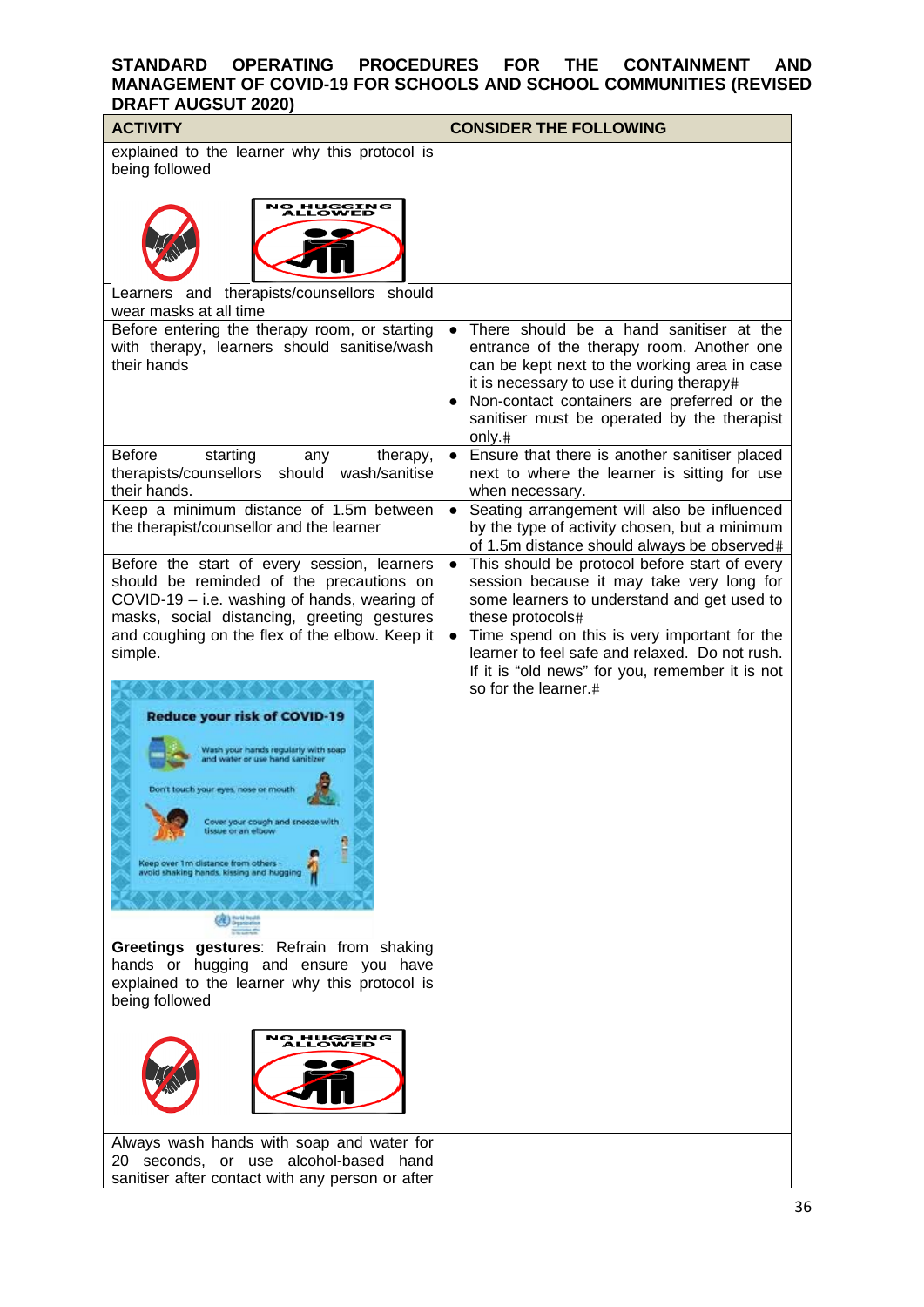**STANDARD OPERATING PROCEDURES FOR THE CONTAINMENT AND MANAGEMENT OF COVID-19 FOR SCHOOLS AND SCHOOL COMMUNITIES (REVISED DRAFT AUGSUT 2020)**

| ACTIVITY | CONSIDER THE FOLLOWING |
|---|---|
| explained to the learner why this protocol is being followed | |
| Learners and therapists/counsellors should wear masks at all time | |
| Before entering the therapy room, or starting with therapy, learners should sanitise/wash their hands | • There should be a hand sanitiser at the entrance of the therapy room. Another one can be kept next to the working area in case it is necessary to use it during therapy# <br> • Non-contact containers are preferred or the sanitiser must be operated by the therapist only.# |
| Before starting any therapy, therapists/counsellors should wash/sanitise their hands. | • Ensure that there is another sanitiser placed next to where the learner is sitting for use when necessary. |
| Keep a minimum distance of 1.5m between the therapist/counsellor and the learner | • Seating arrangement will also be influenced by the type of activity chosen, but a minimum of 1.5m distance should always be observed# |
| Before the start of every session, learners should be reminded of the precautions on COVID-19 – i.e. washing of hands, wearing of masks, social distancing, greeting gestures and coughing on the flex of the elbow. Keep it simple. <br><br> **Greetings gestures**: Refrain from shaking hands or hugging and ensure you have explained to the learner why this protocol is being followed | • This should be protocol before start of every session because it may take very long for some learners to understand and get used to these protocols# <br> • Time spend on this is very important for the learner to feel safe and relaxed. Do not rush. If it is "old news" for you, remember it is not so for the learner.# |
| Always wash hands with soap and water for 20 seconds, or use alcohol-based hand sanitiser after contact with any person or after | |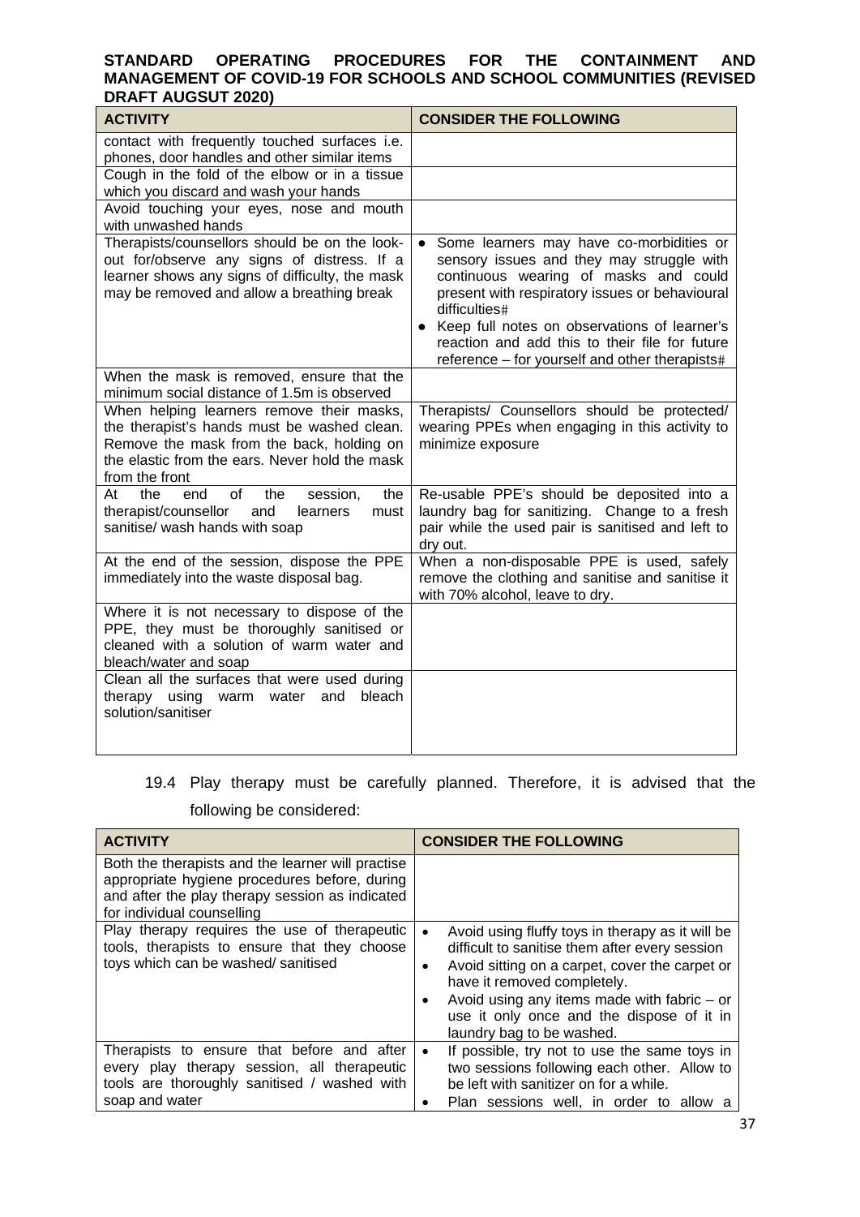| ACTIVITY | CONSIDER THE FOLLOWING |
| --- | --- |
| contact with frequently touched surfaces i.e. phones, door handles and other similar items | |
| Cough in the fold of the elbow or in a tissue which you discard and wash your hands | |
| Avoid touching your eyes, nose and mouth with unwashed hands | |
| Therapists/counsellors should be on the look-out for/observe any signs of distress. If a learner shows any signs of difficulty, the mask may be removed and allow a breathing break | • Some learners may have co-morbidities or sensory issues and they may struggle with continuous wearing of masks and could present with respiratory issues or behavioural difficulties# <br> • Keep full notes on observations of learner's reaction and add this to their file for future reference – for yourself and other therapists# |
| When the mask is removed, ensure that the minimum social distance of 1.5m is observed | |
| When helping learners remove their masks, the therapist's hands must be washed clean. Remove the mask from the back, holding on the elastic from the ears. Never hold the mask from the front | Therapists/ Counsellors should be protected/ wearing PPEs when engaging in this activity to minimize exposure |
| At the end of the session, the therapist/counsellor and learners must sanitise/ wash hands with soap | Re-usable PPE's should be deposited into a laundry bag for sanitizing. Change to a fresh pair while the used pair is sanitised and left to dry out. |
| At the end of the session, dispose the PPE immediately into the waste disposal bag. | When a non-disposable PPE is used, safely remove the clothing and sanitise and sanitise it with 70% alcohol, leave to dry. |
| Where it is not necessary to dispose of the PPE, they must be thoroughly sanitised or cleaned with a solution of warm water and bleach/water and soap | |
| Clean all the surfaces that were used during therapy using warm water and bleach solution/sanitiser | |

19.4 Play therapy must be carefully planned. Therefore, it is advised that the following be considered:

| ACTIVITY | CONSIDER THE FOLLOWING |
| --- | --- |
| Both the therapists and the learner will practise appropriate hygiene procedures before, during and after the play therapy session as indicated for individual counselling | |
| Play therapy requires the use of therapeutic tools, therapists to ensure that they choose toys which can be washed/ sanitised | • Avoid using fluffy toys in therapy as it will be difficult to sanitise them after every session <br> • Avoid sitting on a carpet, cover the carpet or have it removed completely. <br> • Avoid using any items made with fabric – or use it only once and the dispose of it in laundry bag to be washed. |
| Therapists to ensure that before and after every play therapy session, all therapeutic tools are thoroughly sanitised / washed with soap and water | • If possible, try not to use the same toys in two sessions following each other. Allow to be left with sanitizer on for a while. <br> • Plan sessions well, in order to allow a |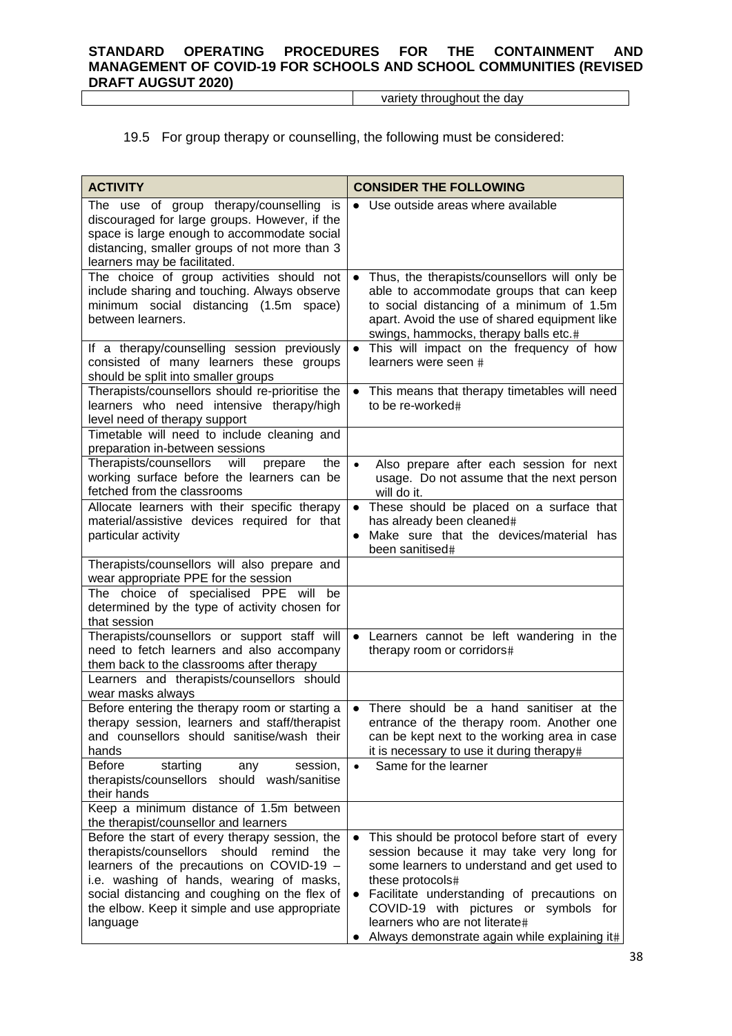| | variety throughout the day |
|---|---|

19.5 For group therapy or counselling, the following must be considered:

| ACTIVITY | CONSIDER THE FOLLOWING |
|---|---|
| The use of group therapy/counselling is discouraged for large groups. However, if the space is large enough to accommodate social distancing, smaller groups of not more than 3 learners may be facilitated. | • Use outside areas where available |
| The choice of group activities should not include sharing and touching. Always observe minimum social distancing (1.5m space) between learners. | • Thus, the therapists/counsellors will only be able to accommodate groups that can keep to social distancing of a minimum of 1.5m apart. Avoid the use of shared equipment like swings, hammocks, therapy balls etc.# |
| If a therapy/counselling session previously consisted of many learners these groups should be split into smaller groups | • This will impact on the frequency of how learners were seen # |
| Therapists/counsellors should re-prioritise the learners who need intensive therapy/high level need of therapy support | • This means that therapy timetables will need to be re-worked# |
| Timetable will need to include cleaning and preparation in-between sessions | |
| Therapists/counsellors will prepare the working surface before the learners can be fetched from the classrooms | • Also prepare after each session for next usage. Do not assume that the next person will do it. |
| Allocate learners with their specific therapy material/assistive devices required for that particular activity | • These should be placed on a surface that has already been cleaned#<br>• Make sure that the devices/material has been sanitised# |
| Therapists/counsellors will also prepare and wear appropriate PPE for the session | |
| The choice of specialised PPE will be determined by the type of activity chosen for that session | |
| Therapists/counsellors or support staff will need to fetch learners and also accompany them back to the classrooms after therapy | • Learners cannot be left wandering in the therapy room or corridors# |
| Learners and therapists/counsellors should wear masks always | |
| Before entering the therapy room or starting a therapy session, learners and staff/therapist and counsellors should sanitise/wash their hands | • There should be a hand sanitiser at the entrance of the therapy room. Another one can be kept next to the working area in case it is necessary to use it during therapy# |
| Before starting any session, therapists/counsellors should wash/sanitise their hands | • Same for the learner |
| Keep a minimum distance of 1.5m between the therapist/counsellor and learners | |
| Before the start of every therapy session, the therapists/counsellors should remind the learners of the precautions on COVID-19 – i.e. washing of hands, wearing of masks, social distancing and coughing on the flex of the elbow. Keep it simple and use appropriate language | • This should be protocol before start of every session because it may take very long for some learners to understand and get used to these protocols#<br>• Facilitate understanding of precautions on COVID-19 with pictures or symbols for learners who are not literate#<br>• Always demonstrate again while explaining it# |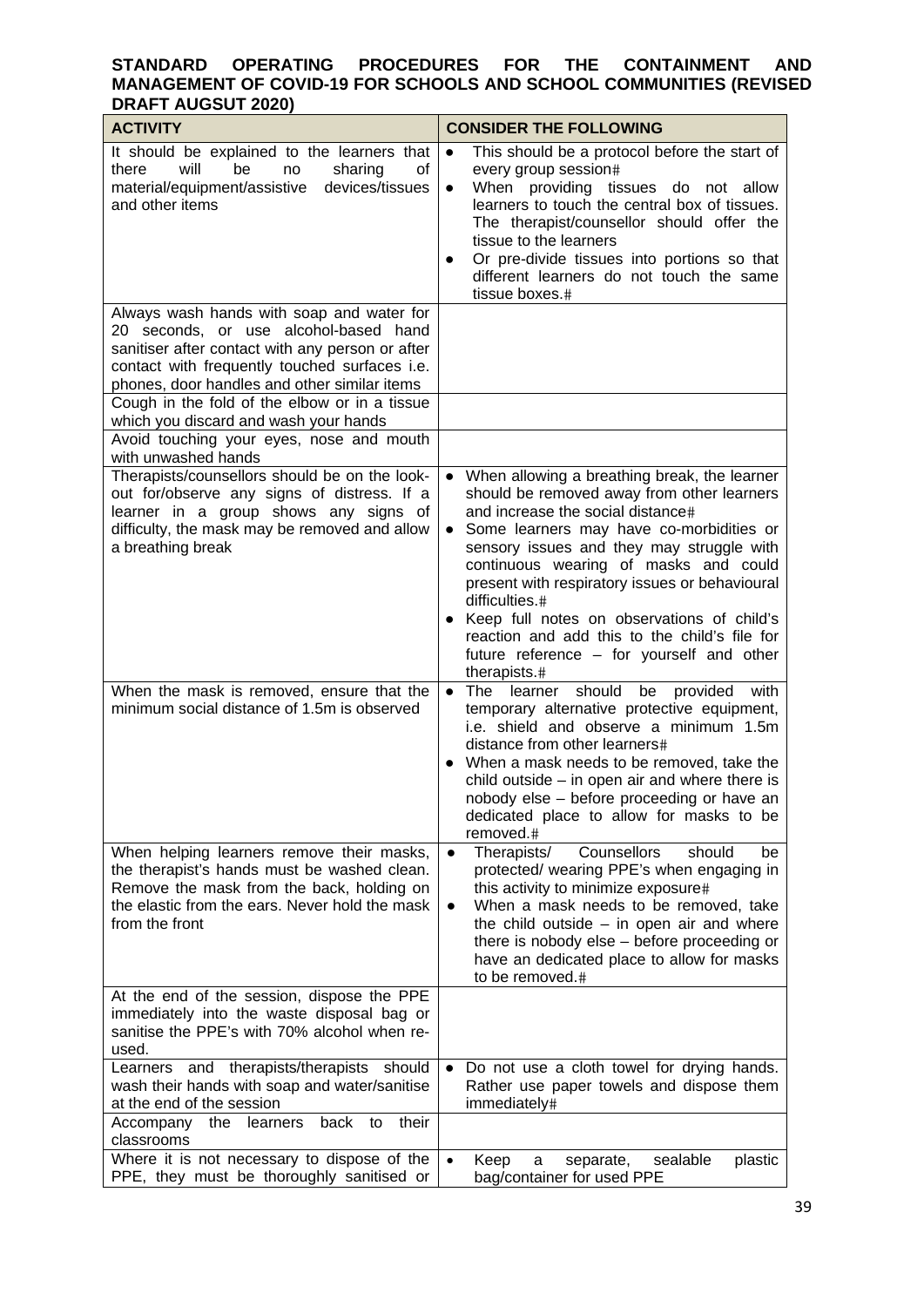**STANDARD OPERATING PROCEDURES FOR THE CONTAINMENT AND MANAGEMENT OF COVID-19 FOR SCHOOLS AND SCHOOL COMMUNITIES (REVISED DRAFT AUGSUT 2020)**

| ACTIVITY | CONSIDER THE FOLLOWING |
|---|---|
| It should be explained to the learners that there will be no sharing of material/equipment/assistive devices/tissues and other items | • This should be a protocol before the start of every group session# <br> • When providing tissues do not allow learners to touch the central box of tissues. The therapist/counsellor should offer the tissue to the learners <br> • Or pre-divide tissues into portions so that different learners do not touch the same tissue boxes.# |
| Always wash hands with soap and water for 20 seconds, or use alcohol-based hand sanitiser after contact with any person or after contact with frequently touched surfaces i.e. phones, door handles and other similar items | |
| Cough in the fold of the elbow or in a tissue which you discard and wash your hands | |
| Avoid touching your eyes, nose and mouth with unwashed hands | |
| Therapists/counsellors should be on the look-out for/observe any signs of distress. If a learner in a group shows any signs of difficulty, the mask may be removed and allow a breathing break | • When allowing a breathing break, the learner should be removed away from other learners and increase the social distance# <br> • Some learners may have co-morbidities or sensory issues and they may struggle with continuous wearing of masks and could present with respiratory issues or behavioural difficulties.# <br> • Keep full notes on observations of child's reaction and add this to the child's file for future reference – for yourself and other therapists.# |
| When the mask is removed, ensure that the minimum social distance of 1.5m is observed | • The learner should be provided with temporary alternative protective equipment, i.e. shield and observe a minimum 1.5m distance from other learners# <br> • When a mask needs to be removed, take the child outside – in open air and where there is nobody else – before proceeding or have an dedicated place to allow for masks to be removed.# |
| When helping learners remove their masks, the therapist's hands must be washed clean. Remove the mask from the back, holding on the elastic from the ears. Never hold the mask from the front | • Therapists/ Counsellors should be protected/ wearing PPE's when engaging in this activity to minimize exposure# <br> • When a mask needs to be removed, take the child outside – in open air and where there is nobody else – before proceeding or have an dedicated place to allow for masks to be removed.# |
| At the end of the session, dispose the PPE immediately into the waste disposal bag or sanitise the PPE's with 70% alcohol when re-used. | |
| Learners and therapists/therapists should wash their hands with soap and water/sanitise at the end of the session | • Do not use a cloth towel for drying hands. Rather use paper towels and dispose them immediately# |
| Accompany the learners back to their classrooms | |
| Where it is not necessary to dispose of the PPE, they must be thoroughly sanitised or | • Keep a separate, sealable plastic bag/container for used PPE |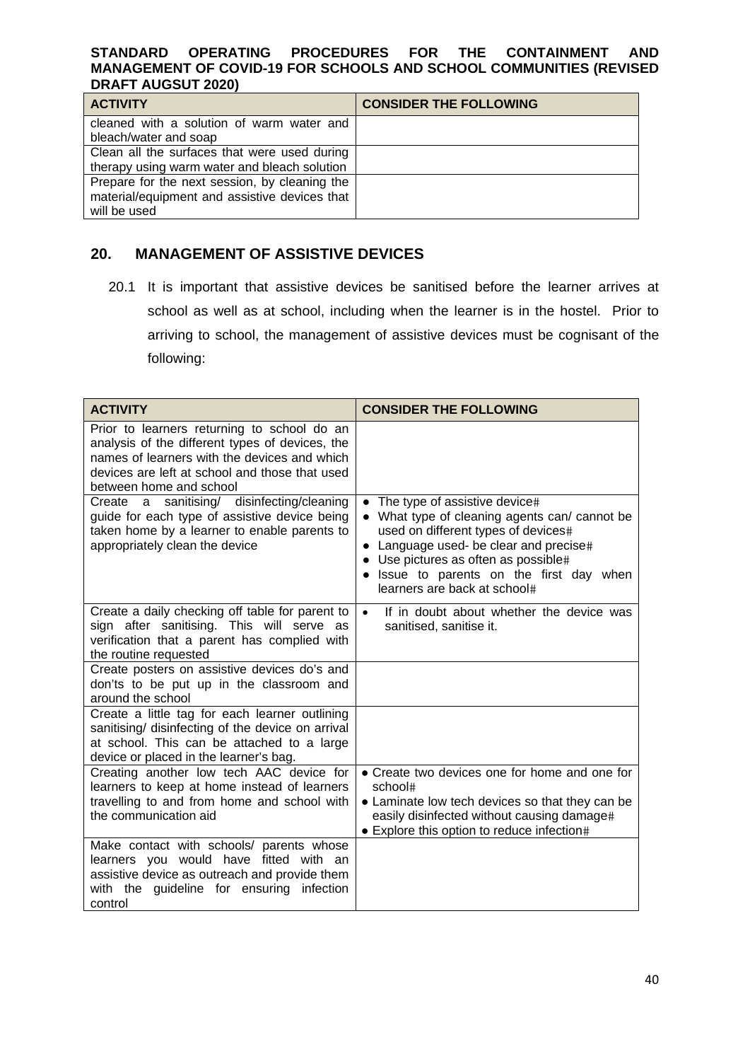| ACTIVITY | CONSIDER THE FOLLOWING |
|---|---|
| cleaned with a solution of warm water and bleach/water and soap | |
| Clean all the surfaces that were used during therapy using warm water and bleach solution | |
| Prepare for the next session, by cleaning the material/equipment and assistive devices that will be used | |

## 20. MANAGEMENT OF ASSISTIVE DEVICES

20.1 It is important that assistive devices be sanitised before the learner arrives at school as well as at school, including when the learner is in the hostel. Prior to arriving to school, the management of assistive devices must be cognisant of the following:

| ACTIVITY | CONSIDER THE FOLLOWING |
|---|---|
| Prior to learners returning to school do an analysis of the different types of devices, the names of learners with the devices and which devices are left at school and those that used between home and school | |
| Create a sanitising/ disinfecting/cleaning guide for each type of assistive device being taken home by a learner to enable parents to appropriately clean the device | • The type of assistive device<br>• What type of cleaning agents can/ cannot be used on different types of devices<br>• Language used- be clear and precise<br>• Use pictures as often as possible<br>• Issue to parents on the first day when learners are back at school |
| Create a daily checking off table for parent to sign after sanitising. This will serve as verification that a parent has complied with the routine requested | • If in doubt about whether the device was sanitised, sanitise it. |
| Create posters on assistive devices do's and don'ts to be put up in the classroom and around the school | |
| Create a little tag for each learner outlining sanitising/ disinfecting of the device on arrival at school. This can be attached to a large device or placed in the learner's bag. | |
| Creating another low tech AAC device for learners to keep at home instead of learners travelling to and from home and school with the communication aid | • Create two devices one for home and one for school<br>• Laminate low tech devices so that they can be easily disinfected without causing damage<br>• Explore this option to reduce infection |
| Make contact with schools/ parents whose learners you would have fitted with an assistive device as outreach and provide them with the guideline for ensuring infection control | |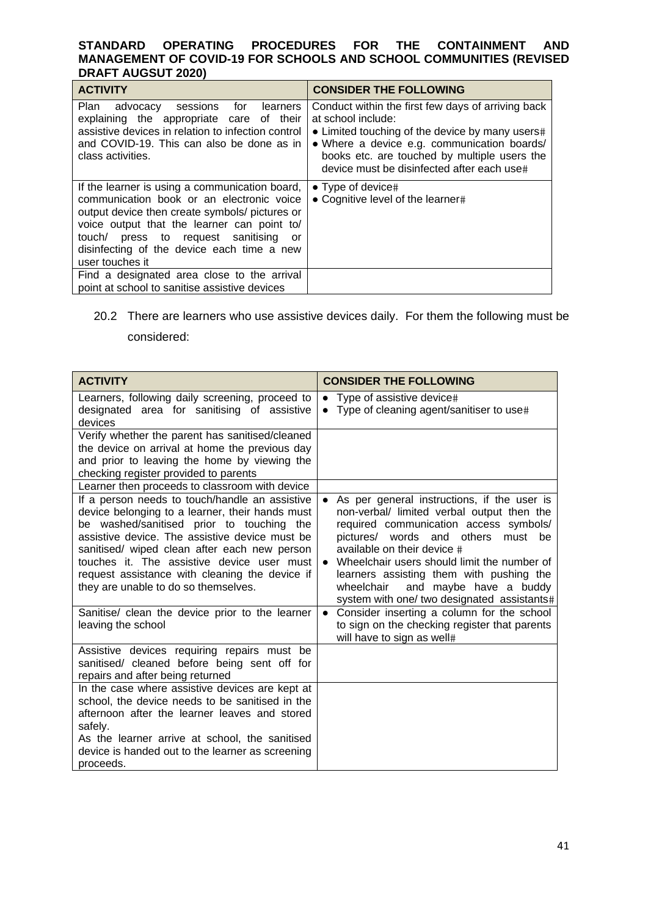| ACTIVITY | CONSIDER THE FOLLOWING |
|---|---|
| Plan advocacy sessions for learners explaining the appropriate care of their assistive devices in relation to infection control and COVID-19. This can also be done as in class activities. | Conduct within the first few days of arriving back at school include: <br>• Limited touching of the device by many users# <br>• Where a device e.g. communication boards/ books etc. are touched by multiple users the device must be disinfected after each use# |
| If the learner is using a communication board, communication book or an electronic voice output device then create symbols/ pictures or voice output that the learner can point to/ touch/ press to request sanitising or disinfecting of the device each time a new user touches it | • Type of device# <br>• Cognitive level of the learner# |
| Find a designated area close to the arrival point at school to sanitise assistive devices | |

20.2 There are learners who use assistive devices daily. For them the following must be considered:

| ACTIVITY | CONSIDER THE FOLLOWING |
|---|---|
| Learners, following daily screening, proceed to designated area for sanitising of assistive devices | • Type of assistive device# <br>• Type of cleaning agent/sanitiser to use# |
| Verify whether the parent has sanitised/cleaned the device on arrival at home the previous day and prior to leaving the home by viewing the checking register provided to parents | |
| Learner then proceeds to classroom with device | |
| If a person needs to touch/handle an assistive device belonging to a learner, their hands must be washed/sanitised prior to touching the assistive device. The assistive device must be sanitised/ wiped clean after each new person touches it. The assistive device user must request assistance with cleaning the device if they are unable to do so themselves. | • As per general instructions, if the user is non-verbal/ limited verbal output then the required communication access symbols/ pictures/ words and others must be available on their device # <br>• Wheelchair users should limit the number of learners assisting them with pushing the wheelchair and maybe have a buddy system with one/ two designated assistants# |
| Sanitise/ clean the device prior to the learner leaving the school | • Consider inserting a column for the school to sign on the checking register that parents will have to sign as well# |
| Assistive devices requiring repairs must be sanitised/ cleaned before being sent off for repairs and after being returned | |
| In the case where assistive devices are kept at school, the device needs to be sanitised in the afternoon after the learner leaves and stored safely. <br>As the learner arrive at school, the sanitised device is handed out to the learner as screening proceeds. | |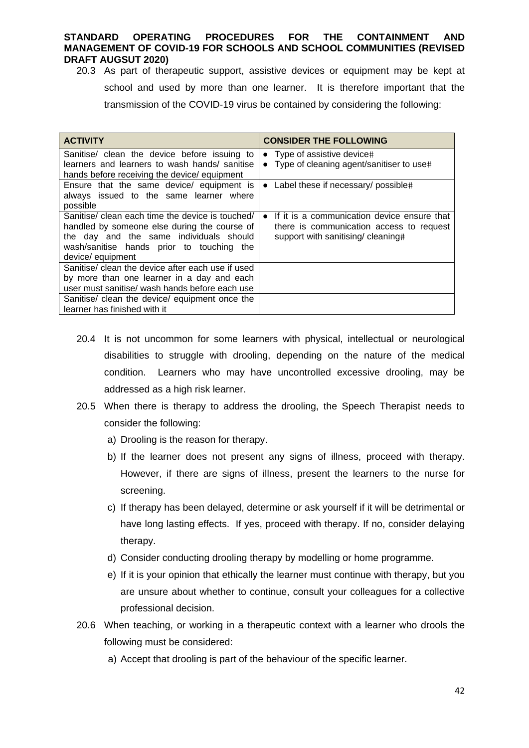20.3 As part of therapeutic support, assistive devices or equipment may be kept at school and used by more than one learner. It is therefore important that the transmission of the COVID-19 virus be contained by considering the following:

| ACTIVITY | CONSIDER THE FOLLOWING |
|---|---|
| Sanitise/ clean the device before issuing to learners and learners to wash hands/ sanitise hands before receiving the device/ equipment | • Type of assistive device<br>• Type of cleaning agent/sanitiser to use |
| Ensure that the same device/ equipment is always issued to the same learner where possible | • Label these if necessary/ possible |
| Sanitise/ clean each time the device is touched/ handled by someone else during the course of the day and the same individuals should wash/sanitise hands prior to touching the device/ equipment | • If it is a communication device ensure that there is communication access to request support with sanitising/ cleaning |
| Sanitise/ clean the device after each use if used by more than one learner in a day and each user must sanitise/ wash hands before each use | |
| Sanitise/ clean the device/ equipment once the learner has finished with it | |

20.4 It is not uncommon for some learners with physical, intellectual or neurological disabilities to struggle with drooling, depending on the nature of the medical condition. Learners who may have uncontrolled excessive drooling, may be addressed as a high risk learner.

20.5 When there is therapy to address the drooling, the Speech Therapist needs to consider the following:

a) Drooling is the reason for therapy.

b) If the learner does not present any signs of illness, proceed with therapy. However, if there are signs of illness, present the learners to the nurse for screening.

c) If therapy has been delayed, determine or ask yourself if it will be detrimental or have long lasting effects. If yes, proceed with therapy. If no, consider delaying therapy.

d) Consider conducting drooling therapy by modelling or home programme.

e) If it is your opinion that ethically the learner must continue with therapy, but you are unsure about whether to continue, consult your colleagues for a collective professional decision.

20.6 When teaching, or working in a therapeutic context with a learner who drools the following must be considered:

a) Accept that drooling is part of the behaviour of the specific learner.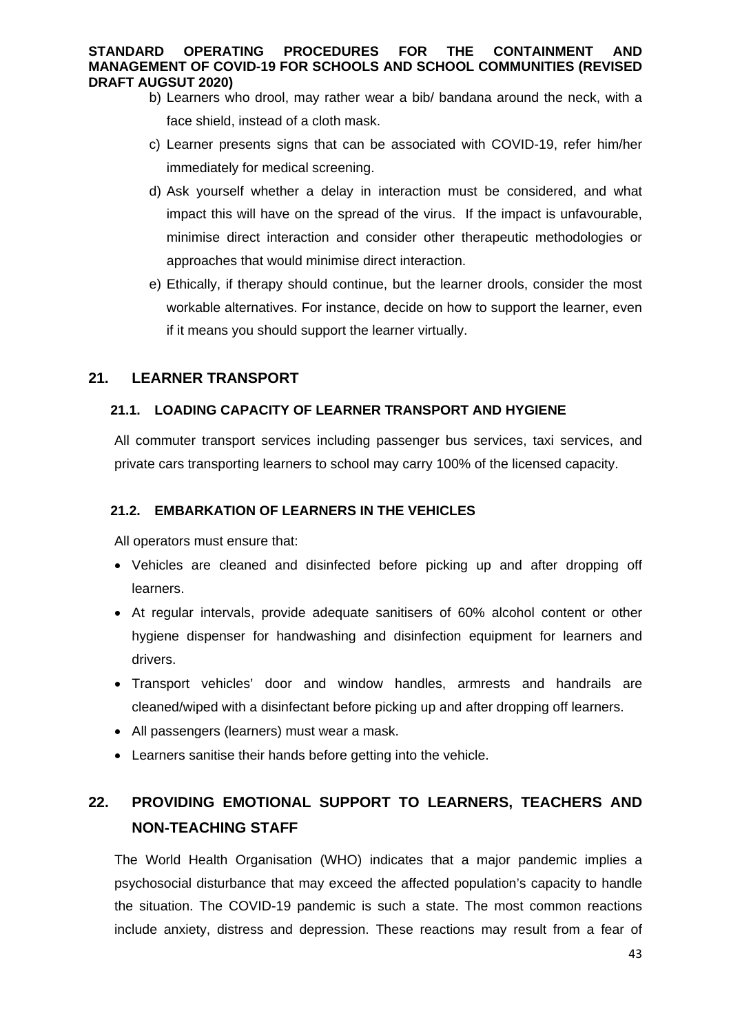b) Learners who drool, may rather wear a bib/ bandana around the neck, with a face shield, instead of a cloth mask.

c) Learner presents signs that can be associated with COVID-19, refer him/her immediately for medical screening.

d) Ask yourself whether a delay in interaction must be considered, and what impact this will have on the spread of the virus. If the impact is unfavourable, minimise direct interaction and consider other therapeutic methodologies or approaches that would minimise direct interaction.

e) Ethically, if therapy should continue, but the learner drools, consider the most workable alternatives. For instance, decide on how to support the learner, even if it means you should support the learner virtually.

## 21. LEARNER TRANSPORT

### 21.1. LOADING CAPACITY OF LEARNER TRANSPORT AND HYGIENE

All commuter transport services including passenger bus services, taxi services, and private cars transporting learners to school may carry 100% of the licensed capacity.

### 21.2. EMBARKATION OF LEARNERS IN THE VEHICLES

All operators must ensure that:

- Vehicles are cleaned and disinfected before picking up and after dropping off learners.
- At regular intervals, provide adequate sanitisers of 60% alcohol content or other hygiene dispenser for handwashing and disinfection equipment for learners and drivers.
- Transport vehicles' door and window handles, armrests and handrails are cleaned/wiped with a disinfectant before picking up and after dropping off learners.
- All passengers (learners) must wear a mask.
- Learners sanitise their hands before getting into the vehicle.

## 22. PROVIDING EMOTIONAL SUPPORT TO LEARNERS, TEACHERS AND NON-TEACHING STAFF

The World Health Organisation (WHO) indicates that a major pandemic implies a psychosocial disturbance that may exceed the affected population's capacity to handle the situation. The COVID-19 pandemic is such a state. The most common reactions include anxiety, distress and depression. These reactions may result from a fear of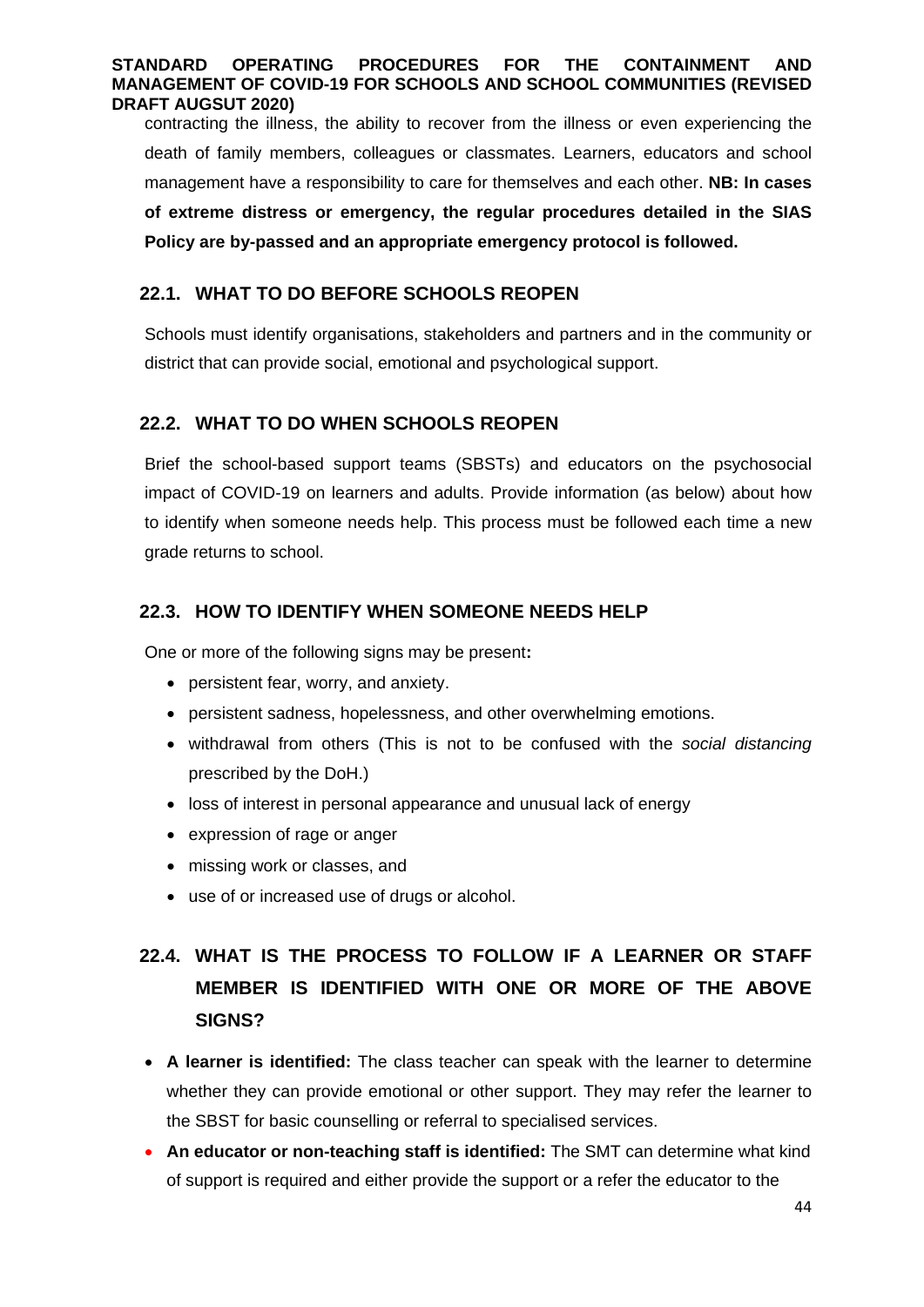contracting the illness, the ability to recover from the illness or even experiencing the death of family members, colleagues or classmates. Learners, educators and school management have a responsibility to care for themselves and each other. **NB: In cases of extreme distress or emergency, the regular procedures detailed in the SIAS Policy are by-passed and an appropriate emergency protocol is followed.**

## 22.1. WHAT TO DO BEFORE SCHOOLS REOPEN

Schools must identify organisations, stakeholders and partners and in the community or district that can provide social, emotional and psychological support.

## 22.2. WHAT TO DO WHEN SCHOOLS REOPEN

Brief the school-based support teams (SBSTs) and educators on the psychosocial impact of COVID-19 on learners and adults. Provide information (as below) about how to identify when someone needs help. This process must be followed each time a new grade returns to school.

## 22.3. HOW TO IDENTIFY WHEN SOMEONE NEEDS HELP

One or more of the following signs may be present**:**

- persistent fear, worry, and anxiety.
- persistent sadness, hopelessness, and other overwhelming emotions.
- withdrawal from others (This is not to be confused with the *social distancing* prescribed by the DoH.)
- loss of interest in personal appearance and unusual lack of energy
- expression of rage or anger
- missing work or classes, and
- use of or increased use of drugs or alcohol.

## 22.4. WHAT IS THE PROCESS TO FOLLOW IF A LEARNER OR STAFF MEMBER IS IDENTIFIED WITH ONE OR MORE OF THE ABOVE SIGNS?

- **A learner is identified:** The class teacher can speak with the learner to determine whether they can provide emotional or other support. They may refer the learner to the SBST for basic counselling or referral to specialised services.
- **An educator or non-teaching staff is identified:** The SMT can determine what kind of support is required and either provide the support or a refer the educator to the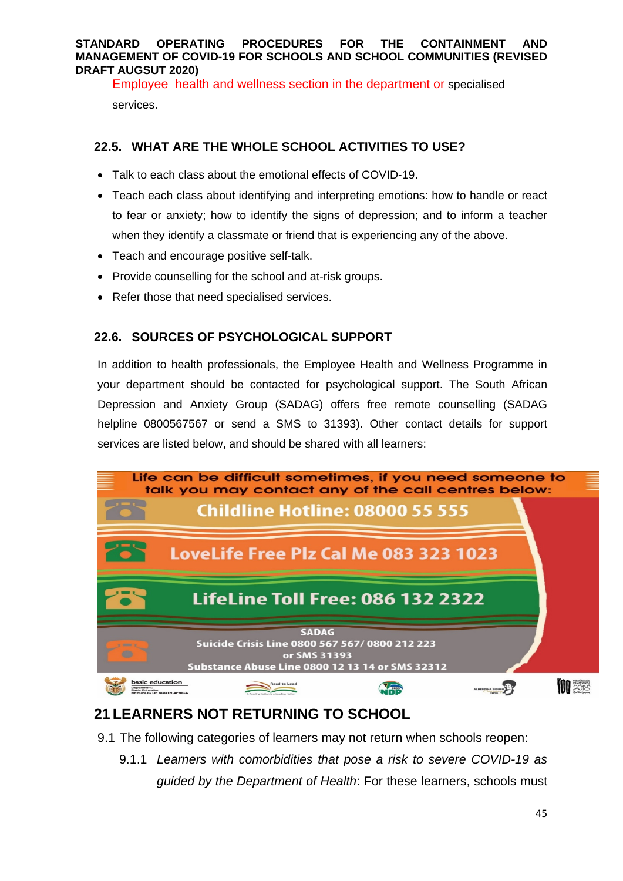Employee health and wellness section in the department or specialised services.

### 22.5. WHAT ARE THE WHOLE SCHOOL ACTIVITIES TO USE?

- Talk to each class about the emotional effects of COVID-19.
- Teach each class about identifying and interpreting emotions: how to handle or react to fear or anxiety; how to identify the signs of depression; and to inform a teacher when they identify a classmate or friend that is experiencing any of the above.
- Teach and encourage positive self-talk.
- Provide counselling for the school and at-risk groups.
- Refer those that need specialised services.

### 22.6. SOURCES OF PSYCHOLOGICAL SUPPORT

In addition to health professionals, the Employee Health and Wellness Programme in your department should be contacted for psychological support. The South African Depression and Anxiety Group (SADAG) offers free remote counselling (SADAG helpline 0800567567 or send a SMS to 31393). Other contact details for support services are listed below, and should be shared with all learners:

Life can be difficult sometimes, if you need someone to talk you may contact any of the call centres below:

Childline Hotline: 08000 55 555

LoveLife Free Plz Cal Me 083 323 1023

LifeLine Toll Free: 086 132 2322

SADAG
Suicide Crisis Line 0800 567 567/ 0800 212 223
or SMS 31393
Substance Abuse Line 0800 12 13 14 or SMS 32312

## 21 LEARNERS NOT RETURNING TO SCHOOL

9.1 The following categories of learners may not return when schools reopen:

9.1.1 *Learners with comorbidities that pose a risk to severe COVID-19 as guided by the Department of Health*: For these learners, schools must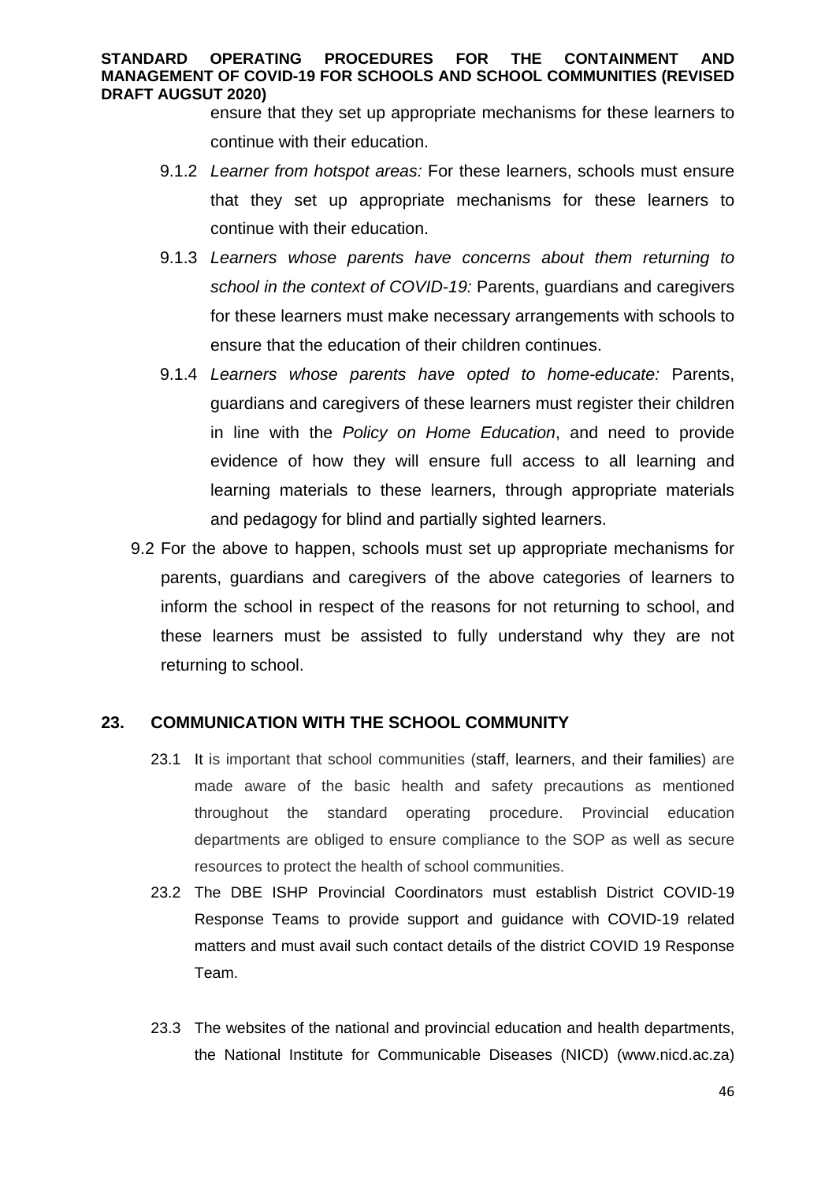ensure that they set up appropriate mechanisms for these learners to continue with their education.

9.1.2 *Learner from hotspot areas:* For these learners, schools must ensure that they set up appropriate mechanisms for these learners to continue with their education.

9.1.3 *Learners whose parents have concerns about them returning to school in the context of COVID-19:* Parents, guardians and caregivers for these learners must make necessary arrangements with schools to ensure that the education of their children continues.

9.1.4 *Learners whose parents have opted to home-educate:* Parents, guardians and caregivers of these learners must register their children in line with the *Policy on Home Education*, and need to provide evidence of how they will ensure full access to all learning and learning materials to these learners, through appropriate materials and pedagogy for blind and partially sighted learners.

9.2 For the above to happen, schools must set up appropriate mechanisms for parents, guardians and caregivers of the above categories of learners to inform the school in respect of the reasons for not returning to school, and these learners must be assisted to fully understand why they are not returning to school.

## 23. COMMUNICATION WITH THE SCHOOL COMMUNITY

23.1 It is important that school communities (staff, learners, and their families) are made aware of the basic health and safety precautions as mentioned throughout the standard operating procedure. Provincial education departments are obliged to ensure compliance to the SOP as well as secure resources to protect the health of school communities.

23.2 The DBE ISHP Provincial Coordinators must establish District COVID-19 Response Teams to provide support and guidance with COVID-19 related matters and must avail such contact details of the district COVID 19 Response Team.

23.3 The websites of the national and provincial education and health departments, the National Institute for Communicable Diseases (NICD) (www.nicd.ac.za)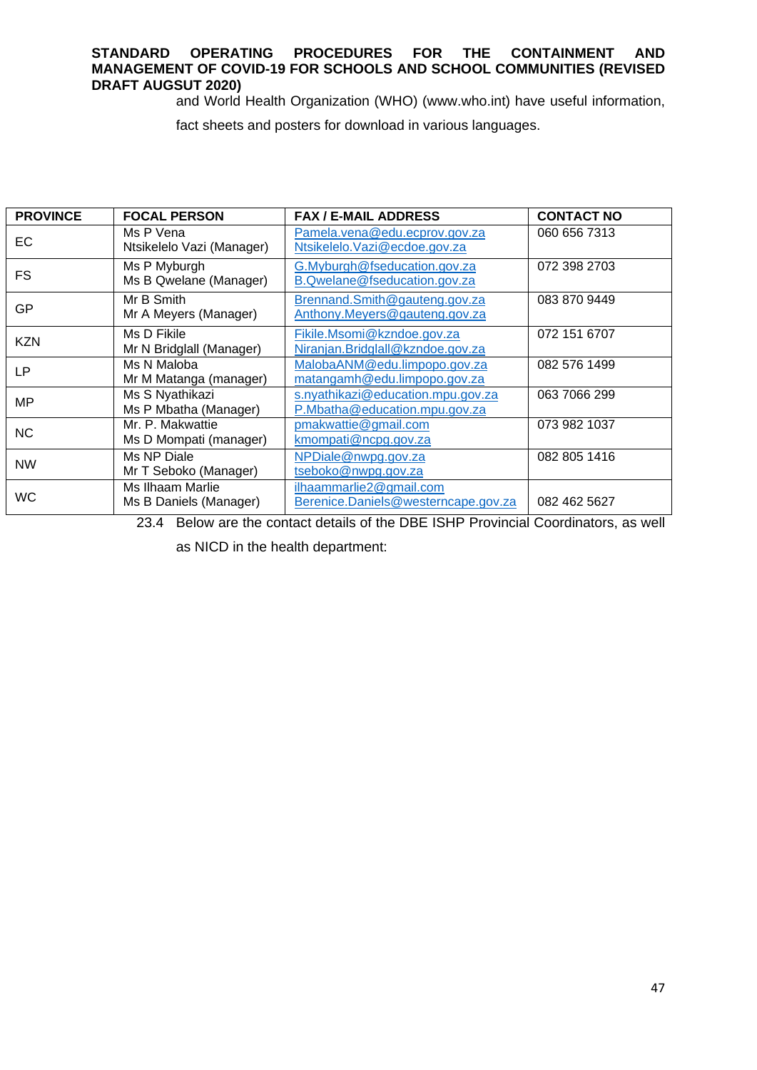and World Health Organization (WHO) (www.who.int) have useful information, fact sheets and posters for download in various languages.

| PROVINCE | FOCAL PERSON | FAX / E-MAIL ADDRESS | CONTACT NO |
|---|---|---|---|
| EC | Ms P Vena<br>Ntsikelelo Vazi (Manager) | Pamela.vena@edu.ecprov.gov.za<br>Ntsikelelo.Vazi@ecdoe.gov.za | 060 656 7313 |
| FS | Ms P Myburgh<br>Ms B Qwelane (Manager) | G.Myburgh@fseducation.gov.za<br>B.Qwelane@fseducation.gov.za | 072 398 2703 |
| GP | Mr B Smith<br>Mr A Meyers (Manager) | Brennand.Smith@gauteng.gov.za<br>Anthony.Meyers@gauteng.gov.za | 083 870 9449 |
| KZN | Ms D Fikile<br>Mr N Bridglall (Manager) | Fikile.Msomi@kzndoe.gov.za<br>Niranjan.Bridglall@kzndoe.gov.za | 072 151 6707 |
| LP | Ms N Maloba<br>Mr M Matanga (manager) | MalobaANM@edu.limpopo.gov.za<br>matangamh@edu.limpopo.gov.za | 082 576 1499 |
| MP | Ms S Nyathikazi<br>Ms P Mbatha (Manager) | s.nyathikazi@education.mpu.gov.za<br>P.Mbatha@education.mpu.gov.za | 063 7066 299 |
| NC | Mr. P. Makwattie<br>Ms D Mompati (manager) | pmakwattie@gmail.com<br>kmompati@ncpg.gov.za | 073 982 1037 |
| NW | Ms NP Diale<br>Mr T Seboko (Manager) | NPDiale@nwpg.gov.za<br>tseboko@nwpg.gov.za | 082 805 1416 |
| WC | Ms Ilhaam Marlie<br>Ms B Daniels (Manager) | ilhaammarlie2@gmail.com<br>Berenice.Daniels@westerncape.gov.za | 082 462 5627 |

23.4 Below are the contact details of the DBE ISHP Provincial Coordinators, as well as NICD in the health department: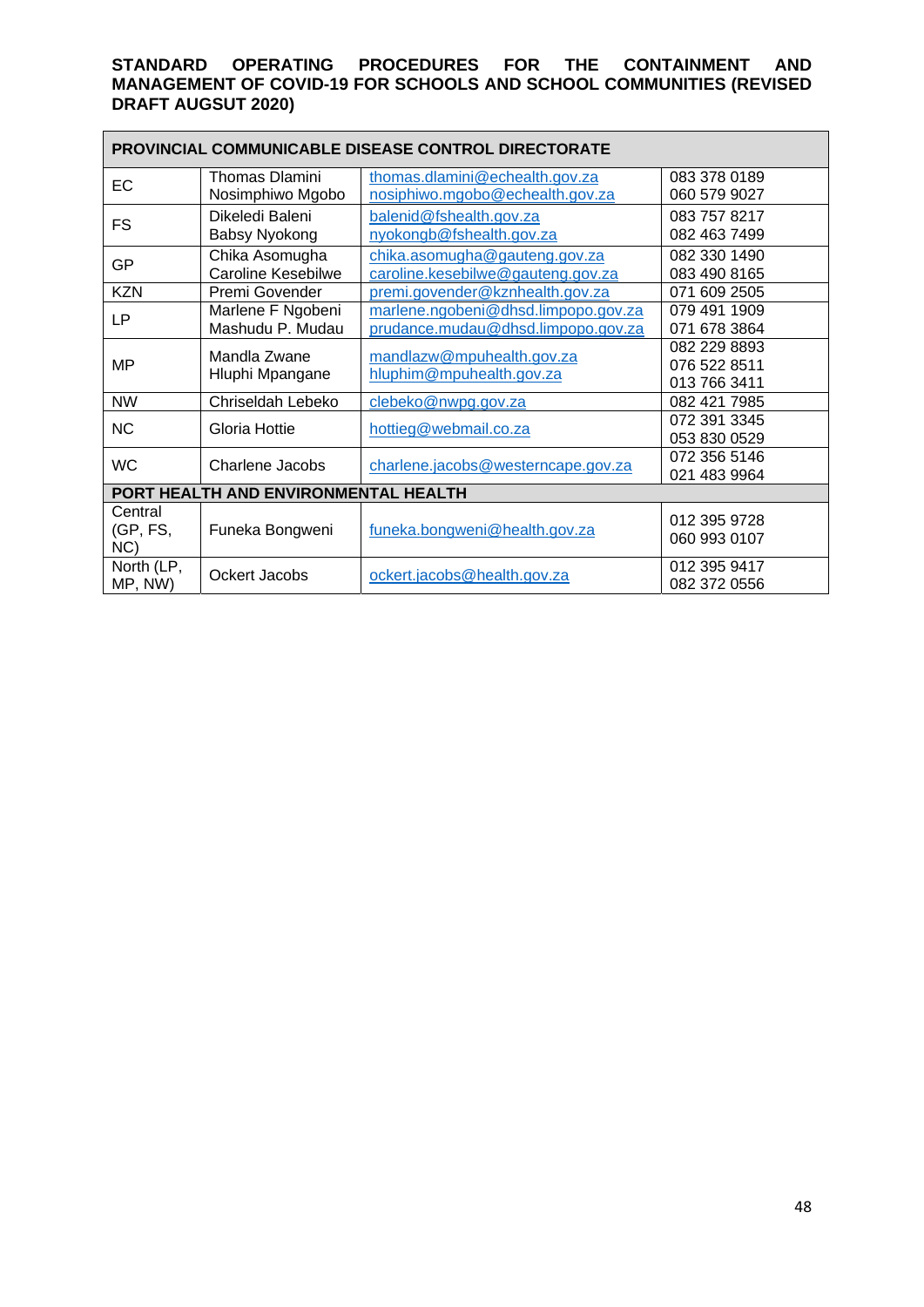**STANDARD OPERATING PROCEDURES FOR THE CONTAINMENT AND MANAGEMENT OF COVID-19 FOR SCHOOLS AND SCHOOL COMMUNITIES (REVISED DRAFT AUGSUT 2020)**

| PROVINCIAL COMMUNICABLE DISEASE CONTROL DIRECTORATE | | | |
|---|---|---|---|
| EC | Thomas Dlamini<br>Nosimphiwo Mgobo | thomas.dlamini@echealth.gov.za<br>nosiphiwo.mgobo@echealth.gov.za | 083 378 0189<br>060 579 9027 |
| FS | Dikeledi Baleni<br>Babsy Nyokong | balenid@fshealth.gov.za<br>nyokongb@fshealth.gov.za | 083 757 8217<br>082 463 7499 |
| GP | Chika Asomugha<br>Caroline Kesebilwe | chika.asomugha@gauteng.gov.za<br>caroline.kesebilwe@gauteng.gov.za | 082 330 1490<br>083 490 8165 |
| KZN | Premi Govender | premi.govender@kznhealth.gov.za | 071 609 2505 |
| LP | Marlene F Ngobeni<br>Mashudu P. Mudau | marlene.ngobeni@dhsd.limpopo.gov.za<br>prudance.mudau@dhsd.limpopo.gov.za | 079 491 1909<br>071 678 3864 |
| MP | Mandla Zwane<br>Hluphi Mpangane | mandlazw@mpuhealth.gov.za<br>hluphim@mpuhealth.gov.za | 082 229 8893<br>076 522 8511<br>013 766 3411 |
| NW | Chriseldah Lebeko | clebeko@nwpg.gov.za | 082 421 7985 |
| NC | Gloria Hottie | hottieg@webmail.co.za | 072 391 3345<br>053 830 0529 |
| WC | Charlene Jacobs | charlene.jacobs@westerncape.gov.za | 072 356 5146<br>021 483 9964 |
| **PORT HEALTH AND ENVIRONMENTAL HEALTH** | | | |
| Central (GP, FS, NC) | Funeka Bongweni | funeka.bongweni@health.gov.za | 012 395 9728<br>060 993 0107 |
| North (LP, MP, NW) | Ockert Jacobs | ockert.jacobs@health.gov.za | 012 395 9417<br>082 372 0556 |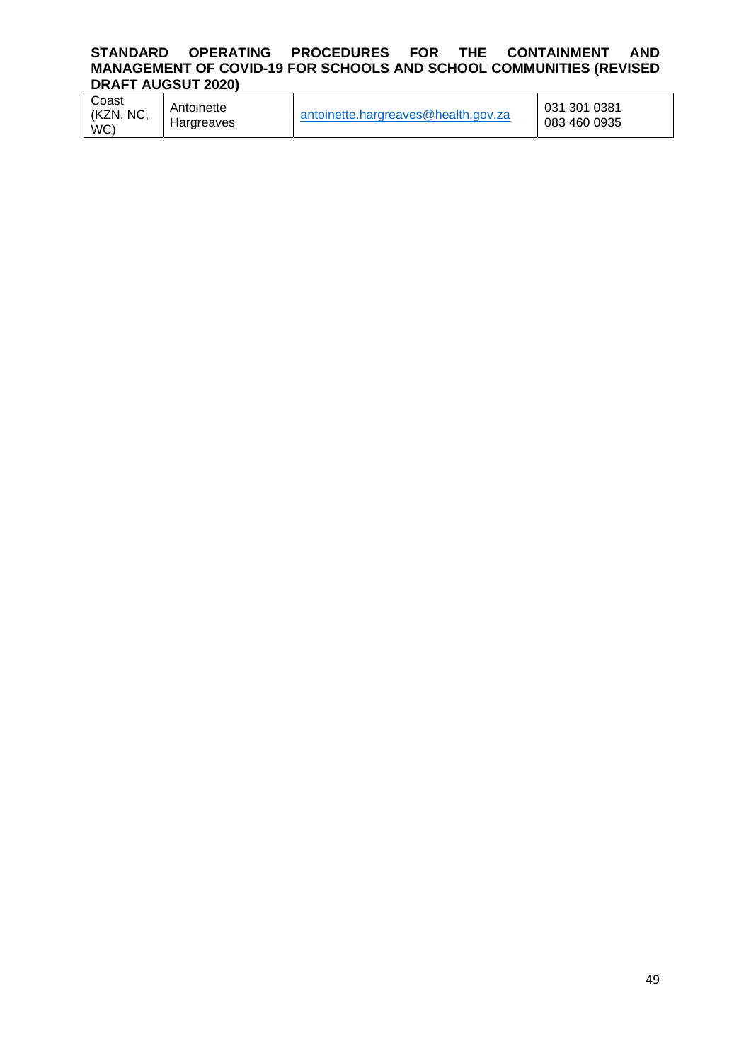| | | | |
|---|---|---|---|
| Coast (KZN, NC, WC) | Antoinette Hargreaves | antoinette.hargreaves@health.gov.za | 031 301 0381<br>083 460 0935 |